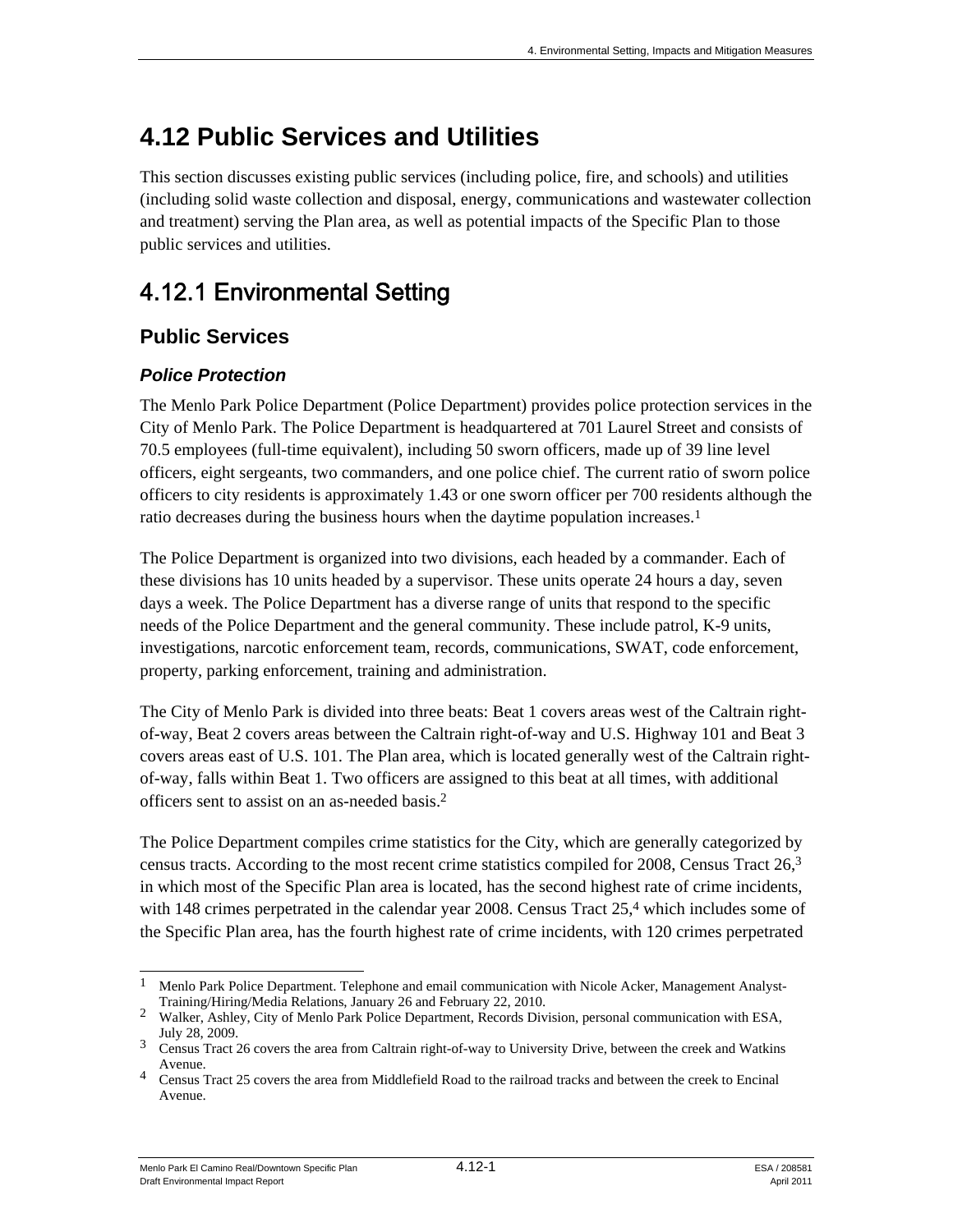# 4.12 Public Services and Utilities

This section discusses existing public services (including police, fire, and schools) and utilities (including solid waste collection and disposal, energy, communications and wastewater collection and treatment) serving the Plan area, as well as potential impacts of the Specific Plan to those public services and utilities.

## 4.12.1 Environmental Setting

### Public Services

#### *Police Protection*

The Menlo Park Police Department (Police Department) provides police protection services in the City of Menlo Park. The Police Department is headquartered at 701 Laurel Street and consists of 70.5 employees (full-time equivalent), including 50 sworn officers, made up of 39 line level officers, eight sergeants, two commanders, and one police chief. The current ratio of sworn police officers to city residents is approximately 1.43 or one sworn officer per 700 residents although the ratio decreases during the business hours when the daytime population increases.[1]

The Police Department is organized into two divisions, each headed by a commander. Each of these divisions has 10 units headed by a supervisor. These units operate 24 hours a day, seven days a week. The Police Department has a diverse range of units that respond to the specific needs of the Police Department and the general community. These include patrol, K-9 units, investigations, narcotic enforcement team, records, communications, SWAT, code enforcement, property, parking enforcement, training and administration.

The City of Menlo Park is divided into three beats: Beat 1 covers areas west of the Caltrain right-of-way, Beat 2 covers areas between the Caltrain right-of-way and U.S. Highway 101 and Beat 3 covers areas east of U.S. 101. The Plan area, which is located generally west of the Caltrain right-of-way, falls within Beat 1. Two officers are assigned to this beat at all times, with additional officers sent to assist on an as-needed basis.[2]

The Police Department compiles crime statistics for the City, which are generally categorized by census tracts. According to the most recent crime statistics compiled for 2008, Census Tract 26,[3] in which most of the Specific Plan area is located, has the second highest rate of crime incidents, with 148 crimes perpetrated in the calendar year 2008. Census Tract 25,[4] which includes some of the Specific Plan area, has the fourth highest rate of crime incidents, with 120 crimes perpetrated

---

1. Menlo Park Police Department. Telephone and email communication with Nicole Acker, Management Analyst-Training/Hiring/Media Relations, January 26 and February 22, 2010.
2. Walker, Ashley, City of Menlo Park Police Department, Records Division, personal communication with ESA, July 28, 2009.
3. Census Tract 26 covers the area from Caltrain right-of-way to University Drive, between the creek and Watkins Avenue.
4. Census Tract 25 covers the area from Middlefield Road to the railroad tracks and between the creek to Encinal Avenue.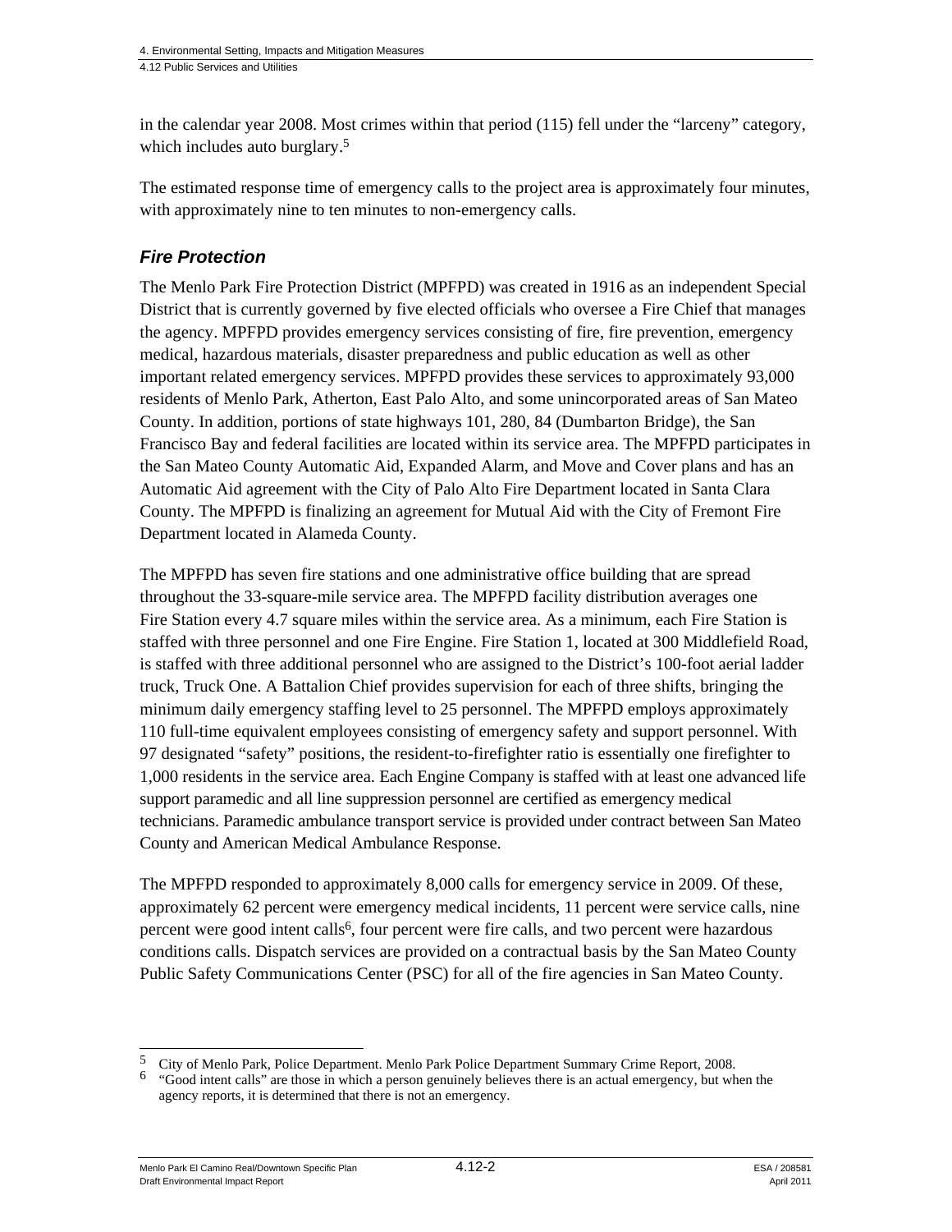in the calendar year 2008. Most crimes within that period (115) fell under the "larceny" category, which includes auto burglary.[5]

The estimated response time of emergency calls to the project area is approximately four minutes, with approximately nine to ten minutes to non-emergency calls.

### *Fire Protection*

The Menlo Park Fire Protection District (MPFPD) was created in 1916 as an independent Special District that is currently governed by five elected officials who oversee a Fire Chief that manages the agency. MPFPD provides emergency services consisting of fire, fire prevention, emergency medical, hazardous materials, disaster preparedness and public education as well as other important related emergency services. MPFPD provides these services to approximately 93,000 residents of Menlo Park, Atherton, East Palo Alto, and some unincorporated areas of San Mateo County. In addition, portions of state highways 101, 280, 84 (Dumbarton Bridge), the San Francisco Bay and federal facilities are located within its service area. The MPFPD participates in the San Mateo County Automatic Aid, Expanded Alarm, and Move and Cover plans and has an Automatic Aid agreement with the City of Palo Alto Fire Department located in Santa Clara County. The MPFPD is finalizing an agreement for Mutual Aid with the City of Fremont Fire Department located in Alameda County.

The MPFPD has seven fire stations and one administrative office building that are spread throughout the 33-square-mile service area. The MPFPD facility distribution averages one Fire Station every 4.7 square miles within the service area. As a minimum, each Fire Station is staffed with three personnel and one Fire Engine. Fire Station 1, located at 300 Middlefield Road, is staffed with three additional personnel who are assigned to the District's 100-foot aerial ladder truck, Truck One. A Battalion Chief provides supervision for each of three shifts, bringing the minimum daily emergency staffing level to 25 personnel. The MPFPD employs approximately 110 full-time equivalent employees consisting of emergency safety and support personnel. With 97 designated "safety" positions, the resident-to-firefighter ratio is essentially one firefighter to 1,000 residents in the service area. Each Engine Company is staffed with at least one advanced life support paramedic and all line suppression personnel are certified as emergency medical technicians. Paramedic ambulance transport service is provided under contract between San Mateo County and American Medical Ambulance Response.

The MPFPD responded to approximately 8,000 calls for emergency service in 2009. Of these, approximately 62 percent were emergency medical incidents, 11 percent were service calls, nine percent were good intent calls[6], four percent were fire calls, and two percent were hazardous conditions calls. Dispatch services are provided on a contractual basis by the San Mateo County Public Safety Communications Center (PSC) for all of the fire agencies in San Mateo County.

---

[5] City of Menlo Park, Police Department. Menlo Park Police Department Summary Crime Report, 2008.

[6] "Good intent calls" are those in which a person genuinely believes there is an actual emergency, but when the agency reports, it is determined that there is not an emergency.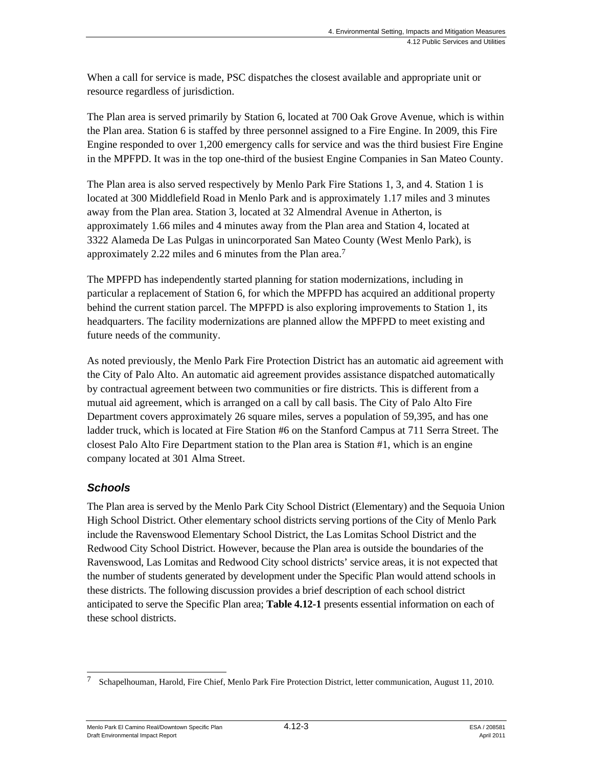When a call for service is made, PSC dispatches the closest available and appropriate unit or resource regardless of jurisdiction.

The Plan area is served primarily by Station 6, located at 700 Oak Grove Avenue, which is within the Plan area. Station 6 is staffed by three personnel assigned to a Fire Engine. In 2009, this Fire Engine responded to over 1,200 emergency calls for service and was the third busiest Fire Engine in the MPFPD. It was in the top one-third of the busiest Engine Companies in San Mateo County.

The Plan area is also served respectively by Menlo Park Fire Stations 1, 3, and 4. Station 1 is located at 300 Middlefield Road in Menlo Park and is approximately 1.17 miles and 3 minutes away from the Plan area. Station 3, located at 32 Almendral Avenue in Atherton, is approximately 1.66 miles and 4 minutes away from the Plan area and Station 4, located at 3322 Alameda De Las Pulgas in unincorporated San Mateo County (West Menlo Park), is approximately 2.22 miles and 6 minutes from the Plan area.[7]

The MPFPD has independently started planning for station modernizations, including in particular a replacement of Station 6, for which the MPFPD has acquired an additional property behind the current station parcel. The MPFPD is also exploring improvements to Station 1, its headquarters. The facility modernizations are planned allow the MPFPD to meet existing and future needs of the community.

As noted previously, the Menlo Park Fire Protection District has an automatic aid agreement with the City of Palo Alto. An automatic aid agreement provides assistance dispatched automatically by contractual agreement between two communities or fire districts. This is different from a mutual aid agreement, which is arranged on a call by call basis. The City of Palo Alto Fire Department covers approximately 26 square miles, serves a population of 59,395, and has one ladder truck, which is located at Fire Station #6 on the Stanford Campus at 711 Serra Street. The closest Palo Alto Fire Department station to the Plan area is Station #1, which is an engine company located at 301 Alma Street.

### *Schools*

The Plan area is served by the Menlo Park City School District (Elementary) and the Sequoia Union High School District. Other elementary school districts serving portions of the City of Menlo Park include the Ravenswood Elementary School District, the Las Lomitas School District and the Redwood City School District. However, because the Plan area is outside the boundaries of the Ravenswood, Las Lomitas and Redwood City school districts' service areas, it is not expected that the number of students generated by development under the Specific Plan would attend schools in these districts. The following discussion provides a brief description of each school district anticipated to serve the Specific Plan area; **Table 4.12-1** presents essential information on each of these school districts.

---

[7] Schapelhouman, Harold, Fire Chief, Menlo Park Fire Protection District, letter communication, August 11, 2010.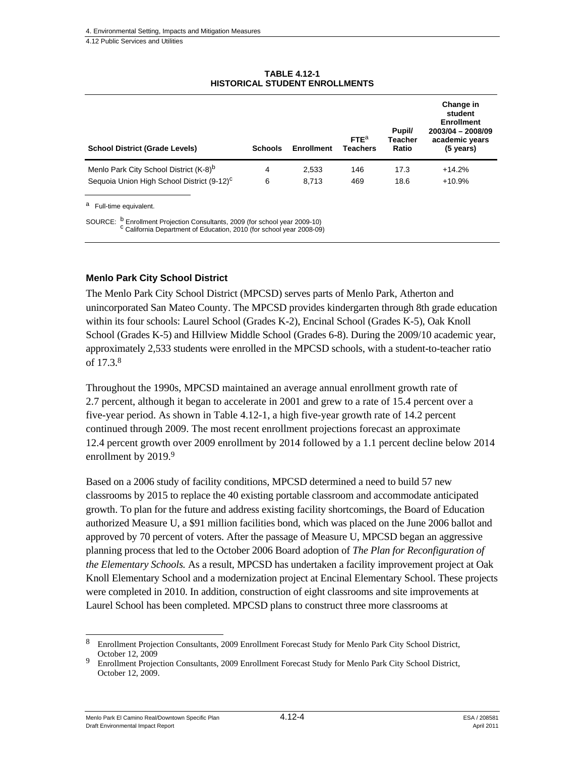**TABLE 4.12-1**
**HISTORICAL STUDENT ENROLLMENTS**

| School District (Grade Levels) | Schools | Enrollment | FTE[a] Teachers | Pupil/ Teacher Ratio | Change in student Enrollment 2003/04 – 2008/09 academic years (5 years) |
|---|---|---|---|---|---|
| Menlo Park City School District (K-8)[b] | 4 | 2,533 | 146 | 17.3 | +14.2% |
| Sequoia Union High School District (9-12)[c] | 6 | 8,713 | 469 | 18.6 | +10.9% |

[a] Full-time equivalent.

SOURCE: [b] Enrollment Projection Consultants, 2009 (for school year 2009-10)
[c] California Department of Education, 2010 (for school year 2008-09)

### Menlo Park City School District

The Menlo Park City School District (MPCSD) serves parts of Menlo Park, Atherton and unincorporated San Mateo County. The MPCSD provides kindergarten through 8th grade education within its four schools: Laurel School (Grades K-2), Encinal School (Grades K-5), Oak Knoll School (Grades K-5) and Hillview Middle School (Grades 6-8). During the 2009/10 academic year, approximately 2,533 students were enrolled in the MPCSD schools, with a student-to-teacher ratio of 17.3.[8]

Throughout the 1990s, MPCSD maintained an average annual enrollment growth rate of 2.7 percent, although it began to accelerate in 2001 and grew to a rate of 15.4 percent over a five-year period. As shown in Table 4.12-1, a high five-year growth rate of 14.2 percent continued through 2009. The most recent enrollment projections forecast an approximate 12.4 percent growth over 2009 enrollment by 2014 followed by a 1.1 percent decline below 2014 enrollment by 2019.[9]

Based on a 2006 study of facility conditions, MPCSD determined a need to build 57 new classrooms by 2015 to replace the 40 existing portable classroom and accommodate anticipated growth. To plan for the future and address existing facility shortcomings, the Board of Education authorized Measure U, a $91 million facilities bond, which was placed on the June 2006 ballot and approved by 70 percent of voters. After the passage of Measure U, MPCSD began an aggressive planning process that led to the October 2006 Board adoption of *The Plan for Reconfiguration of the Elementary Schools.* As a result, MPCSD has undertaken a facility improvement project at Oak Knoll Elementary School and a modernization project at Encinal Elementary School. These projects were completed in 2010. In addition, construction of eight classrooms and site improvements at Laurel School has been completed. MPCSD plans to construct three more classrooms at

---

[8] Enrollment Projection Consultants, 2009 Enrollment Forecast Study for Menlo Park City School District, October 12, 2009

[9] Enrollment Projection Consultants, 2009 Enrollment Forecast Study for Menlo Park City School District, October 12, 2009.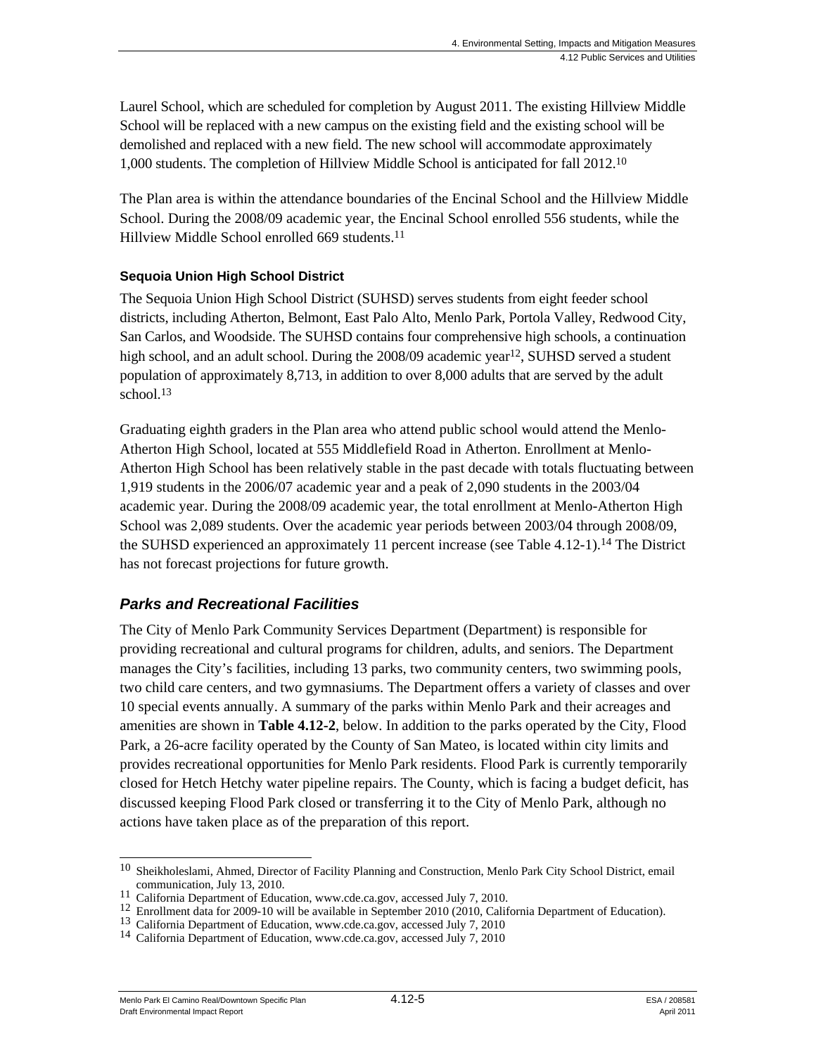Laurel School, which are scheduled for completion by August 2011. The existing Hillview Middle School will be replaced with a new campus on the existing field and the existing school will be demolished and replaced with a new field. The new school will accommodate approximately 1,000 students. The completion of Hillview Middle School is anticipated for fall 2012.[10]

The Plan area is within the attendance boundaries of the Encinal School and the Hillview Middle School. During the 2008/09 academic year, the Encinal School enrolled 556 students, while the Hillview Middle School enrolled 669 students.[11]

#### Sequoia Union High School District

The Sequoia Union High School District (SUHSD) serves students from eight feeder school districts, including Atherton, Belmont, East Palo Alto, Menlo Park, Portola Valley, Redwood City, San Carlos, and Woodside. The SUHSD contains four comprehensive high schools, a continuation high school, and an adult school. During the 2008/09 academic year[12], SUHSD served a student population of approximately 8,713, in addition to over 8,000 adults that are served by the adult school.[13]

Graduating eighth graders in the Plan area who attend public school would attend the Menlo-Atherton High School, located at 555 Middlefield Road in Atherton. Enrollment at Menlo-Atherton High School has been relatively stable in the past decade with totals fluctuating between 1,919 students in the 2006/07 academic year and a peak of 2,090 students in the 2003/04 academic year. During the 2008/09 academic year, the total enrollment at Menlo-Atherton High School was 2,089 students. Over the academic year periods between 2003/04 through 2008/09, the SUHSD experienced an approximately 11 percent increase (see Table 4.12-1).[14] The District has not forecast projections for future growth.

### *Parks and Recreational Facilities*

The City of Menlo Park Community Services Department (Department) is responsible for providing recreational and cultural programs for children, adults, and seniors. The Department manages the City's facilities, including 13 parks, two community centers, two swimming pools, two child care centers, and two gymnasiums. The Department offers a variety of classes and over 10 special events annually. A summary of the parks within Menlo Park and their acreages and amenities are shown in **Table 4.12-2**, below. In addition to the parks operated by the City, Flood Park, a 26-acre facility operated by the County of San Mateo, is located within city limits and provides recreational opportunities for Menlo Park residents. Flood Park is currently temporarily closed for Hetch Hetchy water pipeline repairs. The County, which is facing a budget deficit, has discussed keeping Flood Park closed or transferring it to the City of Menlo Park, although no actions have taken place as of the preparation of this report.

---

[10] Sheikholeslami, Ahmed, Director of Facility Planning and Construction, Menlo Park City School District, email communication, July 13, 2010.
[11] California Department of Education, www.cde.ca.gov, accessed July 7, 2010.
[12] Enrollment data for 2009-10 will be available in September 2010 (2010, California Department of Education).
[13] California Department of Education, www.cde.ca.gov, accessed July 7, 2010
[14] California Department of Education, www.cde.ca.gov, accessed July 7, 2010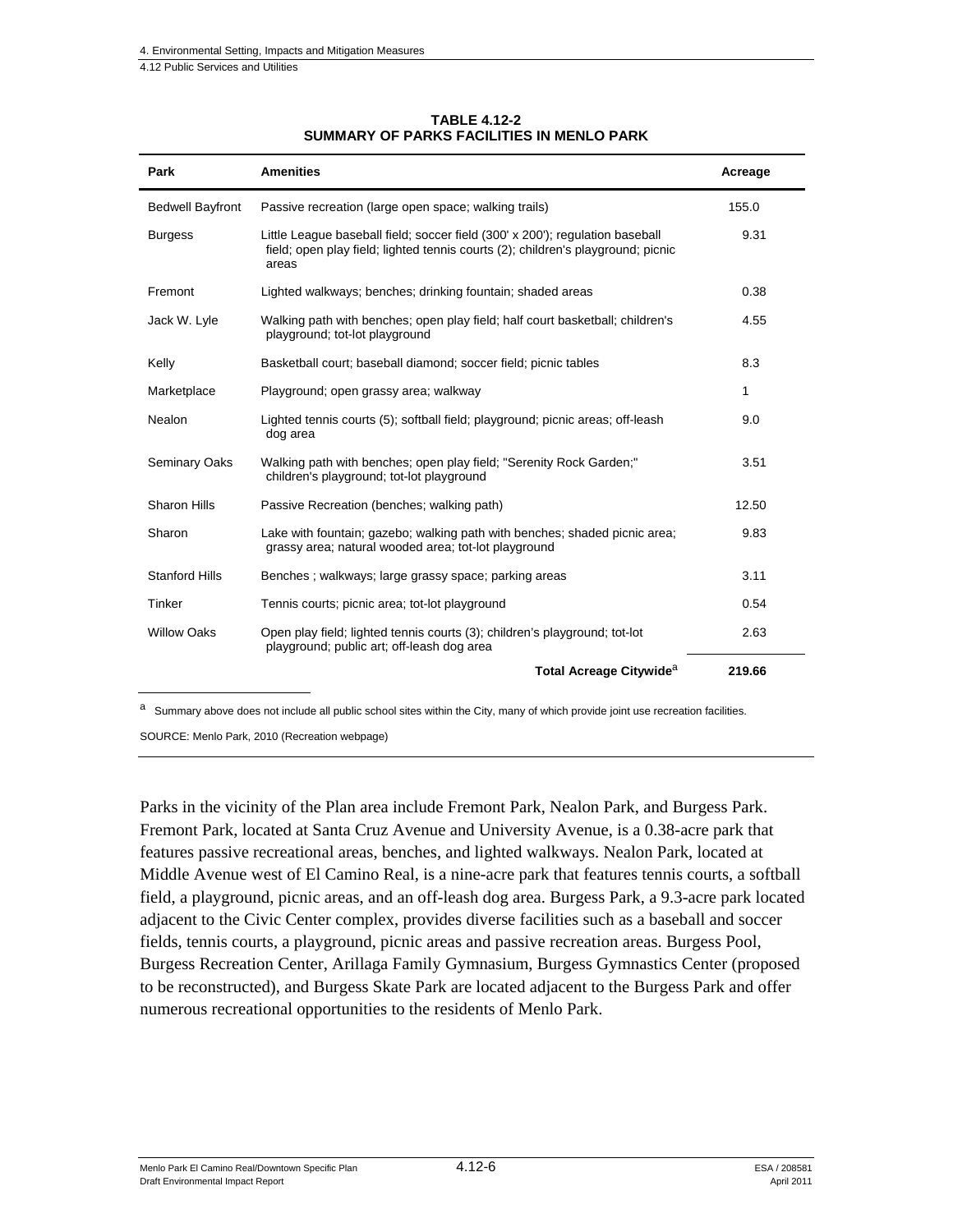**TABLE 4.12-2**
**SUMMARY OF PARKS FACILITIES IN MENLO PARK**

| Park | Amenities | Acreage |
|---|---|---|
| Bedwell Bayfront | Passive recreation (large open space; walking trails) | 155.0 |
| Burgess | Little League baseball field; soccer field (300' x 200'); regulation baseball field; open play field; lighted tennis courts (2); children's playground; picnic areas | 9.31 |
| Fremont | Lighted walkways; benches; drinking fountain; shaded areas | 0.38 |
| Jack W. Lyle | Walking path with benches; open play field; half court basketball; children's playground; tot-lot playground | 4.55 |
| Kelly | Basketball court; baseball diamond; soccer field; picnic tables | 8.3 |
| Marketplace | Playground; open grassy area; walkway | 1 |
| Nealon | Lighted tennis courts (5); softball field; playground; picnic areas; off-leash dog area | 9.0 |
| Seminary Oaks | Walking path with benches; open play field; "Serenity Rock Garden;" children's playground; tot-lot playground | 3.51 |
| Sharon Hills | Passive Recreation (benches; walking path) | 12.50 |
| Sharon | Lake with fountain; gazebo; walking path with benches; shaded picnic area; grassy area; natural wooded area; tot-lot playground | 9.83 |
| Stanford Hills | Benches ; walkways; large grassy space; parking areas | 3.11 |
| Tinker | Tennis courts; picnic area; tot-lot playground | 0.54 |
| Willow Oaks | Open play field; lighted tennis courts (3); children's playground; tot-lot playground; public art; off-leash dog area | 2.63 |
| | **Total Acreage Citywide[a]** | **219.66** |

[a] Summary above does not include all public school sites within the City, many of which provide joint use recreation facilities.

SOURCE: Menlo Park, 2010 (Recreation webpage)

Parks in the vicinity of the Plan area include Fremont Park, Nealon Park, and Burgess Park. Fremont Park, located at Santa Cruz Avenue and University Avenue, is a 0.38-acre park that features passive recreational areas, benches, and lighted walkways. Nealon Park, located at Middle Avenue west of El Camino Real, is a nine-acre park that features tennis courts, a softball field, a playground, picnic areas, and an off-leash dog area. Burgess Park, a 9.3-acre park located adjacent to the Civic Center complex, provides diverse facilities such as a baseball and soccer fields, tennis courts, a playground, picnic areas and passive recreation areas. Burgess Pool, Burgess Recreation Center, Arillaga Family Gymnasium, Burgess Gymnastics Center (proposed to be reconstructed), and Burgess Skate Park are located adjacent to the Burgess Park and offer numerous recreational opportunities to the residents of Menlo Park.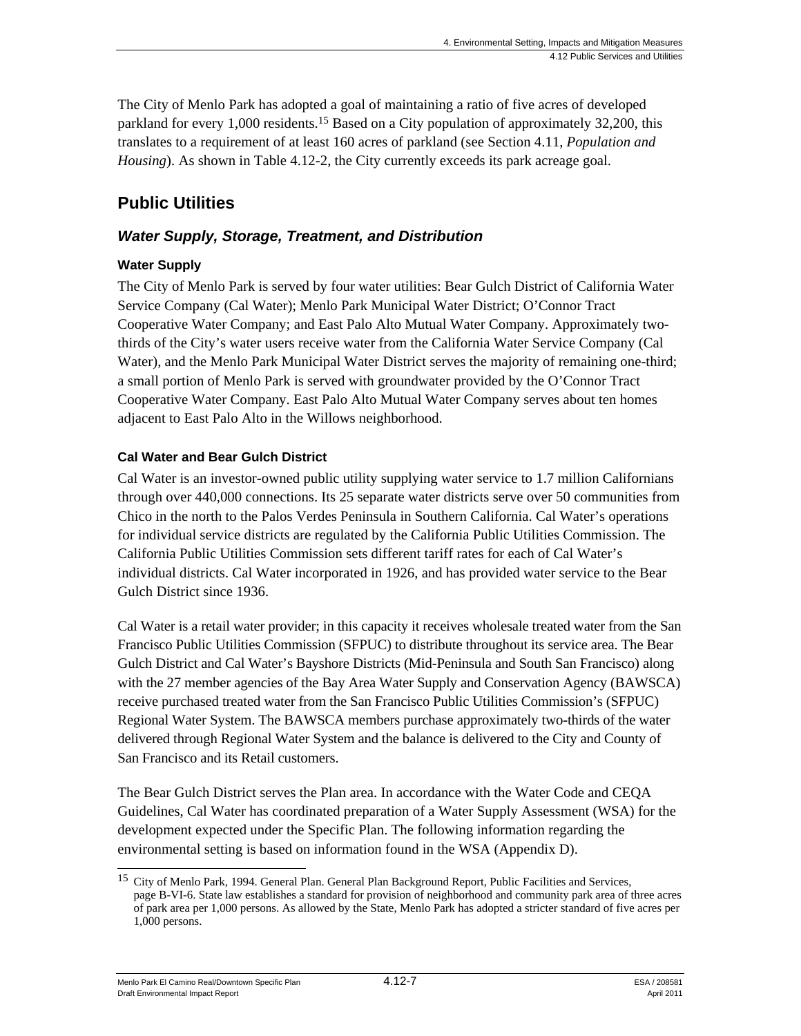The City of Menlo Park has adopted a goal of maintaining a ratio of five acres of developed parkland for every 1,000 residents.[15] Based on a City population of approximately 32,200, this translates to a requirement of at least 160 acres of parkland (see Section 4.11, *Population and Housing*). As shown in Table 4.12-2, the City currently exceeds its park acreage goal.

## Public Utilities

### *Water Supply, Storage, Treatment, and Distribution*

#### Water Supply

The City of Menlo Park is served by four water utilities: Bear Gulch District of California Water Service Company (Cal Water); Menlo Park Municipal Water District; O'Connor Tract Cooperative Water Company; and East Palo Alto Mutual Water Company. Approximately two-thirds of the City's water users receive water from the California Water Service Company (Cal Water), and the Menlo Park Municipal Water District serves the majority of remaining one-third; a small portion of Menlo Park is served with groundwater provided by the O'Connor Tract Cooperative Water Company. East Palo Alto Mutual Water Company serves about ten homes adjacent to East Palo Alto in the Willows neighborhood.

#### Cal Water and Bear Gulch District

Cal Water is an investor-owned public utility supplying water service to 1.7 million Californians through over 440,000 connections. Its 25 separate water districts serve over 50 communities from Chico in the north to the Palos Verdes Peninsula in Southern California. Cal Water's operations for individual service districts are regulated by the California Public Utilities Commission. The California Public Utilities Commission sets different tariff rates for each of Cal Water's individual districts. Cal Water incorporated in 1926, and has provided water service to the Bear Gulch District since 1936.

Cal Water is a retail water provider; in this capacity it receives wholesale treated water from the San Francisco Public Utilities Commission (SFPUC) to distribute throughout its service area. The Bear Gulch District and Cal Water's Bayshore Districts (Mid-Peninsula and South San Francisco) along with the 27 member agencies of the Bay Area Water Supply and Conservation Agency (BAWSCA) receive purchased treated water from the San Francisco Public Utilities Commission's (SFPUC) Regional Water System. The BAWSCA members purchase approximately two-thirds of the water delivered through Regional Water System and the balance is delivered to the City and County of San Francisco and its Retail customers.

The Bear Gulch District serves the Plan area. In accordance with the Water Code and CEQA Guidelines, Cal Water has coordinated preparation of a Water Supply Assessment (WSA) for the development expected under the Specific Plan. The following information regarding the environmental setting is based on information found in the WSA (Appendix D).

---

[15] City of Menlo Park, 1994. General Plan. General Plan Background Report, Public Facilities and Services, page B-VI-6. State law establishes a standard for provision of neighborhood and community park area of three acres of park area per 1,000 persons. As allowed by the State, Menlo Park has adopted a stricter standard of five acres per 1,000 persons.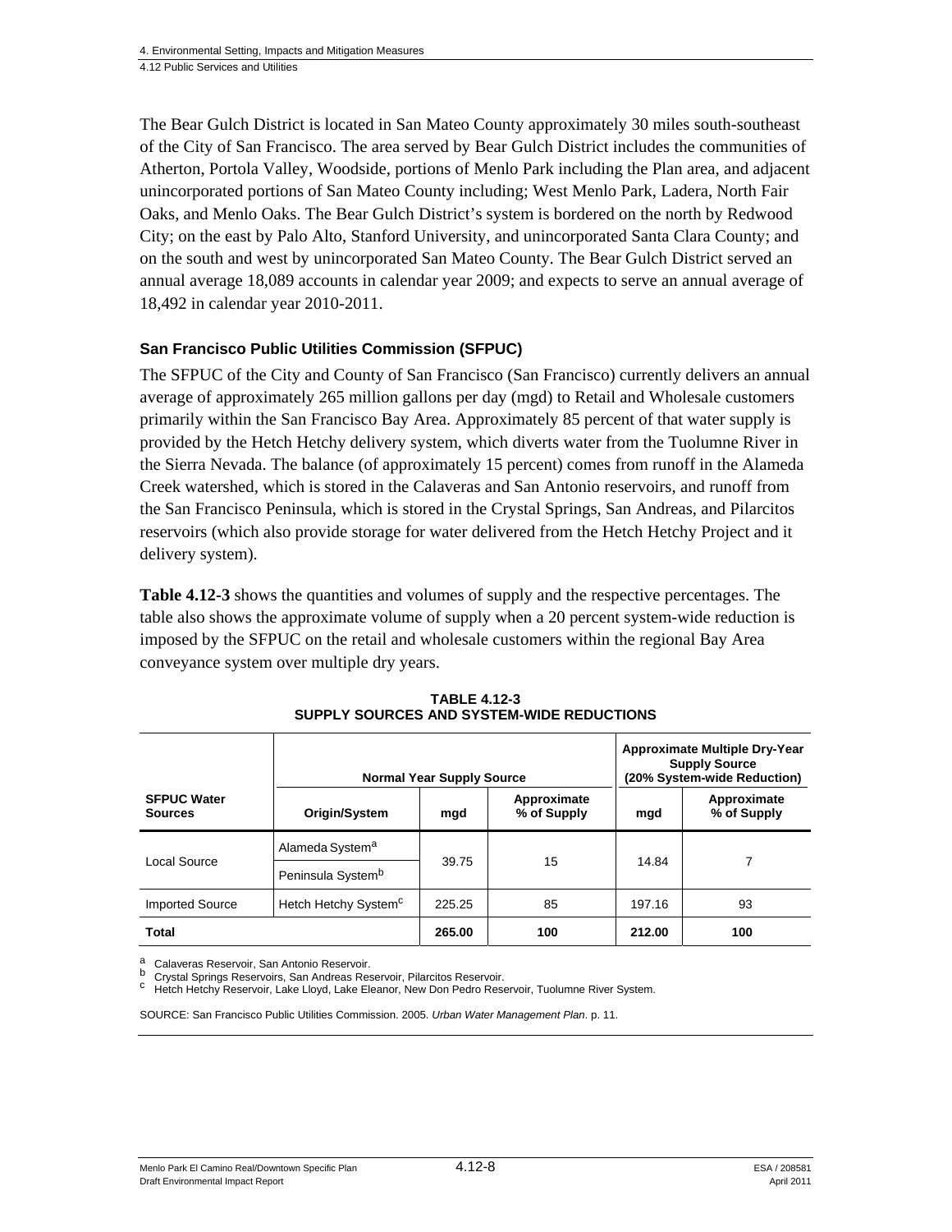The Bear Gulch District is located in San Mateo County approximately 30 miles south-southeast of the City of San Francisco. The area served by Bear Gulch District includes the communities of Atherton, Portola Valley, Woodside, portions of Menlo Park including the Plan area, and adjacent unincorporated portions of San Mateo County including; West Menlo Park, Ladera, North Fair Oaks, and Menlo Oaks. The Bear Gulch District's system is bordered on the north by Redwood City; on the east by Palo Alto, Stanford University, and unincorporated Santa Clara County; and on the south and west by unincorporated San Mateo County. The Bear Gulch District served an annual average 18,089 accounts in calendar year 2009; and expects to serve an annual average of 18,492 in calendar year 2010-2011.

### San Francisco Public Utilities Commission (SFPUC)

The SFPUC of the City and County of San Francisco (San Francisco) currently delivers an annual average of approximately 265 million gallons per day (mgd) to Retail and Wholesale customers primarily within the San Francisco Bay Area. Approximately 85 percent of that water supply is provided by the Hetch Hetchy delivery system, which diverts water from the Tuolumne River in the Sierra Nevada. The balance (of approximately 15 percent) comes from runoff in the Alameda Creek watershed, which is stored in the Calaveras and San Antonio reservoirs, and runoff from the San Francisco Peninsula, which is stored in the Crystal Springs, San Andreas, and Pilarcitos reservoirs (which also provide storage for water delivered from the Hetch Hetchy Project and it delivery system).

**Table 4.12-3** shows the quantities and volumes of supply and the respective percentages. The table also shows the approximate volume of supply when a 20 percent system-wide reduction is imposed by the SFPUC on the retail and wholesale customers within the regional Bay Area conveyance system over multiple dry years.

**TABLE 4.12-3**
**SUPPLY SOURCES AND SYSTEM-WIDE REDUCTIONS**

| | Normal Year Supply Source | | | Approximate Multiple Dry-Year Supply Source (20% System-wide Reduction) | |
|---|---|---|---|---|---|
| **SFPUC Water Sources** | **Origin/System** | **mgd** | **Approximate % of Supply** | **mgd** | **Approximate % of Supply** |
| Local Source | Alameda System[a] | 39.75 | 15 | 14.84 | 7 |
| | Peninsula System[b] | | | | |
| Imported Source | Hetch Hetchy System[c] | 225.25 | 85 | 197.16 | 93 |
| **Total** | | **265.00** | **100** | **212.00** | **100** |

[a] Calaveras Reservoir, San Antonio Reservoir.
[b] Crystal Springs Reservoirs, San Andreas Reservoir, Pilarcitos Reservoir.
[c] Hetch Hetchy Reservoir, Lake Lloyd, Lake Eleanor, New Don Pedro Reservoir, Tuolumne River System.

SOURCE: San Francisco Public Utilities Commission. 2005. *Urban Water Management Plan*. p. 11.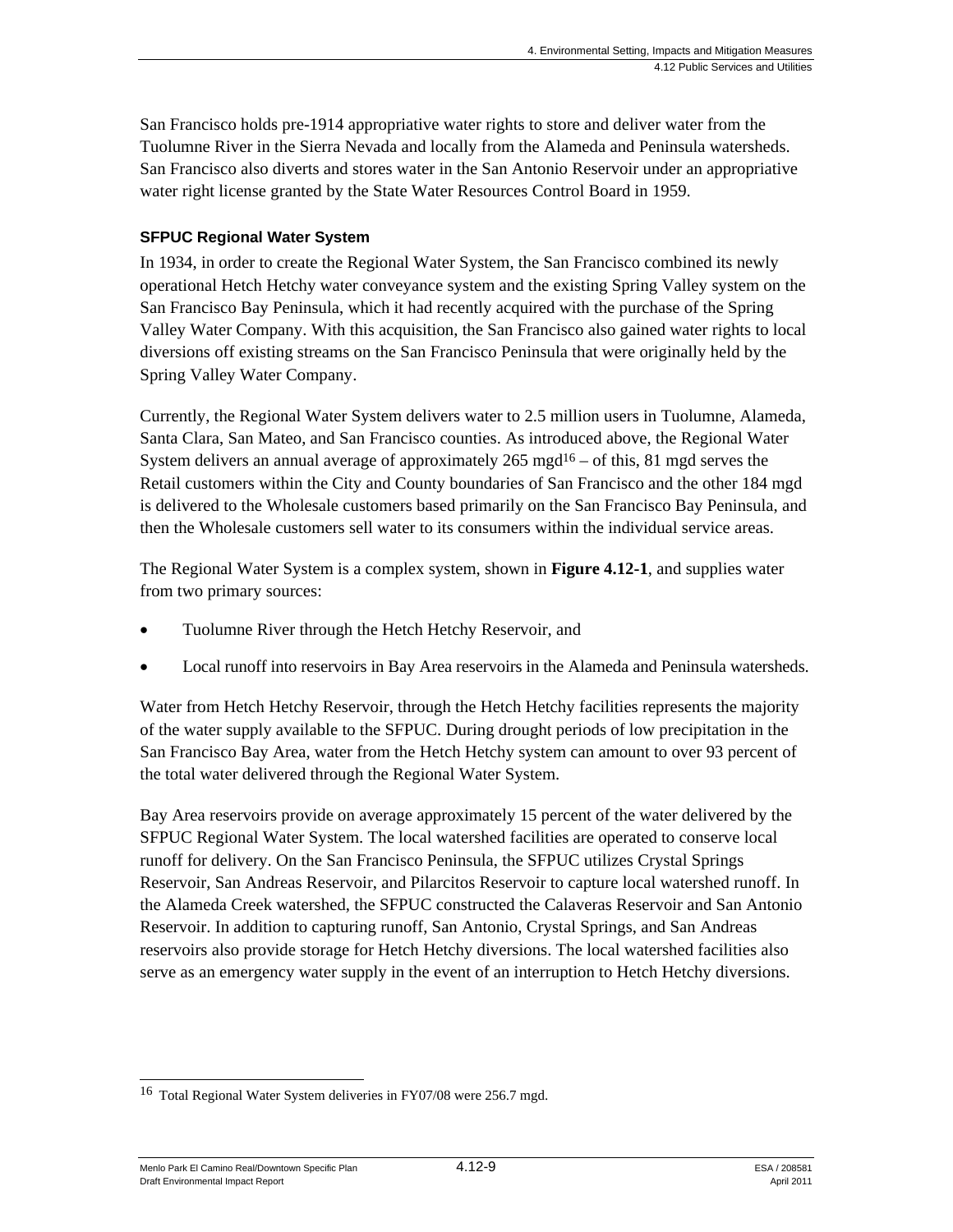San Francisco holds pre-1914 appropriative water rights to store and deliver water from the Tuolumne River in the Sierra Nevada and locally from the Alameda and Peninsula watersheds. San Francisco also diverts and stores water in the San Antonio Reservoir under an appropriative water right license granted by the State Water Resources Control Board in 1959.

### SFPUC Regional Water System

In 1934, in order to create the Regional Water System, the San Francisco combined its newly operational Hetch Hetchy water conveyance system and the existing Spring Valley system on the San Francisco Bay Peninsula, which it had recently acquired with the purchase of the Spring Valley Water Company. With this acquisition, the San Francisco also gained water rights to local diversions off existing streams on the San Francisco Peninsula that were originally held by the Spring Valley Water Company.

Currently, the Regional Water System delivers water to 2.5 million users in Tuolumne, Alameda, Santa Clara, San Mateo, and San Francisco counties. As introduced above, the Regional Water System delivers an annual average of approximately 265 mgd[16] – of this, 81 mgd serves the Retail customers within the City and County boundaries of San Francisco and the other 184 mgd is delivered to the Wholesale customers based primarily on the San Francisco Bay Peninsula, and then the Wholesale customers sell water to its consumers within the individual service areas.

The Regional Water System is a complex system, shown in **Figure 4.12-1**, and supplies water from two primary sources:

- Tuolumne River through the Hetch Hetchy Reservoir, and
- Local runoff into reservoirs in Bay Area reservoirs in the Alameda and Peninsula watersheds.

Water from Hetch Hetchy Reservoir, through the Hetch Hetchy facilities represents the majority of the water supply available to the SFPUC. During drought periods of low precipitation in the San Francisco Bay Area, water from the Hetch Hetchy system can amount to over 93 percent of the total water delivered through the Regional Water System.

Bay Area reservoirs provide on average approximately 15 percent of the water delivered by the SFPUC Regional Water System. The local watershed facilities are operated to conserve local runoff for delivery. On the San Francisco Peninsula, the SFPUC utilizes Crystal Springs Reservoir, San Andreas Reservoir, and Pilarcitos Reservoir to capture local watershed runoff. In the Alameda Creek watershed, the SFPUC constructed the Calaveras Reservoir and San Antonio Reservoir. In addition to capturing runoff, San Antonio, Crystal Springs, and San Andreas reservoirs also provide storage for Hetch Hetchy diversions. The local watershed facilities also serve as an emergency water supply in the event of an interruption to Hetch Hetchy diversions.

---

[16] Total Regional Water System deliveries in FY07/08 were 256.7 mgd.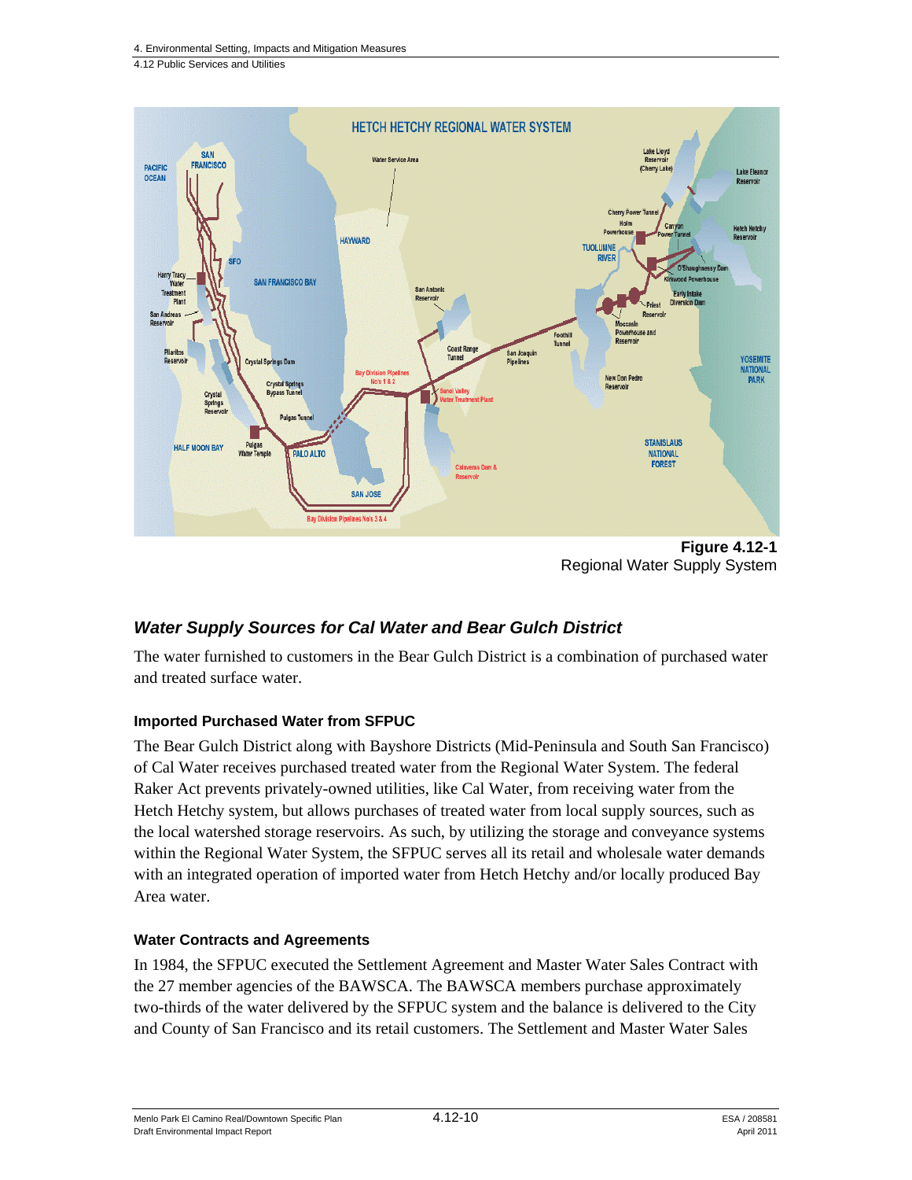**Figure 4.12-1**
Regional Water Supply System

## *Water Supply Sources for Cal Water and Bear Gulch District*

The water furnished to customers in the Bear Gulch District is a combination of purchased water and treated surface water.

### Imported Purchased Water from SFPUC

The Bear Gulch District along with Bayshore Districts (Mid-Peninsula and South San Francisco) of Cal Water receives purchased treated water from the Regional Water System. The federal Raker Act prevents privately-owned utilities, like Cal Water, from receiving water from the Hetch Hetchy system, but allows purchases of treated water from local supply sources, such as the local watershed storage reservoirs. As such, by utilizing the storage and conveyance systems within the Regional Water System, the SFPUC serves all its retail and wholesale water demands with an integrated operation of imported water from Hetch Hetchy and/or locally produced Bay Area water.

### Water Contracts and Agreements

In 1984, the SFPUC executed the Settlement Agreement and Master Water Sales Contract with the 27 member agencies of the BAWSCA. The BAWSCA members purchase approximately two-thirds of the water delivered by the SFPUC system and the balance is delivered to the City and County of San Francisco and its retail customers. The Settlement and Master Water Sales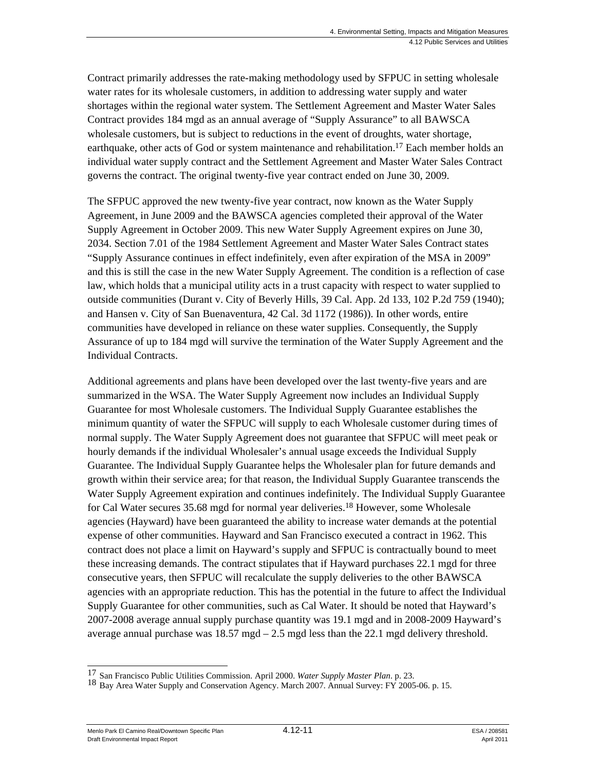Contract primarily addresses the rate-making methodology used by SFPUC in setting wholesale water rates for its wholesale customers, in addition to addressing water supply and water shortages within the regional water system. The Settlement Agreement and Master Water Sales Contract provides 184 mgd as an annual average of "Supply Assurance" to all BAWSCA wholesale customers, but is subject to reductions in the event of droughts, water shortage, earthquake, other acts of God or system maintenance and rehabilitation.[17] Each member holds an individual water supply contract and the Settlement Agreement and Master Water Sales Contract governs the contract. The original twenty-five year contract ended on June 30, 2009.

The SFPUC approved the new twenty-five year contract, now known as the Water Supply Agreement, in June 2009 and the BAWSCA agencies completed their approval of the Water Supply Agreement in October 2009. This new Water Supply Agreement expires on June 30, 2034. Section 7.01 of the 1984 Settlement Agreement and Master Water Sales Contract states "Supply Assurance continues in effect indefinitely, even after expiration of the MSA in 2009" and this is still the case in the new Water Supply Agreement. The condition is a reflection of case law, which holds that a municipal utility acts in a trust capacity with respect to water supplied to outside communities (Durant v. City of Beverly Hills, 39 Cal. App. 2d 133, 102 P.2d 759 (1940); and Hansen v. City of San Buenaventura, 42 Cal. 3d 1172 (1986)). In other words, entire communities have developed in reliance on these water supplies. Consequently, the Supply Assurance of up to 184 mgd will survive the termination of the Water Supply Agreement and the Individual Contracts.

Additional agreements and plans have been developed over the last twenty-five years and are summarized in the WSA. The Water Supply Agreement now includes an Individual Supply Guarantee for most Wholesale customers. The Individual Supply Guarantee establishes the minimum quantity of water the SFPUC will supply to each Wholesale customer during times of normal supply. The Water Supply Agreement does not guarantee that SFPUC will meet peak or hourly demands if the individual Wholesaler's annual usage exceeds the Individual Supply Guarantee. The Individual Supply Guarantee helps the Wholesaler plan for future demands and growth within their service area; for that reason, the Individual Supply Guarantee transcends the Water Supply Agreement expiration and continues indefinitely. The Individual Supply Guarantee for Cal Water secures 35.68 mgd for normal year deliveries.[18] However, some Wholesale agencies (Hayward) have been guaranteed the ability to increase water demands at the potential expense of other communities. Hayward and San Francisco executed a contract in 1962. This contract does not place a limit on Hayward's supply and SFPUC is contractually bound to meet these increasing demands. The contract stipulates that if Hayward purchases 22.1 mgd for three consecutive years, then SFPUC will recalculate the supply deliveries to the other BAWSCA agencies with an appropriate reduction. This has the potential in the future to affect the Individual Supply Guarantee for other communities, such as Cal Water. It should be noted that Hayward's 2007-2008 average annual supply purchase quantity was 19.1 mgd and in 2008-2009 Hayward's average annual purchase was 18.57 mgd – 2.5 mgd less than the 22.1 mgd delivery threshold.

---

[17] San Francisco Public Utilities Commission. April 2000. *Water Supply Master Plan*. p. 23.

[18] Bay Area Water Supply and Conservation Agency. March 2007. Annual Survey: FY 2005-06. p. 15.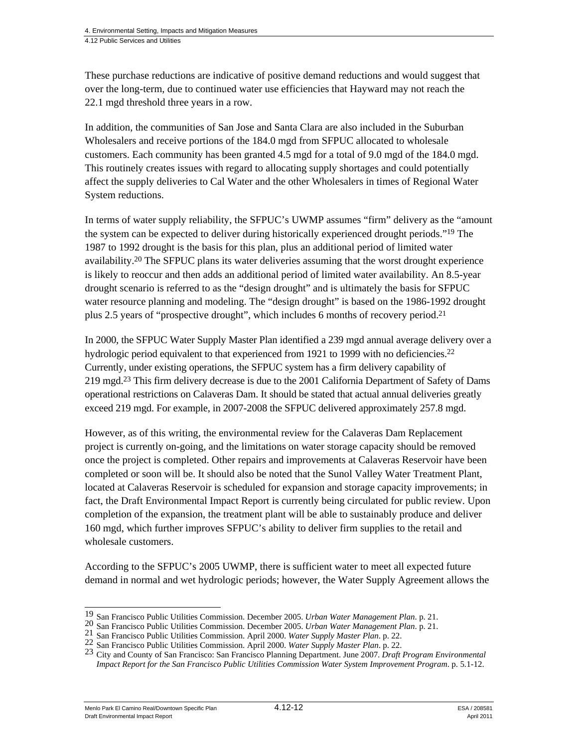These purchase reductions are indicative of positive demand reductions and would suggest that over the long-term, due to continued water use efficiencies that Hayward may not reach the 22.1 mgd threshold three years in a row.

In addition, the communities of San Jose and Santa Clara are also included in the Suburban Wholesalers and receive portions of the 184.0 mgd from SFPUC allocated to wholesale customers. Each community has been granted 4.5 mgd for a total of 9.0 mgd of the 184.0 mgd. This routinely creates issues with regard to allocating supply shortages and could potentially affect the supply deliveries to Cal Water and the other Wholesalers in times of Regional Water System reductions.

In terms of water supply reliability, the SFPUC's UWMP assumes "firm" delivery as the "amount the system can be expected to deliver during historically experienced drought periods."[19] The 1987 to 1992 drought is the basis for this plan, plus an additional period of limited water availability.[20] The SFPUC plans its water deliveries assuming that the worst drought experience is likely to reoccur and then adds an additional period of limited water availability. An 8.5-year drought scenario is referred to as the "design drought" and is ultimately the basis for SFPUC water resource planning and modeling. The "design drought" is based on the 1986-1992 drought plus 2.5 years of "prospective drought", which includes 6 months of recovery period.[21]

In 2000, the SFPUC Water Supply Master Plan identified a 239 mgd annual average delivery over a hydrologic period equivalent to that experienced from 1921 to 1999 with no deficiencies.[22] Currently, under existing operations, the SFPUC system has a firm delivery capability of 219 mgd.[23] This firm delivery decrease is due to the 2001 California Department of Safety of Dams operational restrictions on Calaveras Dam. It should be stated that actual annual deliveries greatly exceed 219 mgd. For example, in 2007-2008 the SFPUC delivered approximately 257.8 mgd.

However, as of this writing, the environmental review for the Calaveras Dam Replacement project is currently on-going, and the limitations on water storage capacity should be removed once the project is completed. Other repairs and improvements at Calaveras Reservoir have been completed or soon will be. It should also be noted that the Sunol Valley Water Treatment Plant, located at Calaveras Reservoir is scheduled for expansion and storage capacity improvements; in fact, the Draft Environmental Impact Report is currently being circulated for public review. Upon completion of the expansion, the treatment plant will be able to sustainably produce and deliver 160 mgd, which further improves SFPUC's ability to deliver firm supplies to the retail and wholesale customers.

According to the SFPUC's 2005 UWMP, there is sufficient water to meet all expected future demand in normal and wet hydrologic periods; however, the Water Supply Agreement allows the

---

[19] San Francisco Public Utilities Commission. December 2005. *Urban Water Management Plan*. p. 21.

[20] San Francisco Public Utilities Commission. December 2005. *Urban Water Management Plan*. p. 21.

[21] San Francisco Public Utilities Commission. April 2000. *Water Supply Master Plan*. p. 22.

[22] San Francisco Public Utilities Commission. April 2000. *Water Supply Master Plan*. p. 22.

[23] City and County of San Francisco: San Francisco Planning Department. June 2007. *Draft Program Environmental Impact Report for the San Francisco Public Utilities Commission Water System Improvement Program*. p. 5.1-12.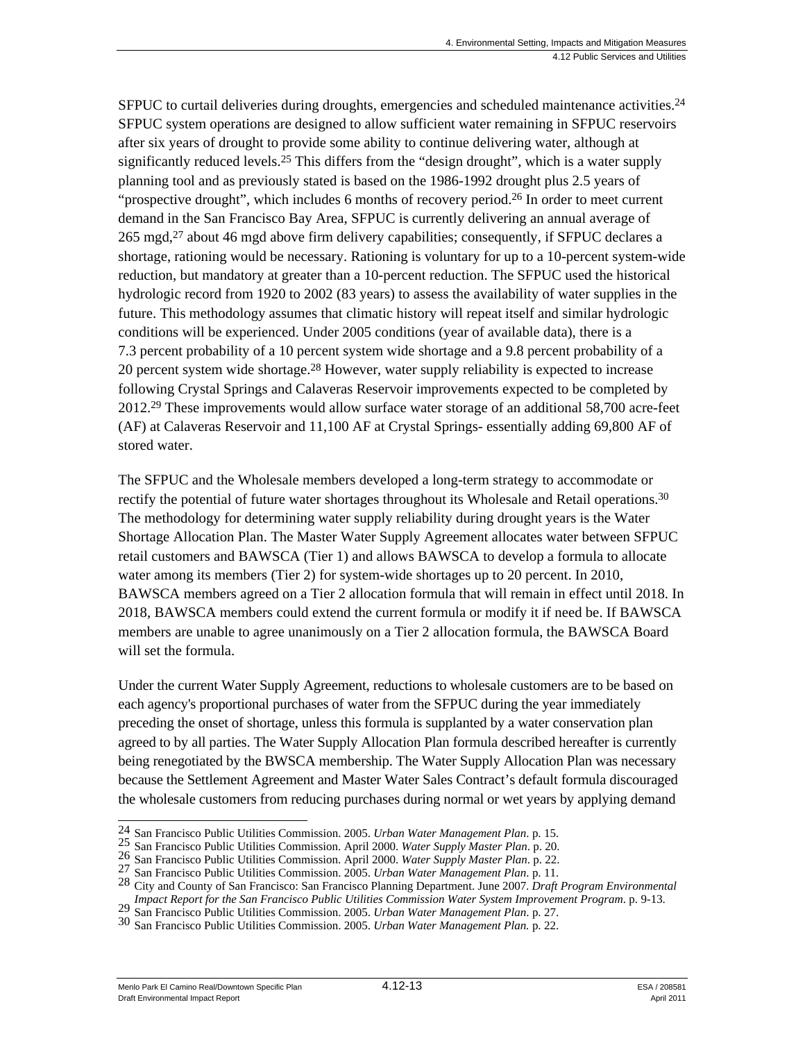SFPUC to curtail deliveries during droughts, emergencies and scheduled maintenance activities.[24] SFPUC system operations are designed to allow sufficient water remaining in SFPUC reservoirs after six years of drought to provide some ability to continue delivering water, although at significantly reduced levels.[25] This differs from the "design drought", which is a water supply planning tool and as previously stated is based on the 1986-1992 drought plus 2.5 years of "prospective drought", which includes 6 months of recovery period.[26] In order to meet current demand in the San Francisco Bay Area, SFPUC is currently delivering an annual average of 265 mgd,[27] about 46 mgd above firm delivery capabilities; consequently, if SFPUC declares a shortage, rationing would be necessary. Rationing is voluntary for up to a 10-percent system-wide reduction, but mandatory at greater than a 10-percent reduction. The SFPUC used the historical hydrologic record from 1920 to 2002 (83 years) to assess the availability of water supplies in the future. This methodology assumes that climatic history will repeat itself and similar hydrologic conditions will be experienced. Under 2005 conditions (year of available data), there is a 7.3 percent probability of a 10 percent system wide shortage and a 9.8 percent probability of a 20 percent system wide shortage.[28] However, water supply reliability is expected to increase following Crystal Springs and Calaveras Reservoir improvements expected to be completed by 2012.[29] These improvements would allow surface water storage of an additional 58,700 acre-feet (AF) at Calaveras Reservoir and 11,100 AF at Crystal Springs- essentially adding 69,800 AF of stored water.

The SFPUC and the Wholesale members developed a long-term strategy to accommodate or rectify the potential of future water shortages throughout its Wholesale and Retail operations.[30] The methodology for determining water supply reliability during drought years is the Water Shortage Allocation Plan. The Master Water Supply Agreement allocates water between SFPUC retail customers and BAWSCA (Tier 1) and allows BAWSCA to develop a formula to allocate water among its members (Tier 2) for system-wide shortages up to 20 percent. In 2010, BAWSCA members agreed on a Tier 2 allocation formula that will remain in effect until 2018. In 2018, BAWSCA members could extend the current formula or modify it if need be. If BAWSCA members are unable to agree unanimously on a Tier 2 allocation formula, the BAWSCA Board will set the formula.

Under the current Water Supply Agreement, reductions to wholesale customers are to be based on each agency's proportional purchases of water from the SFPUC during the year immediately preceding the onset of shortage, unless this formula is supplanted by a water conservation plan agreed to by all parties. The Water Supply Allocation Plan formula described hereafter is currently being renegotiated by the BWSCA membership. The Water Supply Allocation Plan was necessary because the Settlement Agreement and Master Water Sales Contract's default formula discouraged the wholesale customers from reducing purchases during normal or wet years by applying demand

---

[24] San Francisco Public Utilities Commission. 2005. *Urban Water Management Plan*. p. 15.
[25] San Francisco Public Utilities Commission. April 2000. *Water Supply Master Plan*. p. 20.
[26] San Francisco Public Utilities Commission. April 2000. *Water Supply Master Plan*. p. 22.
[27] San Francisco Public Utilities Commission. 2005. *Urban Water Management Plan*. p. 11.
[28] City and County of San Francisco: San Francisco Planning Department. June 2007. *Draft Program Environmental Impact Report for the San Francisco Public Utilities Commission Water System Improvement Program*. p. 9-13.
[29] San Francisco Public Utilities Commission. 2005. *Urban Water Management Plan*. p. 27.
[30] San Francisco Public Utilities Commission. 2005. *Urban Water Management Plan.* p. 22.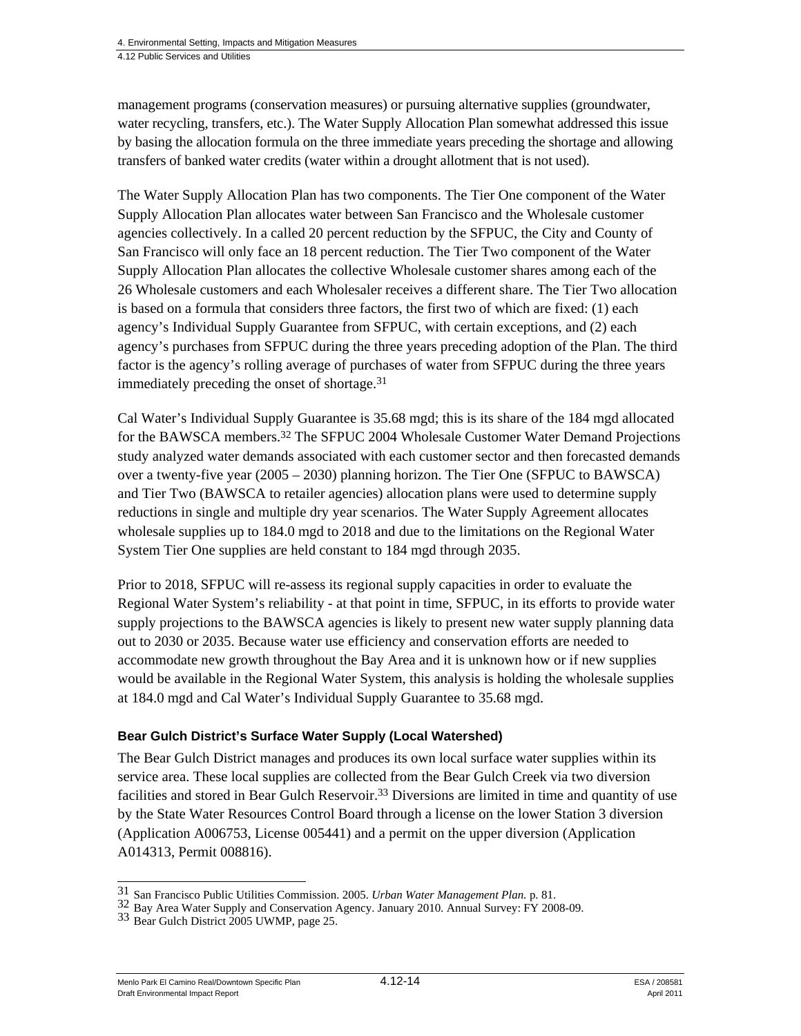management programs (conservation measures) or pursuing alternative supplies (groundwater, water recycling, transfers, etc.). The Water Supply Allocation Plan somewhat addressed this issue by basing the allocation formula on the three immediate years preceding the shortage and allowing transfers of banked water credits (water within a drought allotment that is not used).

The Water Supply Allocation Plan has two components. The Tier One component of the Water Supply Allocation Plan allocates water between San Francisco and the Wholesale customer agencies collectively. In a called 20 percent reduction by the SFPUC, the City and County of San Francisco will only face an 18 percent reduction. The Tier Two component of the Water Supply Allocation Plan allocates the collective Wholesale customer shares among each of the 26 Wholesale customers and each Wholesaler receives a different share. The Tier Two allocation is based on a formula that considers three factors, the first two of which are fixed: (1) each agency's Individual Supply Guarantee from SFPUC, with certain exceptions, and (2) each agency's purchases from SFPUC during the three years preceding adoption of the Plan. The third factor is the agency's rolling average of purchases of water from SFPUC during the three years immediately preceding the onset of shortage.[31]

Cal Water's Individual Supply Guarantee is 35.68 mgd; this is its share of the 184 mgd allocated for the BAWSCA members.[32] The SFPUC 2004 Wholesale Customer Water Demand Projections study analyzed water demands associated with each customer sector and then forecasted demands over a twenty-five year (2005 – 2030) planning horizon. The Tier One (SFPUC to BAWSCA) and Tier Two (BAWSCA to retailer agencies) allocation plans were used to determine supply reductions in single and multiple dry year scenarios. The Water Supply Agreement allocates wholesale supplies up to 184.0 mgd to 2018 and due to the limitations on the Regional Water System Tier One supplies are held constant to 184 mgd through 2035.

Prior to 2018, SFPUC will re-assess its regional supply capacities in order to evaluate the Regional Water System's reliability - at that point in time, SFPUC, in its efforts to provide water supply projections to the BAWSCA agencies is likely to present new water supply planning data out to 2030 or 2035. Because water use efficiency and conservation efforts are needed to accommodate new growth throughout the Bay Area and it is unknown how or if new supplies would be available in the Regional Water System, this analysis is holding the wholesale supplies at 184.0 mgd and Cal Water's Individual Supply Guarantee to 35.68 mgd.

#### Bear Gulch District's Surface Water Supply (Local Watershed)

The Bear Gulch District manages and produces its own local surface water supplies within its service area. These local supplies are collected from the Bear Gulch Creek via two diversion facilities and stored in Bear Gulch Reservoir.[33] Diversions are limited in time and quantity of use by the State Water Resources Control Board through a license on the lower Station 3 diversion (Application A006753, License 005441) and a permit on the upper diversion (Application A014313, Permit 008816).

---

31 San Francisco Public Utilities Commission. 2005. *Urban Water Management Plan.* p. 81.
32 Bay Area Water Supply and Conservation Agency. January 2010. Annual Survey: FY 2008-09.
33 Bear Gulch District 2005 UWMP, page 25.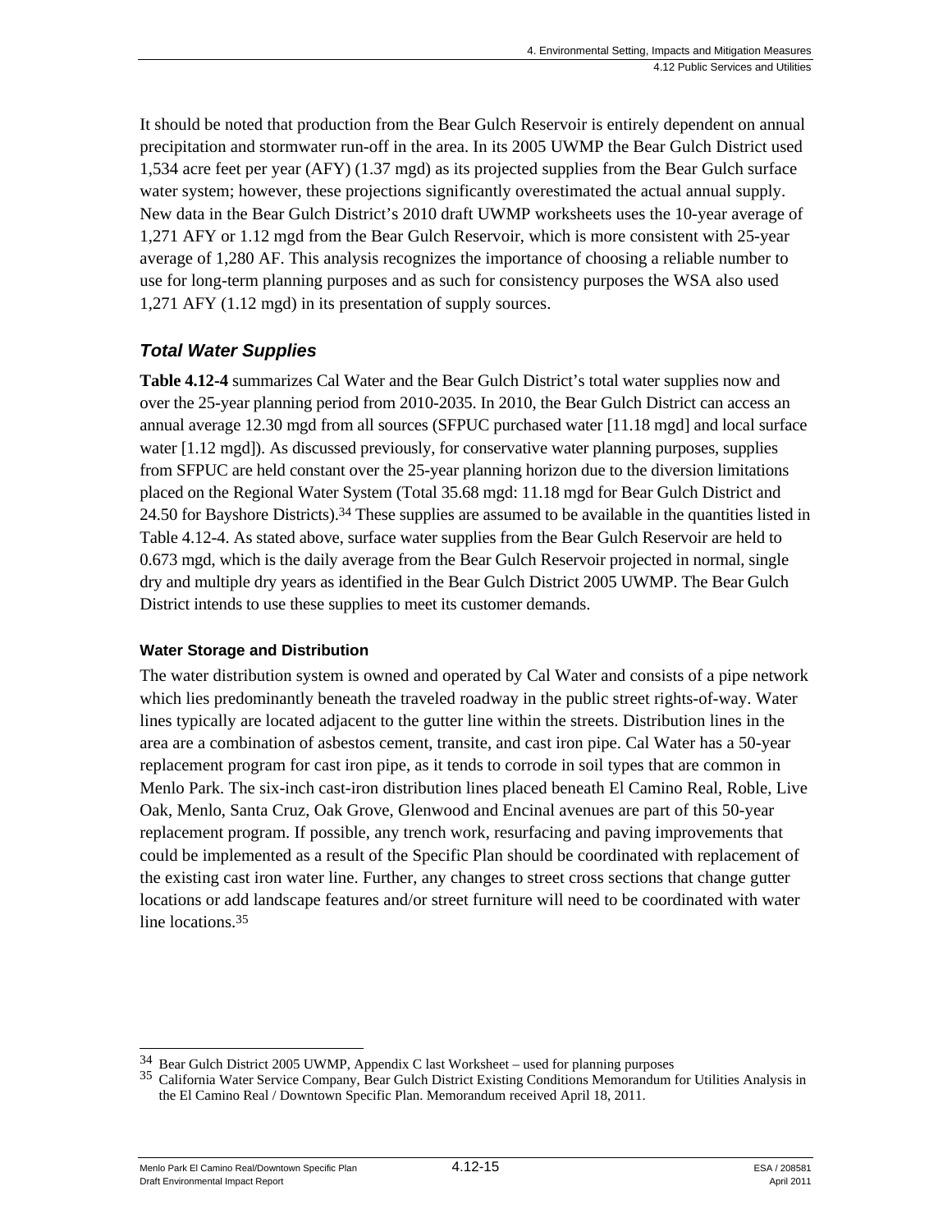It should be noted that production from the Bear Gulch Reservoir is entirely dependent on annual precipitation and stormwater run-off in the area. In its 2005 UWMP the Bear Gulch District used 1,534 acre feet per year (AFY) (1.37 mgd) as its projected supplies from the Bear Gulch surface water system; however, these projections significantly overestimated the actual annual supply. New data in the Bear Gulch District's 2010 draft UWMP worksheets uses the 10-year average of 1,271 AFY or 1.12 mgd from the Bear Gulch Reservoir, which is more consistent with 25-year average of 1,280 AF. This analysis recognizes the importance of choosing a reliable number to use for long-term planning purposes and as such for consistency purposes the WSA also used 1,271 AFY (1.12 mgd) in its presentation of supply sources.

### *Total Water Supplies*

**Table 4.12-4** summarizes Cal Water and the Bear Gulch District's total water supplies now and over the 25-year planning period from 2010-2035. In 2010, the Bear Gulch District can access an annual average 12.30 mgd from all sources (SFPUC purchased water [11.18 mgd] and local surface water [1.12 mgd]). As discussed previously, for conservative water planning purposes, supplies from SFPUC are held constant over the 25-year planning horizon due to the diversion limitations placed on the Regional Water System (Total 35.68 mgd: 11.18 mgd for Bear Gulch District and 24.50 for Bayshore Districts).[34] These supplies are assumed to be available in the quantities listed in Table 4.12-4. As stated above, surface water supplies from the Bear Gulch Reservoir are held to 0.673 mgd, which is the daily average from the Bear Gulch Reservoir projected in normal, single dry and multiple dry years as identified in the Bear Gulch District 2005 UWMP. The Bear Gulch District intends to use these supplies to meet its customer demands.

#### Water Storage and Distribution

The water distribution system is owned and operated by Cal Water and consists of a pipe network which lies predominantly beneath the traveled roadway in the public street rights-of-way. Water lines typically are located adjacent to the gutter line within the streets. Distribution lines in the area are a combination of asbestos cement, transite, and cast iron pipe. Cal Water has a 50-year replacement program for cast iron pipe, as it tends to corrode in soil types that are common in Menlo Park. The six-inch cast-iron distribution lines placed beneath El Camino Real, Roble, Live Oak, Menlo, Santa Cruz, Oak Grove, Glenwood and Encinal avenues are part of this 50-year replacement program. If possible, any trench work, resurfacing and paving improvements that could be implemented as a result of the Specific Plan should be coordinated with replacement of the existing cast iron water line. Further, any changes to street cross sections that change gutter locations or add landscape features and/or street furniture will need to be coordinated with water line locations.[35]

---

[34] Bear Gulch District 2005 UWMP, Appendix C last Worksheet – used for planning purposes

[35] California Water Service Company, Bear Gulch District Existing Conditions Memorandum for Utilities Analysis in the El Camino Real / Downtown Specific Plan. Memorandum received April 18, 2011.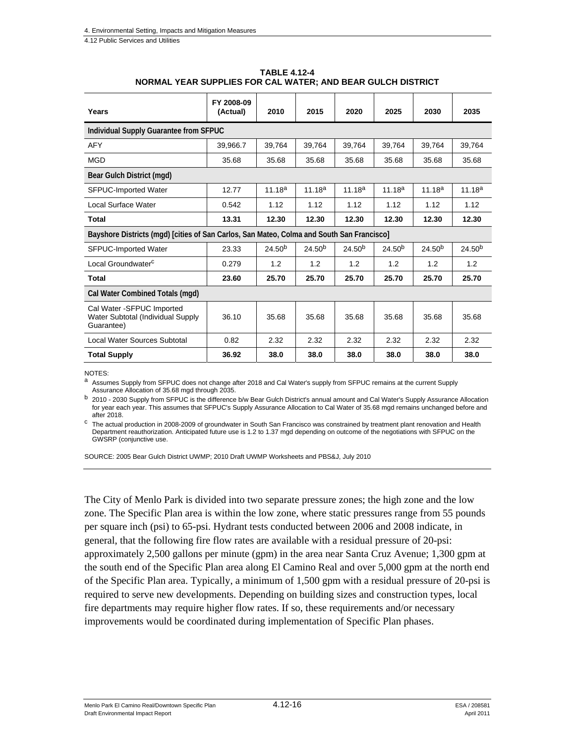**TABLE 4.12-4**
**NORMAL YEAR SUPPLIES FOR CAL WATER; AND BEAR GULCH DISTRICT**

| Years | FY 2008-09 (Actual) | 2010 | 2015 | 2020 | 2025 | 2030 | 2035 |
|---|---|---|---|---|---|---|---|
| **Individual Supply Guarantee from SFPUC** | | | | | | | |
| AFY | 39,966.7 | 39,764 | 39,764 | 39,764 | 39,764 | 39,764 | 39,764 |
| MGD | 35.68 | 35.68 | 35.68 | 35.68 | 35.68 | 35.68 | 35.68 |
| **Bear Gulch District (mgd)** | | | | | | | |
| SFPUC-Imported Water | 12.77 | 11.18[a] | 11.18[a] | 11.18[a] | 11.18[a] | 11.18[a] | 11.18[a] |
| Local Surface Water | 0.542 | 1.12 | 1.12 | 1.12 | 1.12 | 1.12 | 1.12 |
| **Total** | **13.31** | **12.30** | **12.30** | **12.30** | **12.30** | **12.30** | **12.30** |
| **Bayshore Districts (mgd) [cities of San Carlos, San Mateo, Colma and South San Francisco]** | | | | | | | |
| SFPUC-Imported Water | 23.33 | 24.50[b] | 24.50[b] | 24.50[b] | 24.50[b] | 24.50[b] | 24.50[b] |
| Local Groundwater[c] | 0.279 | 1.2 | 1.2 | 1.2 | 1.2 | 1.2 | 1.2 |
| **Total** | **23.60** | **25.70** | **25.70** | **25.70** | **25.70** | **25.70** | **25.70** |
| **Cal Water Combined Totals (mgd)** | | | | | | | |
| Cal Water -SFPUC Imported Water Subtotal (Individual Supply Guarantee) | 36.10 | 35.68 | 35.68 | 35.68 | 35.68 | 35.68 | 35.68 |
| Local Water Sources Subtotal | 0.82 | 2.32 | 2.32 | 2.32 | 2.32 | 2.32 | 2.32 |
| **Total Supply** | **36.92** | **38.0** | **38.0** | **38.0** | **38.0** | **38.0** | **38.0** |

NOTES:

[a] Assumes Supply from SFPUC does not change after 2018 and Cal Water's supply from SFPUC remains at the current Supply Assurance Allocation of 35.68 mgd through 2035.

[b] 2010 - 2030 Supply from SFPUC is the difference b/w Bear Gulch District's annual amount and Cal Water's Supply Assurance Allocation for year each year. This assumes that SFPUC's Supply Assurance Allocation to Cal Water of 35.68 mgd remains unchanged before and after 2018.

[c] The actual production in 2008-2009 of groundwater in South San Francisco was constrained by treatment plant renovation and Health Department reauthorization. Anticipated future use is 1.2 to 1.37 mgd depending on outcome of the negotiations with SFPUC on the GWSRP (conjunctive use.

SOURCE: 2005 Bear Gulch District UWMP; 2010 Draft UWMP Worksheets and PBS&J, July 2010

The City of Menlo Park is divided into two separate pressure zones; the high zone and the low zone. The Specific Plan area is within the low zone, where static pressures range from 55 pounds per square inch (psi) to 65-psi. Hydrant tests conducted between 2006 and 2008 indicate, in general, that the following fire flow rates are available with a residual pressure of 20-psi: approximately 2,500 gallons per minute (gpm) in the area near Santa Cruz Avenue; 1,300 gpm at the south end of the Specific Plan area along El Camino Real and over 5,000 gpm at the north end of the Specific Plan area. Typically, a minimum of 1,500 gpm with a residual pressure of 20-psi is required to serve new developments. Depending on building sizes and construction types, local fire departments may require higher flow rates. If so, these requirements and/or necessary improvements would be coordinated during implementation of Specific Plan phases.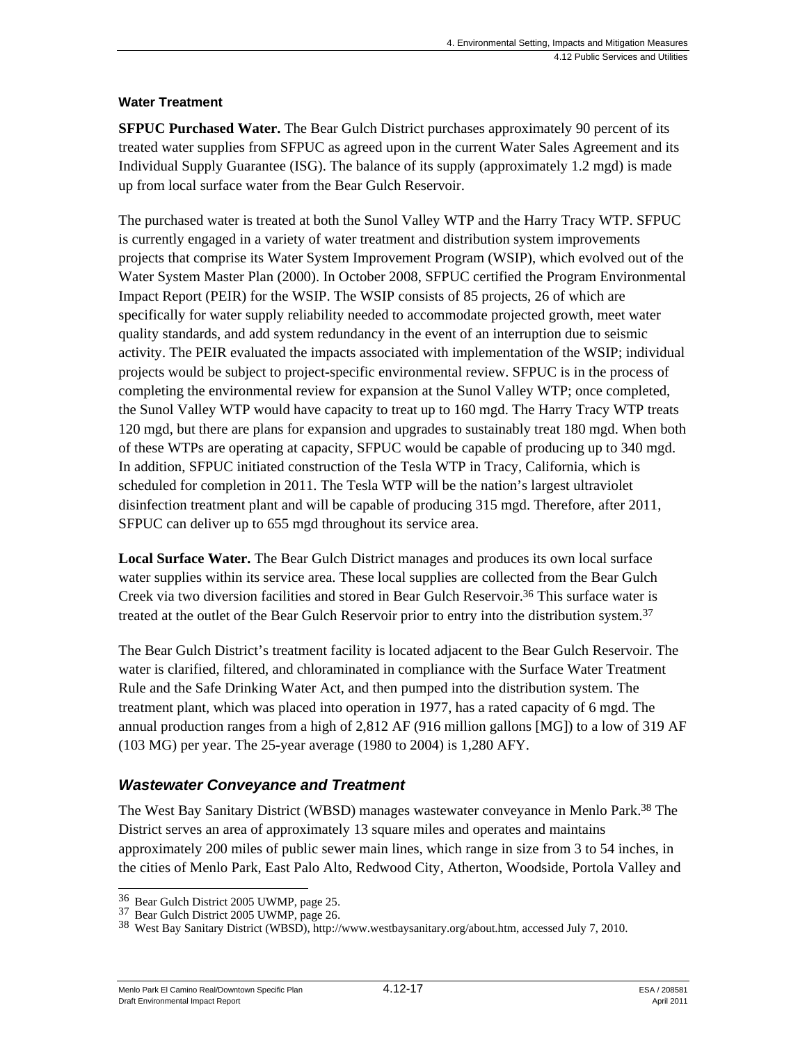### Water Treatment

**SFPUC Purchased Water.** The Bear Gulch District purchases approximately 90 percent of its treated water supplies from SFPUC as agreed upon in the current Water Sales Agreement and its Individual Supply Guarantee (ISG). The balance of its supply (approximately 1.2 mgd) is made up from local surface water from the Bear Gulch Reservoir.

The purchased water is treated at both the Sunol Valley WTP and the Harry Tracy WTP. SFPUC is currently engaged in a variety of water treatment and distribution system improvements projects that comprise its Water System Improvement Program (WSIP), which evolved out of the Water System Master Plan (2000). In October 2008, SFPUC certified the Program Environmental Impact Report (PEIR) for the WSIP. The WSIP consists of 85 projects, 26 of which are specifically for water supply reliability needed to accommodate projected growth, meet water quality standards, and add system redundancy in the event of an interruption due to seismic activity. The PEIR evaluated the impacts associated with implementation of the WSIP; individual projects would be subject to project-specific environmental review. SFPUC is in the process of completing the environmental review for expansion at the Sunol Valley WTP; once completed, the Sunol Valley WTP would have capacity to treat up to 160 mgd. The Harry Tracy WTP treats 120 mgd, but there are plans for expansion and upgrades to sustainably treat 180 mgd. When both of these WTPs are operating at capacity, SFPUC would be capable of producing up to 340 mgd. In addition, SFPUC initiated construction of the Tesla WTP in Tracy, California, which is scheduled for completion in 2011. The Tesla WTP will be the nation's largest ultraviolet disinfection treatment plant and will be capable of producing 315 mgd. Therefore, after 2011, SFPUC can deliver up to 655 mgd throughout its service area.

**Local Surface Water.** The Bear Gulch District manages and produces its own local surface water supplies within its service area. These local supplies are collected from the Bear Gulch Creek via two diversion facilities and stored in Bear Gulch Reservoir.[36] This surface water is treated at the outlet of the Bear Gulch Reservoir prior to entry into the distribution system.[37]

The Bear Gulch District's treatment facility is located adjacent to the Bear Gulch Reservoir. The water is clarified, filtered, and chloraminated in compliance with the Surface Water Treatment Rule and the Safe Drinking Water Act, and then pumped into the distribution system. The treatment plant, which was placed into operation in 1977, has a rated capacity of 6 mgd. The annual production ranges from a high of 2,812 AF (916 million gallons [MG]) to a low of 319 AF (103 MG) per year. The 25-year average (1980 to 2004) is 1,280 AFY.

## *Wastewater Conveyance and Treatment*

The West Bay Sanitary District (WBSD) manages wastewater conveyance in Menlo Park.[38] The District serves an area of approximately 13 square miles and operates and maintains approximately 200 miles of public sewer main lines, which range in size from 3 to 54 inches, in the cities of Menlo Park, East Palo Alto, Redwood City, Atherton, Woodside, Portola Valley and

---

[36] Bear Gulch District 2005 UWMP, page 25.
[37] Bear Gulch District 2005 UWMP, page 26.
[38] West Bay Sanitary District (WBSD), http://www.westbaysanitary.org/about.htm, accessed July 7, 2010.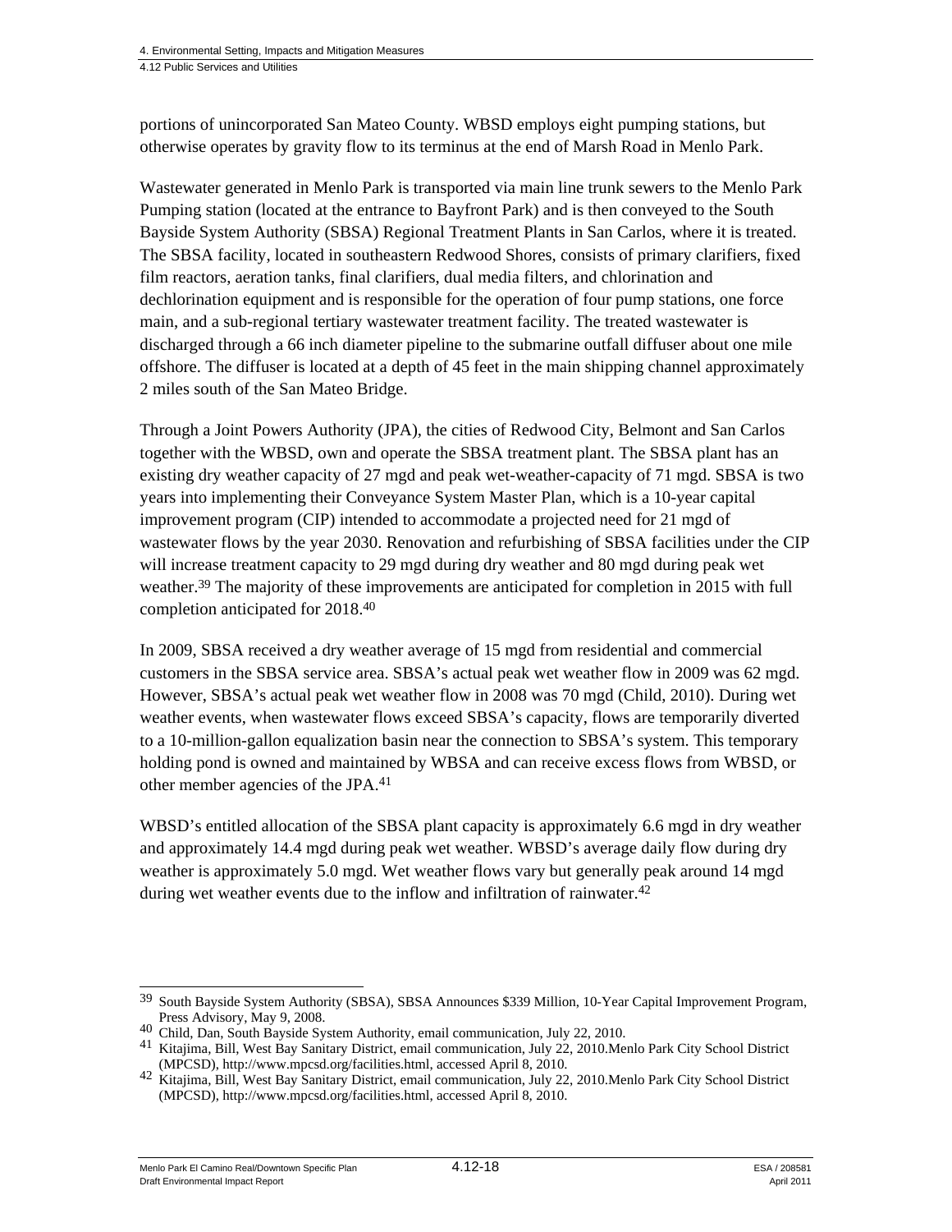portions of unincorporated San Mateo County. WBSD employs eight pumping stations, but otherwise operates by gravity flow to its terminus at the end of Marsh Road in Menlo Park.

Wastewater generated in Menlo Park is transported via main line trunk sewers to the Menlo Park Pumping station (located at the entrance to Bayfront Park) and is then conveyed to the South Bayside System Authority (SBSA) Regional Treatment Plants in San Carlos, where it is treated. The SBSA facility, located in southeastern Redwood Shores, consists of primary clarifiers, fixed film reactors, aeration tanks, final clarifiers, dual media filters, and chlorination and dechlorination equipment and is responsible for the operation of four pump stations, one force main, and a sub-regional tertiary wastewater treatment facility. The treated wastewater is discharged through a 66 inch diameter pipeline to the submarine outfall diffuser about one mile offshore. The diffuser is located at a depth of 45 feet in the main shipping channel approximately 2 miles south of the San Mateo Bridge.

Through a Joint Powers Authority (JPA), the cities of Redwood City, Belmont and San Carlos together with the WBSD, own and operate the SBSA treatment plant. The SBSA plant has an existing dry weather capacity of 27 mgd and peak wet-weather-capacity of 71 mgd. SBSA is two years into implementing their Conveyance System Master Plan, which is a 10-year capital improvement program (CIP) intended to accommodate a projected need for 21 mgd of wastewater flows by the year 2030. Renovation and refurbishing of SBSA facilities under the CIP will increase treatment capacity to 29 mgd during dry weather and 80 mgd during peak wet weather.[39] The majority of these improvements are anticipated for completion in 2015 with full completion anticipated for 2018.[40]

In 2009, SBSA received a dry weather average of 15 mgd from residential and commercial customers in the SBSA service area. SBSA's actual peak wet weather flow in 2009 was 62 mgd. However, SBSA's actual peak wet weather flow in 2008 was 70 mgd (Child, 2010). During wet weather events, when wastewater flows exceed SBSA's capacity, flows are temporarily diverted to a 10-million-gallon equalization basin near the connection to SBSA's system. This temporary holding pond is owned and maintained by WBSA and can receive excess flows from WBSD, or other member agencies of the JPA.[41]

WBSD's entitled allocation of the SBSA plant capacity is approximately 6.6 mgd in dry weather and approximately 14.4 mgd during peak wet weather. WBSD's average daily flow during dry weather is approximately 5.0 mgd. Wet weather flows vary but generally peak around 14 mgd during wet weather events due to the inflow and infiltration of rainwater.[42]

---

[39] South Bayside System Authority (SBSA), SBSA Announces $339 Million, 10-Year Capital Improvement Program, Press Advisory, May 9, 2008.

[40] Child, Dan, South Bayside System Authority, email communication, July 22, 2010.

[41] Kitajima, Bill, West Bay Sanitary District, email communication, July 22, 2010.Menlo Park City School District (MPCSD), http://www.mpcsd.org/facilities.html, accessed April 8, 2010.

[42] Kitajima, Bill, West Bay Sanitary District, email communication, July 22, 2010.Menlo Park City School District (MPCSD), http://www.mpcsd.org/facilities.html, accessed April 8, 2010.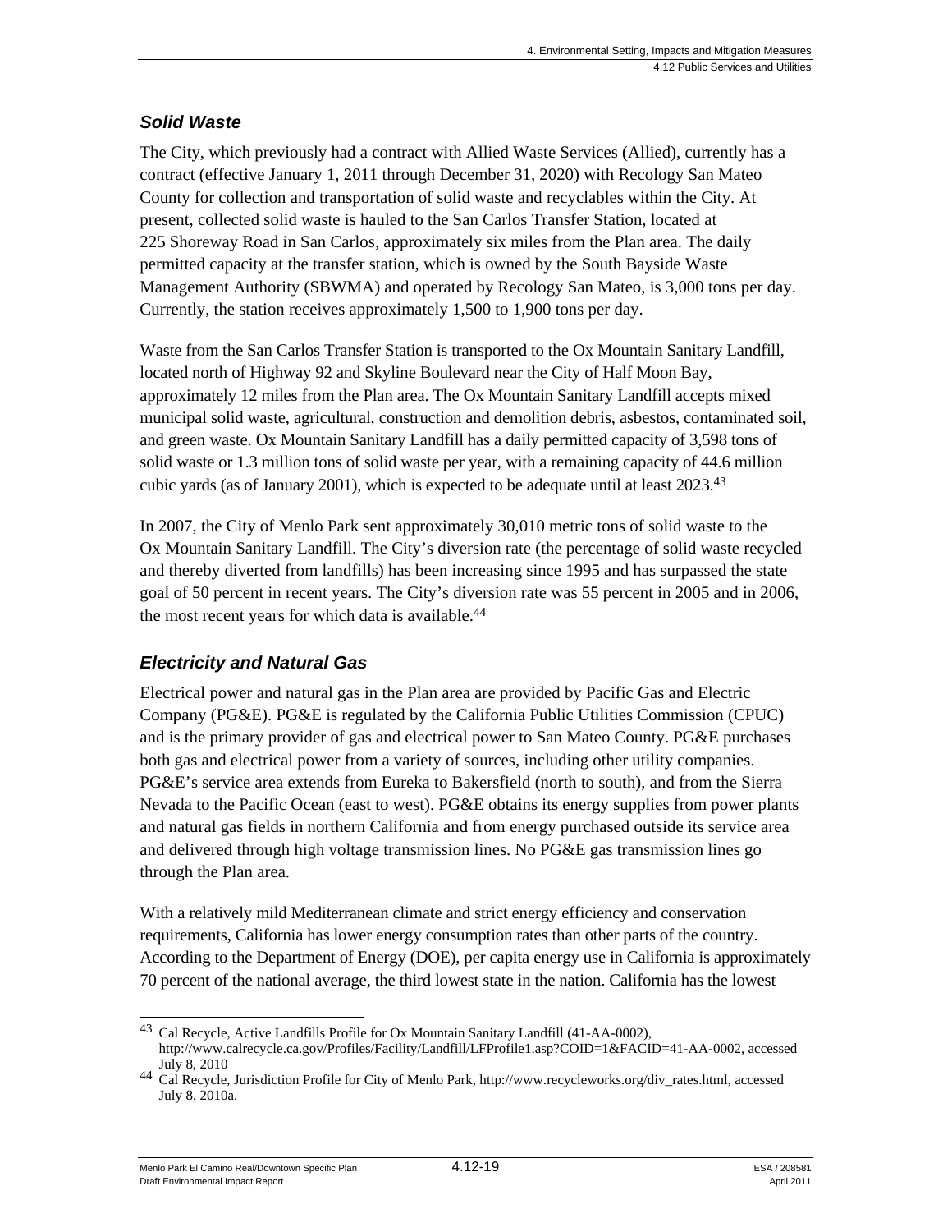### *Solid Waste*

The City, which previously had a contract with Allied Waste Services (Allied), currently has a contract (effective January 1, 2011 through December 31, 2020) with Recology San Mateo County for collection and transportation of solid waste and recyclables within the City. At present, collected solid waste is hauled to the San Carlos Transfer Station, located at 225 Shoreway Road in San Carlos, approximately six miles from the Plan area. The daily permitted capacity at the transfer station, which is owned by the South Bayside Waste Management Authority (SBWMA) and operated by Recology San Mateo, is 3,000 tons per day. Currently, the station receives approximately 1,500 to 1,900 tons per day.

Waste from the San Carlos Transfer Station is transported to the Ox Mountain Sanitary Landfill, located north of Highway 92 and Skyline Boulevard near the City of Half Moon Bay, approximately 12 miles from the Plan area. The Ox Mountain Sanitary Landfill accepts mixed municipal solid waste, agricultural, construction and demolition debris, asbestos, contaminated soil, and green waste. Ox Mountain Sanitary Landfill has a daily permitted capacity of 3,598 tons of solid waste or 1.3 million tons of solid waste per year, with a remaining capacity of 44.6 million cubic yards (as of January 2001), which is expected to be adequate until at least 2023.[43]

In 2007, the City of Menlo Park sent approximately 30,010 metric tons of solid waste to the Ox Mountain Sanitary Landfill. The City's diversion rate (the percentage of solid waste recycled and thereby diverted from landfills) has been increasing since 1995 and has surpassed the state goal of 50 percent in recent years. The City's diversion rate was 55 percent in 2005 and in 2006, the most recent years for which data is available.[44]

### *Electricity and Natural Gas*

Electrical power and natural gas in the Plan area are provided by Pacific Gas and Electric Company (PG&E). PG&E is regulated by the California Public Utilities Commission (CPUC) and is the primary provider of gas and electrical power to San Mateo County. PG&E purchases both gas and electrical power from a variety of sources, including other utility companies. PG&E's service area extends from Eureka to Bakersfield (north to south), and from the Sierra Nevada to the Pacific Ocean (east to west). PG&E obtains its energy supplies from power plants and natural gas fields in northern California and from energy purchased outside its service area and delivered through high voltage transmission lines. No PG&E gas transmission lines go through the Plan area.

With a relatively mild Mediterranean climate and strict energy efficiency and conservation requirements, California has lower energy consumption rates than other parts of the country. According to the Department of Energy (DOE), per capita energy use in California is approximately 70 percent of the national average, the third lowest state in the nation. California has the lowest

---

[43] Cal Recycle, Active Landfills Profile for Ox Mountain Sanitary Landfill (41-AA-0002), http://www.calrecycle.ca.gov/Profiles/Facility/Landfill/LFProfile1.asp?COID=1&FACID=41-AA-0002, accessed July 8, 2010

[44] Cal Recycle, Jurisdiction Profile for City of Menlo Park, http://www.recycleworks.org/div_rates.html, accessed July 8, 2010a.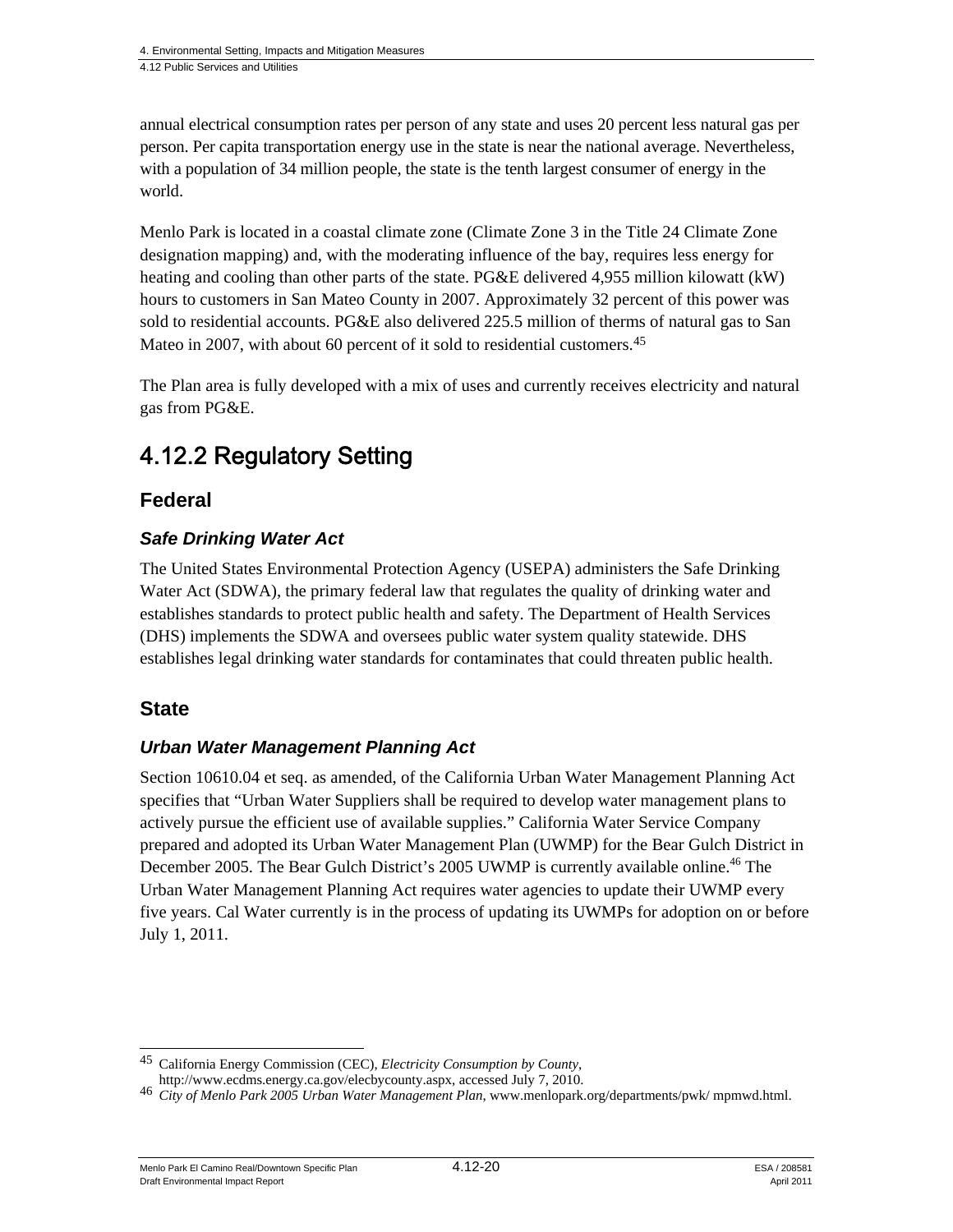annual electrical consumption rates per person of any state and uses 20 percent less natural gas per person. Per capita transportation energy use in the state is near the national average. Nevertheless, with a population of 34 million people, the state is the tenth largest consumer of energy in the world.

Menlo Park is located in a coastal climate zone (Climate Zone 3 in the Title 24 Climate Zone designation mapping) and, with the moderating influence of the bay, requires less energy for heating and cooling than other parts of the state. PG&E delivered 4,955 million kilowatt (kW) hours to customers in San Mateo County in 2007. Approximately 32 percent of this power was sold to residential accounts. PG&E also delivered 225.5 million of therms of natural gas to San Mateo in 2007, with about 60 percent of it sold to residential customers.[45]

The Plan area is fully developed with a mix of uses and currently receives electricity and natural gas from PG&E.

## 4.12.2 Regulatory Setting

### Federal

#### *Safe Drinking Water Act*

The United States Environmental Protection Agency (USEPA) administers the Safe Drinking Water Act (SDWA), the primary federal law that regulates the quality of drinking water and establishes standards to protect public health and safety. The Department of Health Services (DHS) implements the SDWA and oversees public water system quality statewide. DHS establishes legal drinking water standards for contaminates that could threaten public health.

### State

#### *Urban Water Management Planning Act*

Section 10610.04 et seq. as amended, of the California Urban Water Management Planning Act specifies that "Urban Water Suppliers shall be required to develop water management plans to actively pursue the efficient use of available supplies." California Water Service Company prepared and adopted its Urban Water Management Plan (UWMP) for the Bear Gulch District in December 2005. The Bear Gulch District's 2005 UWMP is currently available online.[46] The Urban Water Management Planning Act requires water agencies to update their UWMP every five years. Cal Water currently is in the process of updating its UWMPs for adoption on or before July 1, 2011.

---

[45] California Energy Commission (CEC), *Electricity Consumption by County*, http://www.ecdms.energy.ca.gov/elecbycounty.aspx, accessed July 7, 2010.

[46] *City of Menlo Park 2005 Urban Water Management Plan*, www.menlopark.org/departments/pwk/ mpmwd.html.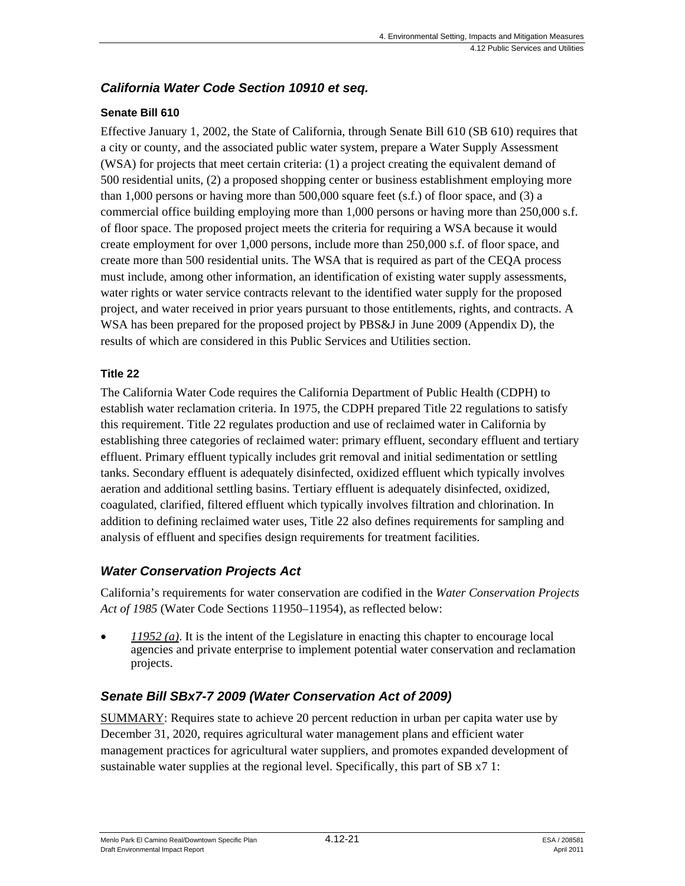### *California Water Code Section 10910 et seq.*

#### Senate Bill 610

Effective January 1, 2002, the State of California, through Senate Bill 610 (SB 610) requires that a city or county, and the associated public water system, prepare a Water Supply Assessment (WSA) for projects that meet certain criteria: (1) a project creating the equivalent demand of 500 residential units, (2) a proposed shopping center or business establishment employing more than 1,000 persons or having more than 500,000 square feet (s.f.) of floor space, and (3) a commercial office building employing more than 1,000 persons or having more than 250,000 s.f. of floor space. The proposed project meets the criteria for requiring a WSA because it would create employment for over 1,000 persons, include more than 250,000 s.f. of floor space, and create more than 500 residential units. The WSA that is required as part of the CEQA process must include, among other information, an identification of existing water supply assessments, water rights or water service contracts relevant to the identified water supply for the proposed project, and water received in prior years pursuant to those entitlements, rights, and contracts. A WSA has been prepared for the proposed project by PBS&J in June 2009 (Appendix D), the results of which are considered in this Public Services and Utilities section.

#### Title 22

The California Water Code requires the California Department of Public Health (CDPH) to establish water reclamation criteria. In 1975, the CDPH prepared Title 22 regulations to satisfy this requirement. Title 22 regulates production and use of reclaimed water in California by establishing three categories of reclaimed water: primary effluent, secondary effluent and tertiary effluent. Primary effluent typically includes grit removal and initial sedimentation or settling tanks. Secondary effluent is adequately disinfected, oxidized effluent which typically involves aeration and additional settling basins. Tertiary effluent is adequately disinfected, oxidized, coagulated, clarified, filtered effluent which typically involves filtration and chlorination. In addition to defining reclaimed water uses, Title 22 also defines requirements for sampling and analysis of effluent and specifies design requirements for treatment facilities.

### *Water Conservation Projects Act*

California's requirements for water conservation are codified in the *Water Conservation Projects Act of 1985* (Water Code Sections 11950–11954), as reflected below:

- *11952 (a)*. It is the intent of the Legislature in enacting this chapter to encourage local agencies and private enterprise to implement potential water conservation and reclamation projects.

### *Senate Bill SBx7-7 2009 (Water Conservation Act of 2009)*

SUMMARY: Requires state to achieve 20 percent reduction in urban per capita water use by December 31, 2020, requires agricultural water management plans and efficient water management practices for agricultural water suppliers, and promotes expanded development of sustainable water supplies at the regional level. Specifically, this part of SB x7 1: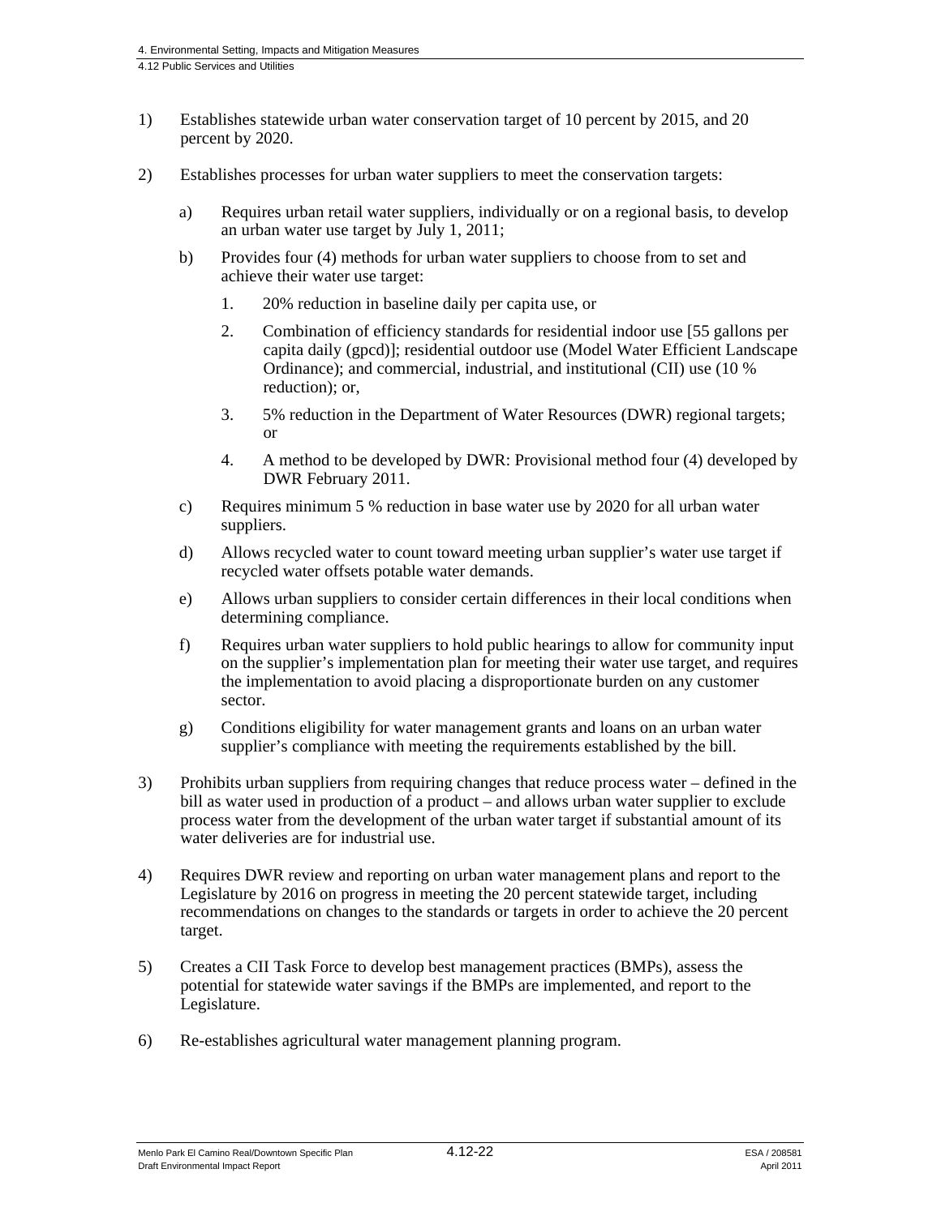1) Establishes statewide urban water conservation target of 10 percent by 2015, and 20 percent by 2020.

2) Establishes processes for urban water suppliers to meet the conservation targets:

   a) Requires urban retail water suppliers, individually or on a regional basis, to develop an urban water use target by July 1, 2011;

   b) Provides four (4) methods for urban water suppliers to choose from to set and achieve their water use target:

      1. 20% reduction in baseline daily per capita use, or

      2. Combination of efficiency standards for residential indoor use [55 gallons per capita daily (gpcd)]; residential outdoor use (Model Water Efficient Landscape Ordinance); and commercial, industrial, and institutional (CII) use (10 % reduction); or,

      3. 5% reduction in the Department of Water Resources (DWR) regional targets; or

      4. A method to be developed by DWR: Provisional method four (4) developed by DWR February 2011.

   c) Requires minimum 5 % reduction in base water use by 2020 for all urban water suppliers.

   d) Allows recycled water to count toward meeting urban supplier's water use target if recycled water offsets potable water demands.

   e) Allows urban suppliers to consider certain differences in their local conditions when determining compliance.

   f) Requires urban water suppliers to hold public hearings to allow for community input on the supplier's implementation plan for meeting their water use target, and requires the implementation to avoid placing a disproportionate burden on any customer sector.

   g) Conditions eligibility for water management grants and loans on an urban water supplier's compliance with meeting the requirements established by the bill.

3) Prohibits urban suppliers from requiring changes that reduce process water – defined in the bill as water used in production of a product – and allows urban water supplier to exclude process water from the development of the urban water target if substantial amount of its water deliveries are for industrial use.

4) Requires DWR review and reporting on urban water management plans and report to the Legislature by 2016 on progress in meeting the 20 percent statewide target, including recommendations on changes to the standards or targets in order to achieve the 20 percent target.

5) Creates a CII Task Force to develop best management practices (BMPs), assess the potential for statewide water savings if the BMPs are implemented, and report to the Legislature.

6) Re-establishes agricultural water management planning program.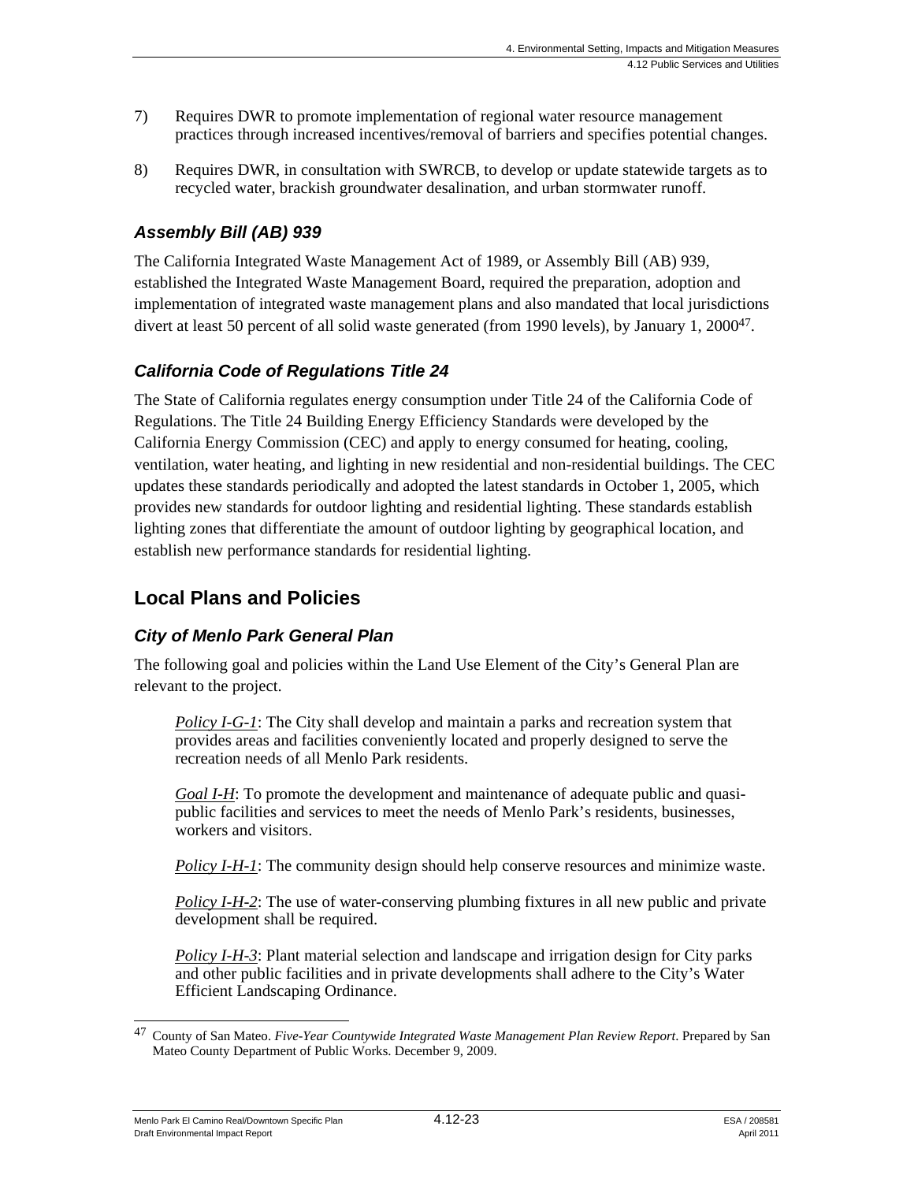7) Requires DWR to promote implementation of regional water resource management practices through increased incentives/removal of barriers and specifies potential changes.

8) Requires DWR, in consultation with SWRCB, to develop or update statewide targets as to recycled water, brackish groundwater desalination, and urban stormwater runoff.

### *Assembly Bill (AB) 939*

The California Integrated Waste Management Act of 1989, or Assembly Bill (AB) 939, established the Integrated Waste Management Board, required the preparation, adoption and implementation of integrated waste management plans and also mandated that local jurisdictions divert at least 50 percent of all solid waste generated (from 1990 levels), by January 1, 2000[47].

### *California Code of Regulations Title 24*

The State of California regulates energy consumption under Title 24 of the California Code of Regulations. The Title 24 Building Energy Efficiency Standards were developed by the California Energy Commission (CEC) and apply to energy consumed for heating, cooling, ventilation, water heating, and lighting in new residential and non-residential buildings. The CEC updates these standards periodically and adopted the latest standards in October 1, 2005, which provides new standards for outdoor lighting and residential lighting. These standards establish lighting zones that differentiate the amount of outdoor lighting by geographical location, and establish new performance standards for residential lighting.

## Local Plans and Policies

### *City of Menlo Park General Plan*

The following goal and policies within the Land Use Element of the City's General Plan are relevant to the project.

> *Policy I-G-1*: The City shall develop and maintain a parks and recreation system that provides areas and facilities conveniently located and properly designed to serve the recreation needs of all Menlo Park residents.
>
> *Goal I-H*: To promote the development and maintenance of adequate public and quasi-public facilities and services to meet the needs of Menlo Park's residents, businesses, workers and visitors.
>
> *Policy I-H-1*: The community design should help conserve resources and minimize waste.
>
> *Policy I-H-2*: The use of water-conserving plumbing fixtures in all new public and private development shall be required.
>
> *Policy I-H-3*: Plant material selection and landscape and irrigation design for City parks and other public facilities and in private developments shall adhere to the City's Water Efficient Landscaping Ordinance.

---

[47] County of San Mateo. *Five-Year Countywide Integrated Waste Management Plan Review Report*. Prepared by San Mateo County Department of Public Works. December 9, 2009.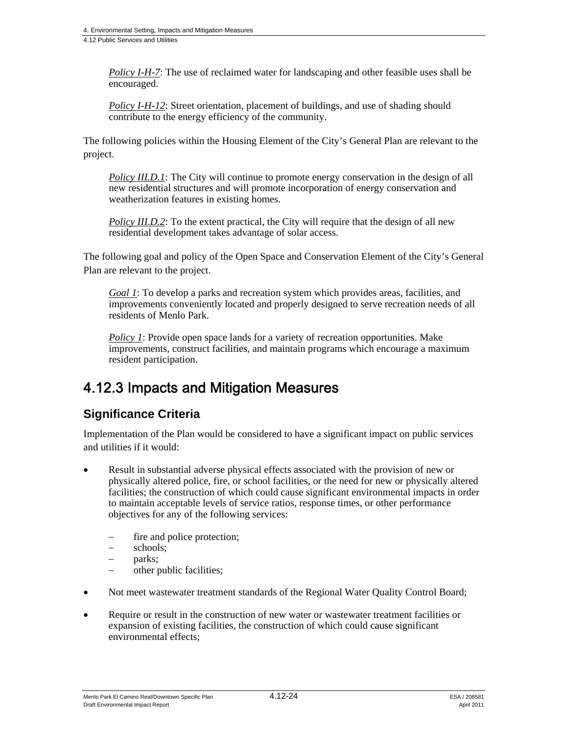*Policy I-H-7*: The use of reclaimed water for landscaping and other feasible uses shall be encouraged.

*Policy I-H-12*: Street orientation, placement of buildings, and use of shading should contribute to the energy efficiency of the community.

The following policies within the Housing Element of the City's General Plan are relevant to the project.

*Policy III.D.1*: The City will continue to promote energy conservation in the design of all new residential structures and will promote incorporation of energy conservation and weatherization features in existing homes.

*Policy III.D.2*: To the extent practical, the City will require that the design of all new residential development takes advantage of solar access.

The following goal and policy of the Open Space and Conservation Element of the City's General Plan are relevant to the project.

*Goal 1*: To develop a parks and recreation system which provides areas, facilities, and improvements conveniently located and properly designed to serve recreation needs of all residents of Menlo Park.

*Policy 1*: Provide open space lands for a variety of recreation opportunities. Make improvements, construct facilities, and maintain programs which encourage a maximum resident participation.

## 4.12.3 Impacts and Mitigation Measures

### Significance Criteria

Implementation of the Plan would be considered to have a significant impact on public services and utilities if it would:

- Result in substantial adverse physical effects associated with the provision of new or physically altered police, fire, or school facilities, or the need for new or physically altered facilities; the construction of which could cause significant environmental impacts in order to maintain acceptable levels of service ratios, response times, or other performance objectives for any of the following services:
  - fire and police protection;
  - schools;
  - parks;
  - other public facilities;
- Not meet wastewater treatment standards of the Regional Water Quality Control Board;
- Require or result in the construction of new water or wastewater treatment facilities or expansion of existing facilities, the construction of which could cause significant environmental effects;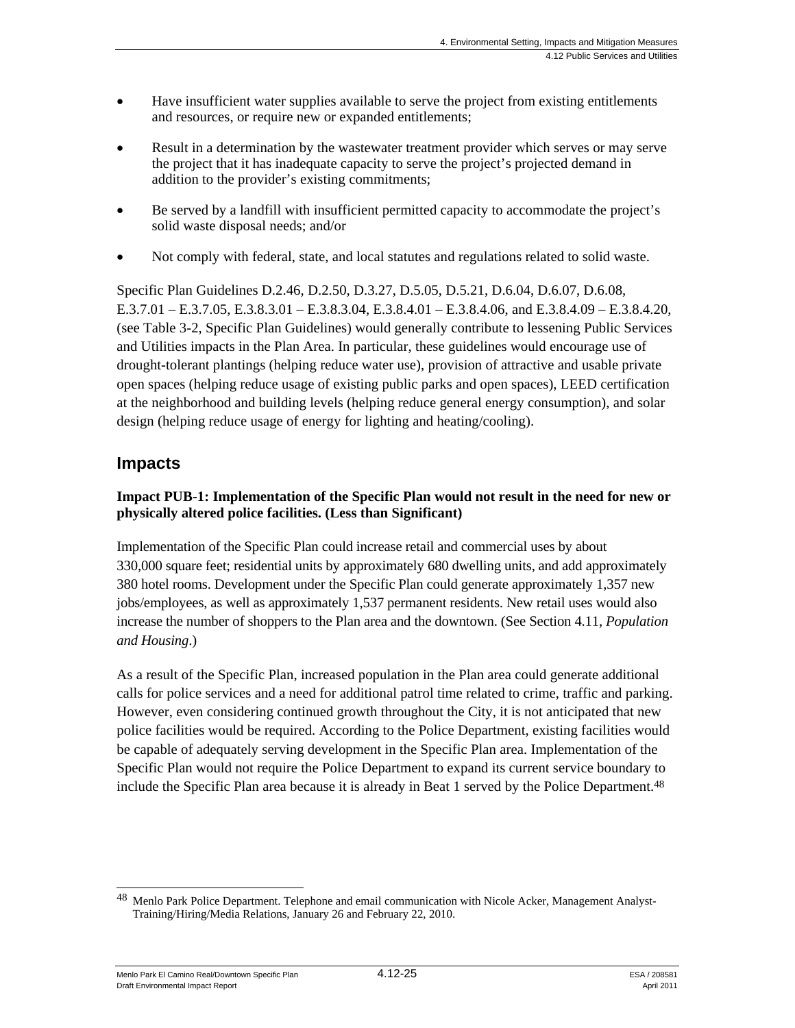- Have insufficient water supplies available to serve the project from existing entitlements and resources, or require new or expanded entitlements;
- Result in a determination by the wastewater treatment provider which serves or may serve the project that it has inadequate capacity to serve the project's projected demand in addition to the provider's existing commitments;
- Be served by a landfill with insufficient permitted capacity to accommodate the project's solid waste disposal needs; and/or
- Not comply with federal, state, and local statutes and regulations related to solid waste.

Specific Plan Guidelines D.2.46, D.2.50, D.3.27, D.5.05, D.5.21, D.6.04, D.6.07, D.6.08, E.3.7.01 – E.3.7.05, E.3.8.3.01 – E.3.8.3.04, E.3.8.4.01 – E.3.8.4.06, and E.3.8.4.09 – E.3.8.4.20, (see Table 3-2, Specific Plan Guidelines) would generally contribute to lessening Public Services and Utilities impacts in the Plan Area. In particular, these guidelines would encourage use of drought-tolerant plantings (helping reduce water use), provision of attractive and usable private open spaces (helping reduce usage of existing public parks and open spaces), LEED certification at the neighborhood and building levels (helping reduce general energy consumption), and solar design (helping reduce usage of energy for lighting and heating/cooling).

## Impacts

**Impact PUB-1: Implementation of the Specific Plan would not result in the need for new or physically altered police facilities. (Less than Significant)**

Implementation of the Specific Plan could increase retail and commercial uses by about 330,000 square feet; residential units by approximately 680 dwelling units, and add approximately 380 hotel rooms. Development under the Specific Plan could generate approximately 1,357 new jobs/employees, as well as approximately 1,537 permanent residents. New retail uses would also increase the number of shoppers to the Plan area and the downtown. (See Section 4.11, *Population and Housing*.)

As a result of the Specific Plan, increased population in the Plan area could generate additional calls for police services and a need for additional patrol time related to crime, traffic and parking. However, even considering continued growth throughout the City, it is not anticipated that new police facilities would be required. According to the Police Department, existing facilities would be capable of adequately serving development in the Specific Plan area. Implementation of the Specific Plan would not require the Police Department to expand its current service boundary to include the Specific Plan area because it is already in Beat 1 served by the Police Department.[48]

[48] Menlo Park Police Department. Telephone and email communication with Nicole Acker, Management Analyst-Training/Hiring/Media Relations, January 26 and February 22, 2010.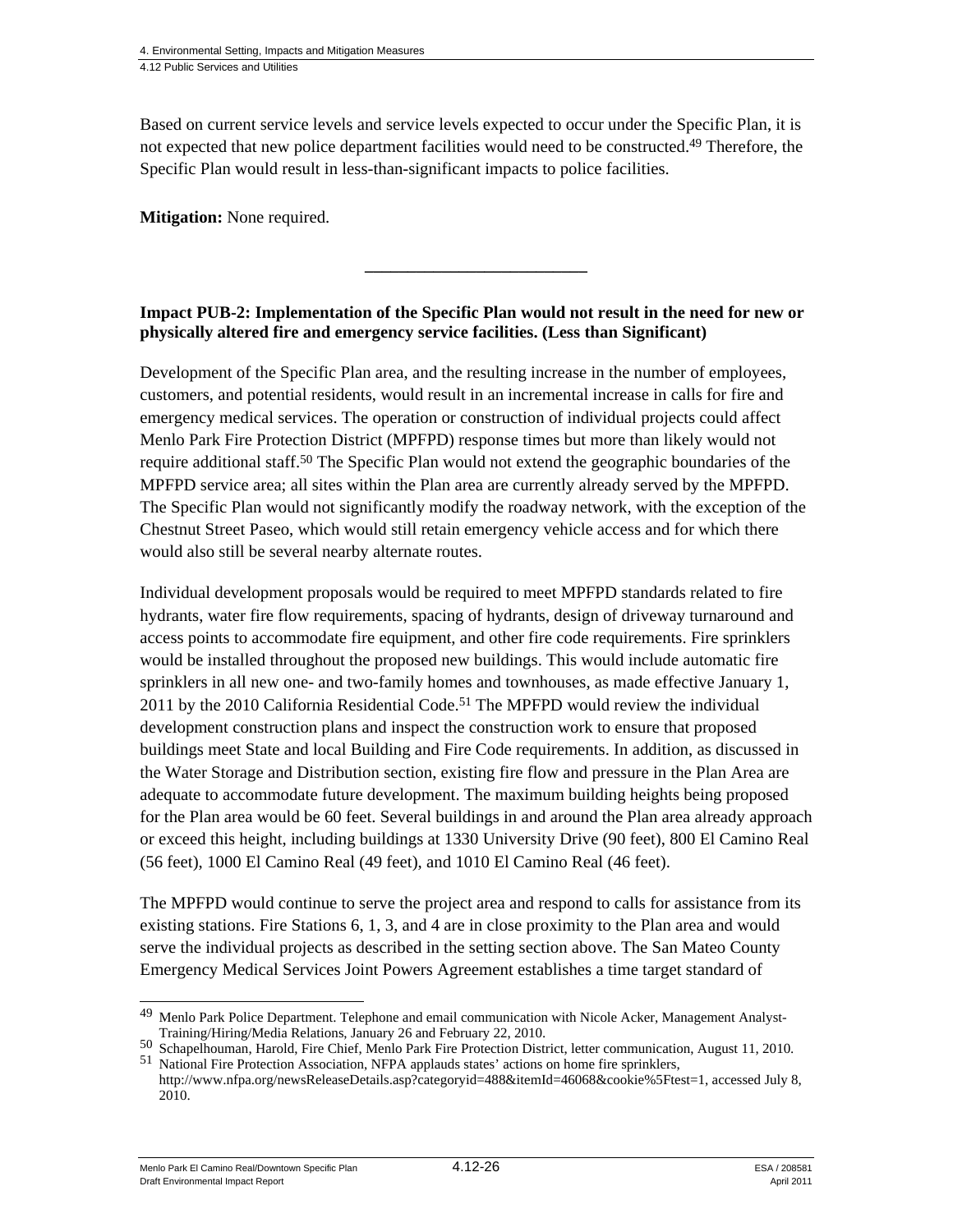Based on current service levels and service levels expected to occur under the Specific Plan, it is not expected that new police department facilities would need to be constructed.[49] Therefore, the Specific Plan would result in less-than-significant impacts to police facilities.

**Mitigation:** None required.

---

**Impact PUB-2: Implementation of the Specific Plan would not result in the need for new or physically altered fire and emergency service facilities. (Less than Significant)**

Development of the Specific Plan area, and the resulting increase in the number of employees, customers, and potential residents, would result in an incremental increase in calls for fire and emergency medical services. The operation or construction of individual projects could affect Menlo Park Fire Protection District (MPFPD) response times but more than likely would not require additional staff.[50] The Specific Plan would not extend the geographic boundaries of the MPFPD service area; all sites within the Plan area are currently already served by the MPFPD. The Specific Plan would not significantly modify the roadway network, with the exception of the Chestnut Street Paseo, which would still retain emergency vehicle access and for which there would also still be several nearby alternate routes.

Individual development proposals would be required to meet MPFPD standards related to fire hydrants, water fire flow requirements, spacing of hydrants, design of driveway turnaround and access points to accommodate fire equipment, and other fire code requirements. Fire sprinklers would be installed throughout the proposed new buildings. This would include automatic fire sprinklers in all new one- and two-family homes and townhouses, as made effective January 1, 2011 by the 2010 California Residential Code.[51] The MPFPD would review the individual development construction plans and inspect the construction work to ensure that proposed buildings meet State and local Building and Fire Code requirements. In addition, as discussed in the Water Storage and Distribution section, existing fire flow and pressure in the Plan Area are adequate to accommodate future development. The maximum building heights being proposed for the Plan area would be 60 feet. Several buildings in and around the Plan area already approach or exceed this height, including buildings at 1330 University Drive (90 feet), 800 El Camino Real (56 feet), 1000 El Camino Real (49 feet), and 1010 El Camino Real (46 feet).

The MPFPD would continue to serve the project area and respond to calls for assistance from its existing stations. Fire Stations 6, 1, 3, and 4 are in close proximity to the Plan area and would serve the individual projects as described in the setting section above. The San Mateo County Emergency Medical Services Joint Powers Agreement establishes a time target standard of

---

[49] Menlo Park Police Department. Telephone and email communication with Nicole Acker, Management Analyst-Training/Hiring/Media Relations, January 26 and February 22, 2010.

[50] Schapelhouman, Harold, Fire Chief, Menlo Park Fire Protection District, letter communication, August 11, 2010.

[51] National Fire Protection Association, NFPA applauds states' actions on home fire sprinklers, http://www.nfpa.org/newsReleaseDetails.asp?categoryid=488&itemId=46068&cookie%5Ftest=1, accessed July 8, 2010.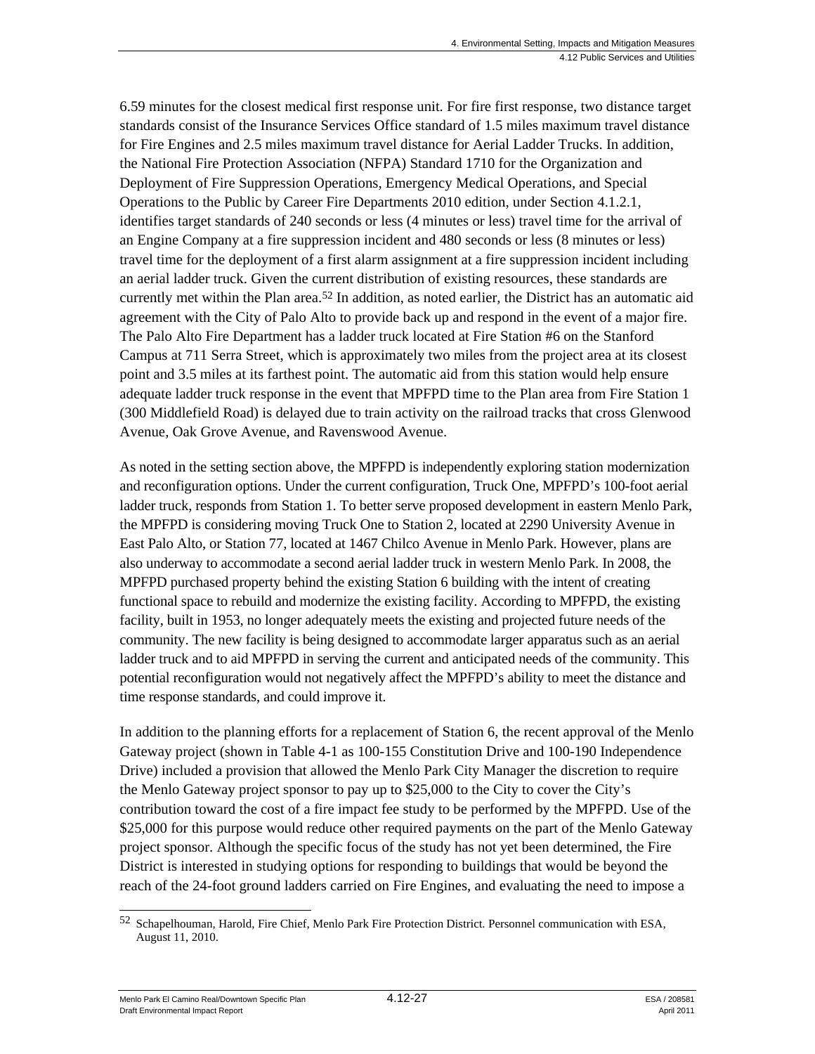6.59 minutes for the closest medical first response unit. For fire first response, two distance target standards consist of the Insurance Services Office standard of 1.5 miles maximum travel distance for Fire Engines and 2.5 miles maximum travel distance for Aerial Ladder Trucks. In addition, the National Fire Protection Association (NFPA) Standard 1710 for the Organization and Deployment of Fire Suppression Operations, Emergency Medical Operations, and Special Operations to the Public by Career Fire Departments 2010 edition, under Section 4.1.2.1, identifies target standards of 240 seconds or less (4 minutes or less) travel time for the arrival of an Engine Company at a fire suppression incident and 480 seconds or less (8 minutes or less) travel time for the deployment of a first alarm assignment at a fire suppression incident including an aerial ladder truck. Given the current distribution of existing resources, these standards are currently met within the Plan area.[52] In addition, as noted earlier, the District has an automatic aid agreement with the City of Palo Alto to provide back up and respond in the event of a major fire. The Palo Alto Fire Department has a ladder truck located at Fire Station #6 on the Stanford Campus at 711 Serra Street, which is approximately two miles from the project area at its closest point and 3.5 miles at its farthest point. The automatic aid from this station would help ensure adequate ladder truck response in the event that MPFPD time to the Plan area from Fire Station 1 (300 Middlefield Road) is delayed due to train activity on the railroad tracks that cross Glenwood Avenue, Oak Grove Avenue, and Ravenswood Avenue.

As noted in the setting section above, the MPFPD is independently exploring station modernization and reconfiguration options. Under the current configuration, Truck One, MPFPD's 100-foot aerial ladder truck, responds from Station 1. To better serve proposed development in eastern Menlo Park, the MPFPD is considering moving Truck One to Station 2, located at 2290 University Avenue in East Palo Alto, or Station 77, located at 1467 Chilco Avenue in Menlo Park. However, plans are also underway to accommodate a second aerial ladder truck in western Menlo Park. In 2008, the MPFPD purchased property behind the existing Station 6 building with the intent of creating functional space to rebuild and modernize the existing facility. According to MPFPD, the existing facility, built in 1953, no longer adequately meets the existing and projected future needs of the community. The new facility is being designed to accommodate larger apparatus such as an aerial ladder truck and to aid MPFPD in serving the current and anticipated needs of the community. This potential reconfiguration would not negatively affect the MPFPD's ability to meet the distance and time response standards, and could improve it.

In addition to the planning efforts for a replacement of Station 6, the recent approval of the Menlo Gateway project (shown in Table 4-1 as 100-155 Constitution Drive and 100-190 Independence Drive) included a provision that allowed the Menlo Park City Manager the discretion to require the Menlo Gateway project sponsor to pay up to $25,000 to the City to cover the City's contribution toward the cost of a fire impact fee study to be performed by the MPFPD. Use of the $25,000 for this purpose would reduce other required payments on the part of the Menlo Gateway project sponsor. Although the specific focus of the study has not yet been determined, the Fire District is interested in studying options for responding to buildings that would be beyond the reach of the 24-foot ground ladders carried on Fire Engines, and evaluating the need to impose a

---

[52] Schapelhouman, Harold, Fire Chief, Menlo Park Fire Protection District. Personnel communication with ESA, August 11, 2010.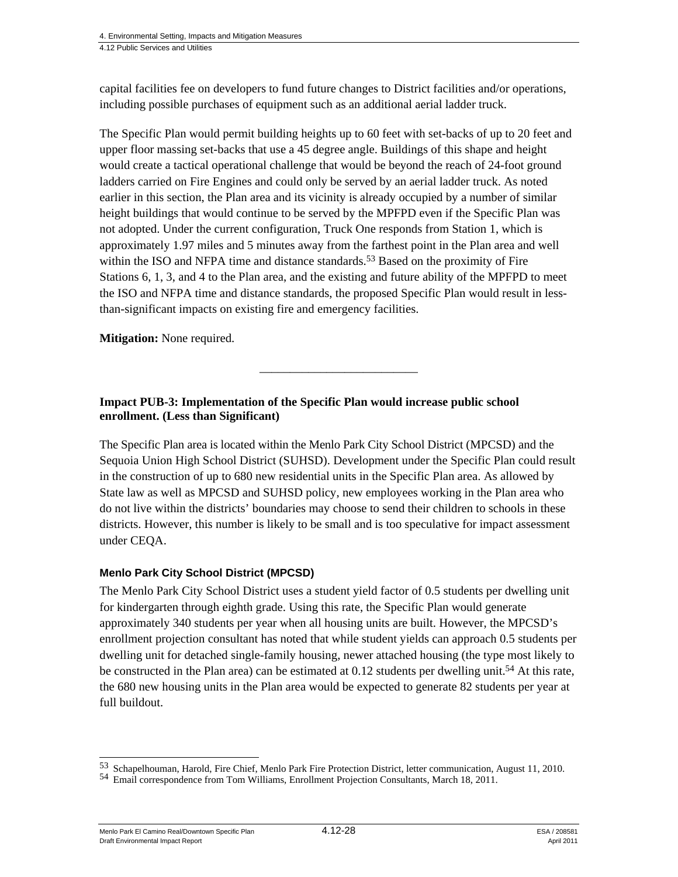capital facilities fee on developers to fund future changes to District facilities and/or operations, including possible purchases of equipment such as an additional aerial ladder truck.

The Specific Plan would permit building heights up to 60 feet with set-backs of up to 20 feet and upper floor massing set-backs that use a 45 degree angle. Buildings of this shape and height would create a tactical operational challenge that would be beyond the reach of 24-foot ground ladders carried on Fire Engines and could only be served by an aerial ladder truck. As noted earlier in this section, the Plan area and its vicinity is already occupied by a number of similar height buildings that would continue to be served by the MPFPD even if the Specific Plan was not adopted. Under the current configuration, Truck One responds from Station 1, which is approximately 1.97 miles and 5 minutes away from the farthest point in the Plan area and well within the ISO and NFPA time and distance standards.[53] Based on the proximity of Fire Stations 6, 1, 3, and 4 to the Plan area, and the existing and future ability of the MPFPD to meet the ISO and NFPA time and distance standards, the proposed Specific Plan would result in less-than-significant impacts on existing fire and emergency facilities.

**Mitigation:** None required.

---

**Impact PUB-3: Implementation of the Specific Plan would increase public school enrollment. (Less than Significant)**

The Specific Plan area is located within the Menlo Park City School District (MPCSD) and the Sequoia Union High School District (SUHSD). Development under the Specific Plan could result in the construction of up to 680 new residential units in the Specific Plan area. As allowed by State law as well as MPCSD and SUHSD policy, new employees working in the Plan area who do not live within the districts' boundaries may choose to send their children to schools in these districts. However, this number is likely to be small and is too speculative for impact assessment under CEQA.

### Menlo Park City School District (MPCSD)

The Menlo Park City School District uses a student yield factor of 0.5 students per dwelling unit for kindergarten through eighth grade. Using this rate, the Specific Plan would generate approximately 340 students per year when all housing units are built. However, the MPCSD's enrollment projection consultant has noted that while student yields can approach 0.5 students per dwelling unit for detached single-family housing, newer attached housing (the type most likely to be constructed in the Plan area) can be estimated at 0.12 students per dwelling unit.[54] At this rate, the 680 new housing units in the Plan area would be expected to generate 82 students per year at full buildout.

[53] Schapelhouman, Harold, Fire Chief, Menlo Park Fire Protection District, letter communication, August 11, 2010.
[54] Email correspondence from Tom Williams, Enrollment Projection Consultants, March 18, 2011.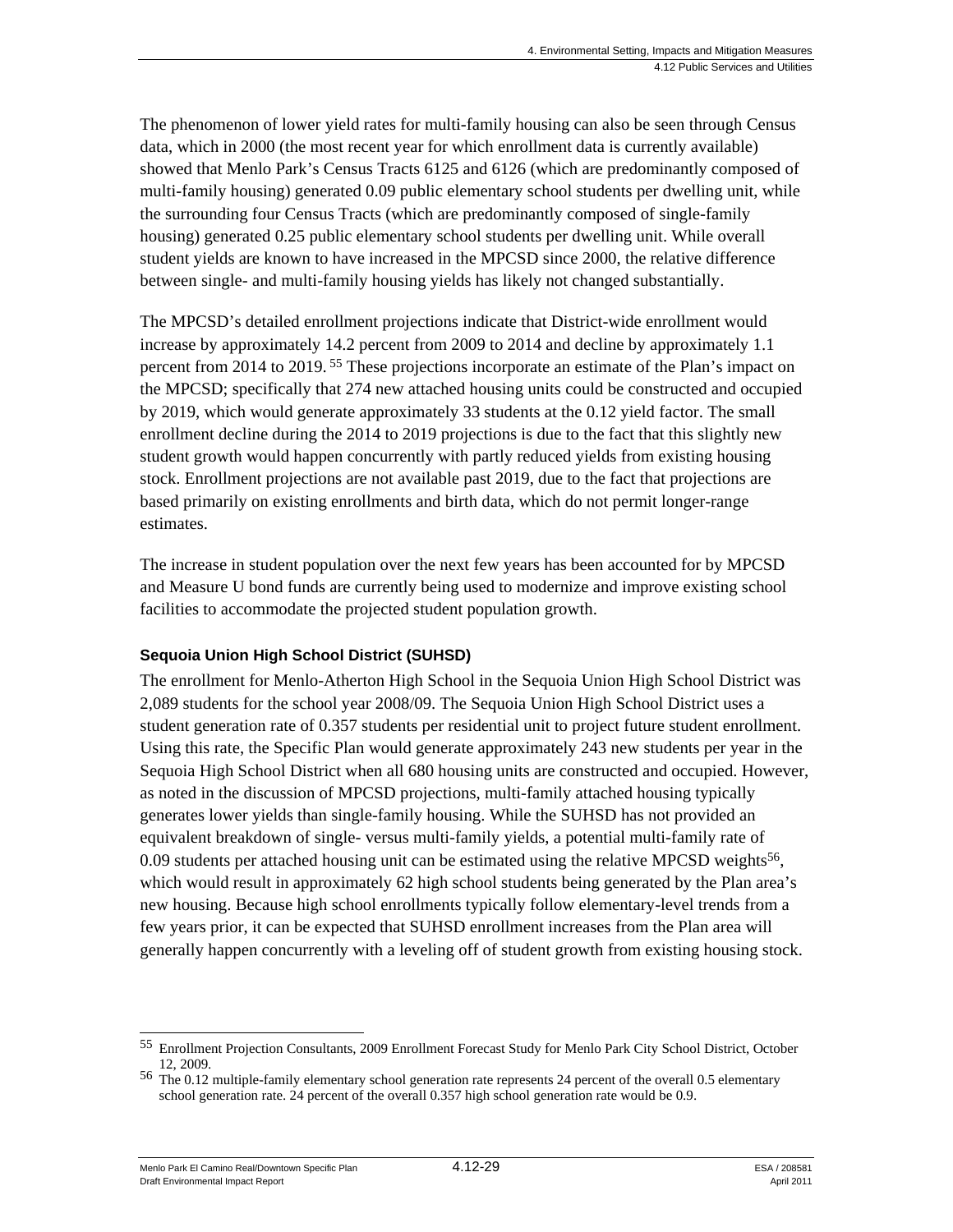The phenomenon of lower yield rates for multi-family housing can also be seen through Census data, which in 2000 (the most recent year for which enrollment data is currently available) showed that Menlo Park's Census Tracts 6125 and 6126 (which are predominantly composed of multi-family housing) generated 0.09 public elementary school students per dwelling unit, while the surrounding four Census Tracts (which are predominantly composed of single-family housing) generated 0.25 public elementary school students per dwelling unit. While overall student yields are known to have increased in the MPCSD since 2000, the relative difference between single- and multi-family housing yields has likely not changed substantially.

The MPCSD's detailed enrollment projections indicate that District-wide enrollment would increase by approximately 14.2 percent from 2009 to 2014 and decline by approximately 1.1 percent from 2014 to 2019. [55] These projections incorporate an estimate of the Plan's impact on the MPCSD; specifically that 274 new attached housing units could be constructed and occupied by 2019, which would generate approximately 33 students at the 0.12 yield factor. The small enrollment decline during the 2014 to 2019 projections is due to the fact that this slightly new student growth would happen concurrently with partly reduced yields from existing housing stock. Enrollment projections are not available past 2019, due to the fact that projections are based primarily on existing enrollments and birth data, which do not permit longer-range estimates.

The increase in student population over the next few years has been accounted for by MPCSD and Measure U bond funds are currently being used to modernize and improve existing school facilities to accommodate the projected student population growth.

### Sequoia Union High School District (SUHSD)

The enrollment for Menlo-Atherton High School in the Sequoia Union High School District was 2,089 students for the school year 2008/09. The Sequoia Union High School District uses a student generation rate of 0.357 students per residential unit to project future student enrollment. Using this rate, the Specific Plan would generate approximately 243 new students per year in the Sequoia High School District when all 680 housing units are constructed and occupied. However, as noted in the discussion of MPCSD projections, multi-family attached housing typically generates lower yields than single-family housing. While the SUHSD has not provided an equivalent breakdown of single- versus multi-family yields, a potential multi-family rate of 0.09 students per attached housing unit can be estimated using the relative MPCSD weights[56], which would result in approximately 62 high school students being generated by the Plan area's new housing. Because high school enrollments typically follow elementary-level trends from a few years prior, it can be expected that SUHSD enrollment increases from the Plan area will generally happen concurrently with a leveling off of student growth from existing housing stock.

---

[55] Enrollment Projection Consultants, 2009 Enrollment Forecast Study for Menlo Park City School District, October 12, 2009.

[56] The 0.12 multiple-family elementary school generation rate represents 24 percent of the overall 0.5 elementary school generation rate. 24 percent of the overall 0.357 high school generation rate would be 0.9.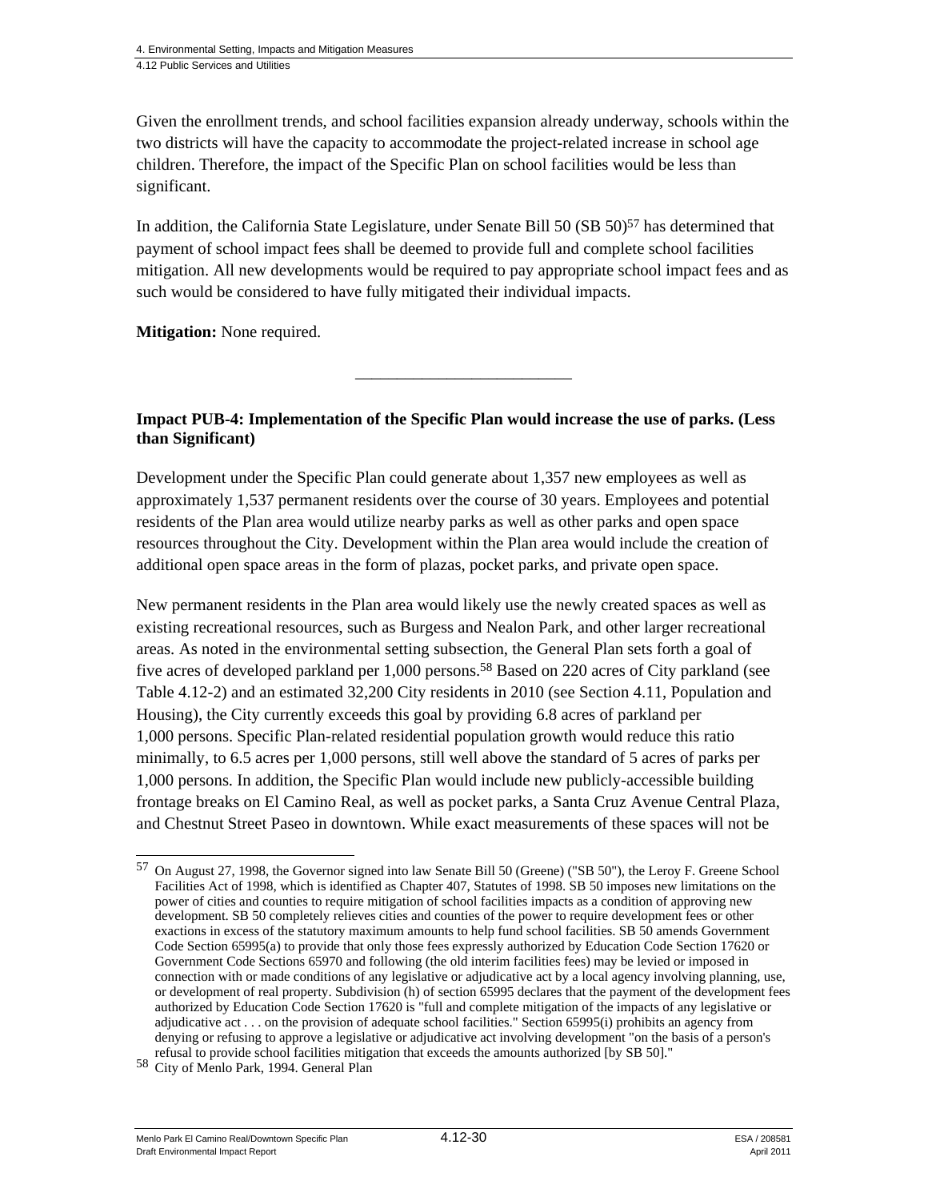Given the enrollment trends, and school facilities expansion already underway, schools within the two districts will have the capacity to accommodate the project-related increase in school age children. Therefore, the impact of the Specific Plan on school facilities would be less than significant.

In addition, the California State Legislature, under Senate Bill 50 (SB 50)[57] has determined that payment of school impact fees shall be deemed to provide full and complete school facilities mitigation. All new developments would be required to pay appropriate school impact fees and as such would be considered to have fully mitigated their individual impacts.

**Mitigation:** None required.

---

**Impact PUB-4: Implementation of the Specific Plan would increase the use of parks. (Less than Significant)**

Development under the Specific Plan could generate about 1,357 new employees as well as approximately 1,537 permanent residents over the course of 30 years. Employees and potential residents of the Plan area would utilize nearby parks as well as other parks and open space resources throughout the City. Development within the Plan area would include the creation of additional open space areas in the form of plazas, pocket parks, and private open space.

New permanent residents in the Plan area would likely use the newly created spaces as well as existing recreational resources, such as Burgess and Nealon Park, and other larger recreational areas. As noted in the environmental setting subsection, the General Plan sets forth a goal of five acres of developed parkland per 1,000 persons.[58] Based on 220 acres of City parkland (see Table 4.12-2) and an estimated 32,200 City residents in 2010 (see Section 4.11, Population and Housing), the City currently exceeds this goal by providing 6.8 acres of parkland per 1,000 persons. Specific Plan-related residential population growth would reduce this ratio minimally, to 6.5 acres per 1,000 persons, still well above the standard of 5 acres of parks per 1,000 persons. In addition, the Specific Plan would include new publicly-accessible building frontage breaks on El Camino Real, as well as pocket parks, a Santa Cruz Avenue Central Plaza, and Chestnut Street Paseo in downtown. While exact measurements of these spaces will not be

---

[57] On August 27, 1998, the Governor signed into law Senate Bill 50 (Greene) ("SB 50"), the Leroy F. Greene School Facilities Act of 1998, which is identified as Chapter 407, Statutes of 1998. SB 50 imposes new limitations on the power of cities and counties to require mitigation of school facilities impacts as a condition of approving new development. SB 50 completely relieves cities and counties of the power to require development fees or other exactions in excess of the statutory maximum amounts to help fund school facilities. SB 50 amends Government Code Section 65995(a) to provide that only those fees expressly authorized by Education Code Section 17620 or Government Code Sections 65970 and following (the old interim facilities fees) may be levied or imposed in connection with or made conditions of any legislative or adjudicative act by a local agency involving planning, use, or development of real property. Subdivision (h) of section 65995 declares that the payment of the development fees authorized by Education Code Section 17620 is "full and complete mitigation of the impacts of any legislative or adjudicative act . . . on the provision of adequate school facilities." Section 65995(i) prohibits an agency from denying or refusing to approve a legislative or adjudicative act involving development "on the basis of a person's refusal to provide school facilities mitigation that exceeds the amounts authorized [by SB 50]."

[58] City of Menlo Park, 1994. General Plan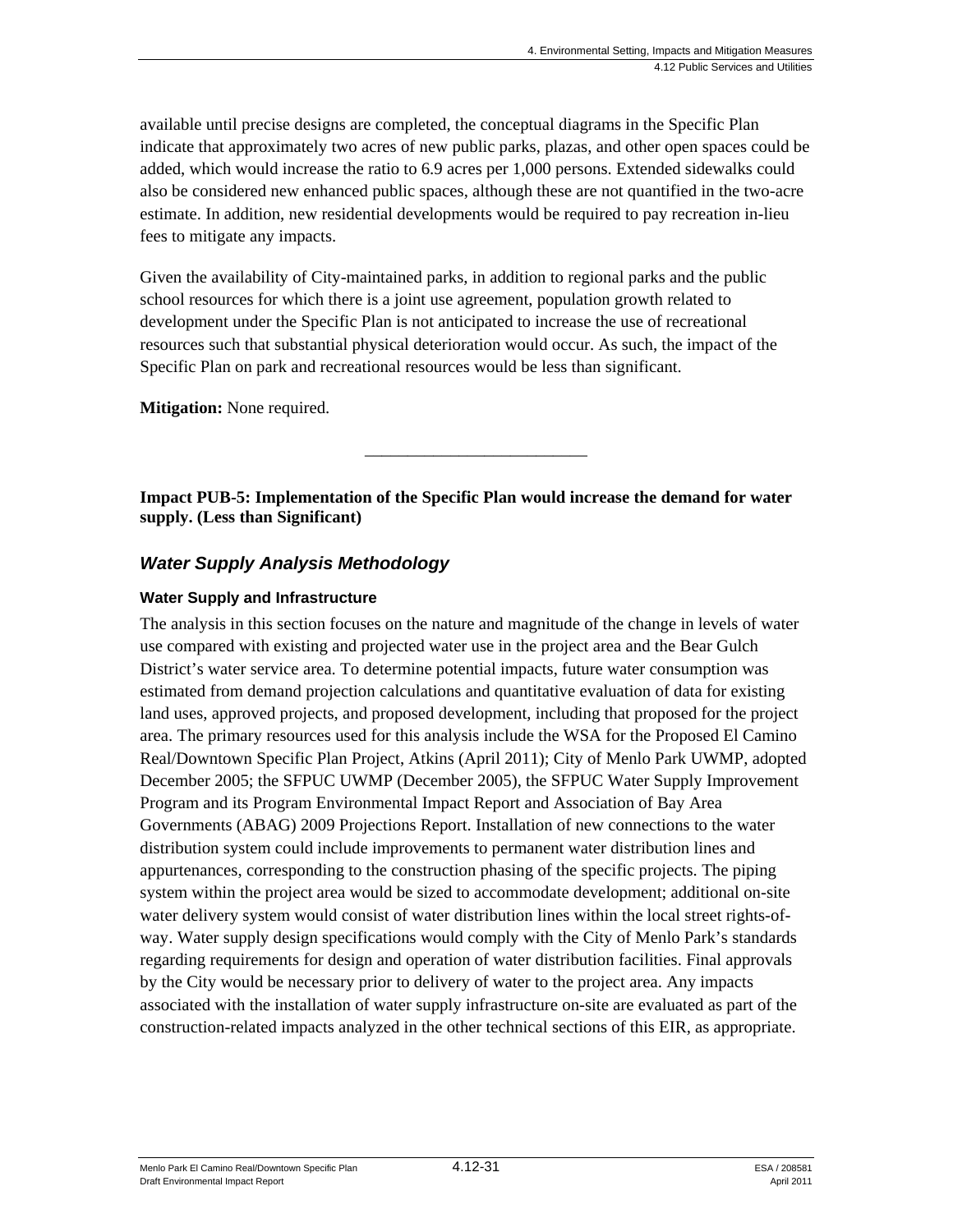available until precise designs are completed, the conceptual diagrams in the Specific Plan indicate that approximately two acres of new public parks, plazas, and other open spaces could be added, which would increase the ratio to 6.9 acres per 1,000 persons. Extended sidewalks could also be considered new enhanced public spaces, although these are not quantified in the two-acre estimate. In addition, new residential developments would be required to pay recreation in-lieu fees to mitigate any impacts.

Given the availability of City-maintained parks, in addition to regional parks and the public school resources for which there is a joint use agreement, population growth related to development under the Specific Plan is not anticipated to increase the use of recreational resources such that substantial physical deterioration would occur. As such, the impact of the Specific Plan on park and recreational resources would be less than significant.

**Mitigation:** None required.

_________________________

**Impact PUB-5: Implementation of the Specific Plan would increase the demand for water supply. (Less than Significant)**

## *Water Supply Analysis Methodology*

### Water Supply and Infrastructure

The analysis in this section focuses on the nature and magnitude of the change in levels of water use compared with existing and projected water use in the project area and the Bear Gulch District's water service area. To determine potential impacts, future water consumption was estimated from demand projection calculations and quantitative evaluation of data for existing land uses, approved projects, and proposed development, including that proposed for the project area. The primary resources used for this analysis include the WSA for the Proposed El Camino Real/Downtown Specific Plan Project, Atkins (April 2011); City of Menlo Park UWMP, adopted December 2005; the SFPUC UWMP (December 2005), the SFPUC Water Supply Improvement Program and its Program Environmental Impact Report and Association of Bay Area Governments (ABAG) 2009 Projections Report. Installation of new connections to the water distribution system could include improvements to permanent water distribution lines and appurtenances, corresponding to the construction phasing of the specific projects. The piping system within the project area would be sized to accommodate development; additional on-site water delivery system would consist of water distribution lines within the local street rights-of-way. Water supply design specifications would comply with the City of Menlo Park's standards regarding requirements for design and operation of water distribution facilities. Final approvals by the City would be necessary prior to delivery of water to the project area. Any impacts associated with the installation of water supply infrastructure on-site are evaluated as part of the construction-related impacts analyzed in the other technical sections of this EIR, as appropriate.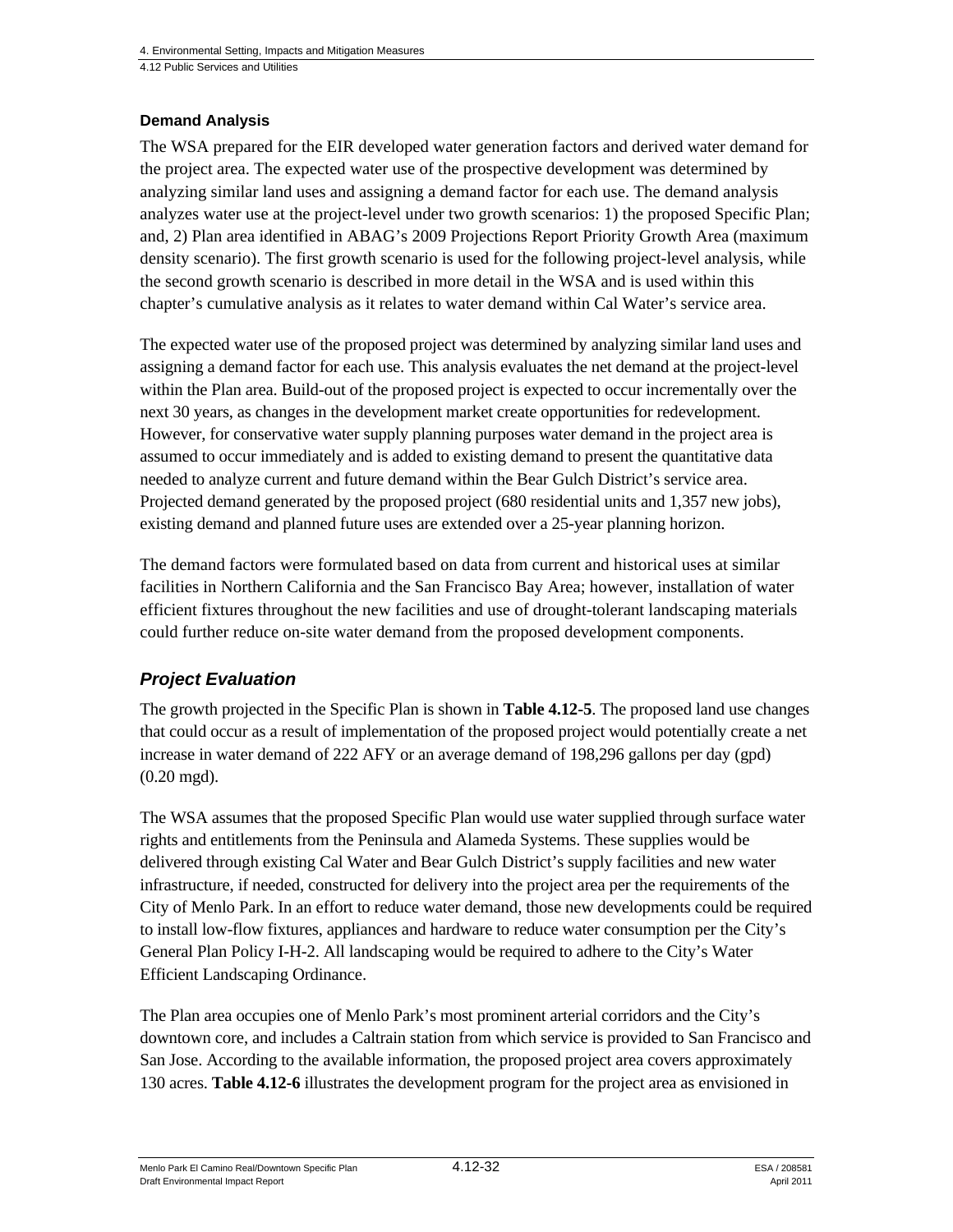#### Demand Analysis

The WSA prepared for the EIR developed water generation factors and derived water demand for the project area. The expected water use of the prospective development was determined by analyzing similar land uses and assigning a demand factor for each use. The demand analysis analyzes water use at the project-level under two growth scenarios: 1) the proposed Specific Plan; and, 2) Plan area identified in ABAG's 2009 Projections Report Priority Growth Area (maximum density scenario). The first growth scenario is used for the following project-level analysis, while the second growth scenario is described in more detail in the WSA and is used within this chapter's cumulative analysis as it relates to water demand within Cal Water's service area.

The expected water use of the proposed project was determined by analyzing similar land uses and assigning a demand factor for each use. This analysis evaluates the net demand at the project-level within the Plan area. Build-out of the proposed project is expected to occur incrementally over the next 30 years, as changes in the development market create opportunities for redevelopment. However, for conservative water supply planning purposes water demand in the project area is assumed to occur immediately and is added to existing demand to present the quantitative data needed to analyze current and future demand within the Bear Gulch District's service area. Projected demand generated by the proposed project (680 residential units and 1,357 new jobs), existing demand and planned future uses are extended over a 25-year planning horizon.

The demand factors were formulated based on data from current and historical uses at similar facilities in Northern California and the San Francisco Bay Area; however, installation of water efficient fixtures throughout the new facilities and use of drought-tolerant landscaping materials could further reduce on-site water demand from the proposed development components.

### *Project Evaluation*

The growth projected in the Specific Plan is shown in **Table 4.12-5**. The proposed land use changes that could occur as a result of implementation of the proposed project would potentially create a net increase in water demand of 222 AFY or an average demand of 198,296 gallons per day (gpd) (0.20 mgd).

The WSA assumes that the proposed Specific Plan would use water supplied through surface water rights and entitlements from the Peninsula and Alameda Systems. These supplies would be delivered through existing Cal Water and Bear Gulch District's supply facilities and new water infrastructure, if needed, constructed for delivery into the project area per the requirements of the City of Menlo Park. In an effort to reduce water demand, those new developments could be required to install low-flow fixtures, appliances and hardware to reduce water consumption per the City's General Plan Policy I-H-2. All landscaping would be required to adhere to the City's Water Efficient Landscaping Ordinance.

The Plan area occupies one of Menlo Park's most prominent arterial corridors and the City's downtown core, and includes a Caltrain station from which service is provided to San Francisco and San Jose. According to the available information, the proposed project area covers approximately 130 acres. **Table 4.12-6** illustrates the development program for the project area as envisioned in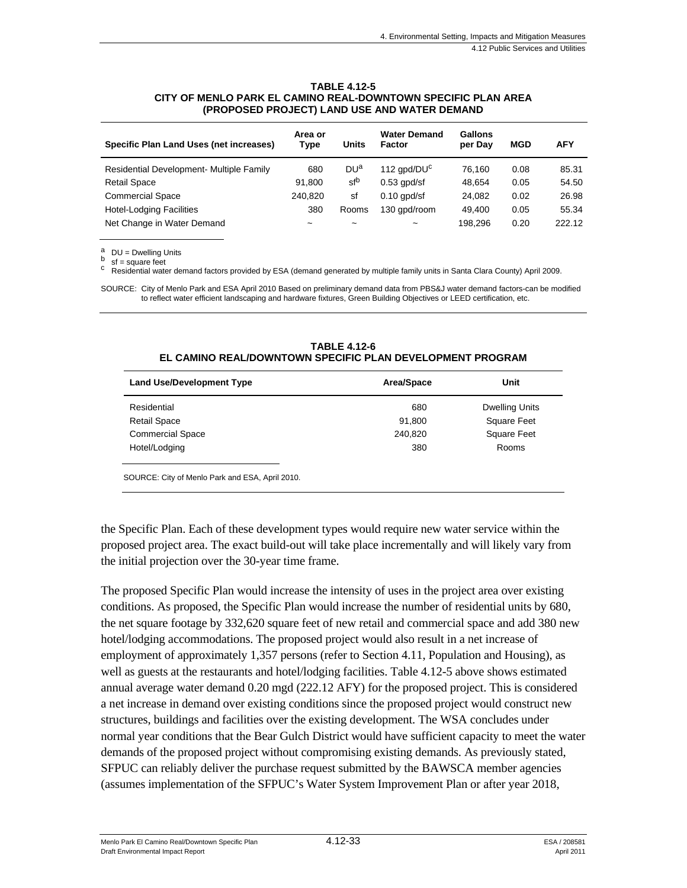**TABLE 4.12-5**
**CITY OF MENLO PARK EL CAMINO REAL-DOWNTOWN SPECIFIC PLAN AREA (PROPOSED PROJECT) LAND USE AND WATER DEMAND**

| Specific Plan Land Uses (net increases) | Area or Type | Units | Water Demand Factor | Gallons per Day | MGD | AFY |
|---|---|---|---|---|---|---|
| Residential Development- Multiple Family | 680 | DU[a] | 112 gpd/DU[c] | 76,160 | 0.08 | 85.31 |
| Retail Space | 91,800 | sf[b] | 0.53 gpd/sf | 48,654 | 0.05 | 54.50 |
| Commercial Space | 240,820 | sf | 0.10 gpd/sf | 24,082 | 0.02 | 26.98 |
| Hotel-Lodging Facilities | 380 | Rooms | 130 gpd/room | 49,400 | 0.05 | 55.34 |
| Net Change in Water Demand | ~ | ~ | ~ | 198,296 | 0.20 | 222.12 |

[a] DU = Dwelling Units
[b] sf = square feet
[c] Residential water demand factors provided by ESA (demand generated by multiple family units in Santa Clara County) April 2009.

SOURCE: City of Menlo Park and ESA April 2010 Based on preliminary demand data from PBS&J water demand factors-can be modified to reflect water efficient landscaping and hardware fixtures, Green Building Objectives or LEED certification, etc.

**TABLE 4.12-6**
**EL CAMINO REAL/DOWNTOWN SPECIFIC PLAN DEVELOPMENT PROGRAM**

| Land Use/Development Type | Area/Space | Unit |
|---|---|---|
| Residential | 680 | Dwelling Units |
| Retail Space | 91,800 | Square Feet |
| Commercial Space | 240,820 | Square Feet |
| Hotel/Lodging | 380 | Rooms |

SOURCE: City of Menlo Park and ESA, April 2010.

the Specific Plan. Each of these development types would require new water service within the proposed project area. The exact build-out will take place incrementally and will likely vary from the initial projection over the 30-year time frame.

The proposed Specific Plan would increase the intensity of uses in the project area over existing conditions. As proposed, the Specific Plan would increase the number of residential units by 680, the net square footage by 332,620 square feet of new retail and commercial space and add 380 new hotel/lodging accommodations. The proposed project would also result in a net increase of employment of approximately 1,357 persons (refer to Section 4.11, Population and Housing), as well as guests at the restaurants and hotel/lodging facilities. Table 4.12-5 above shows estimated annual average water demand 0.20 mgd (222.12 AFY) for the proposed project. This is considered a net increase in demand over existing conditions since the proposed project would construct new structures, buildings and facilities over the existing development. The WSA concludes under normal year conditions that the Bear Gulch District would have sufficient capacity to meet the water demands of the proposed project without compromising existing demands. As previously stated, SFPUC can reliably deliver the purchase request submitted by the BAWSCA member agencies (assumes implementation of the SFPUC's Water System Improvement Plan or after year 2018,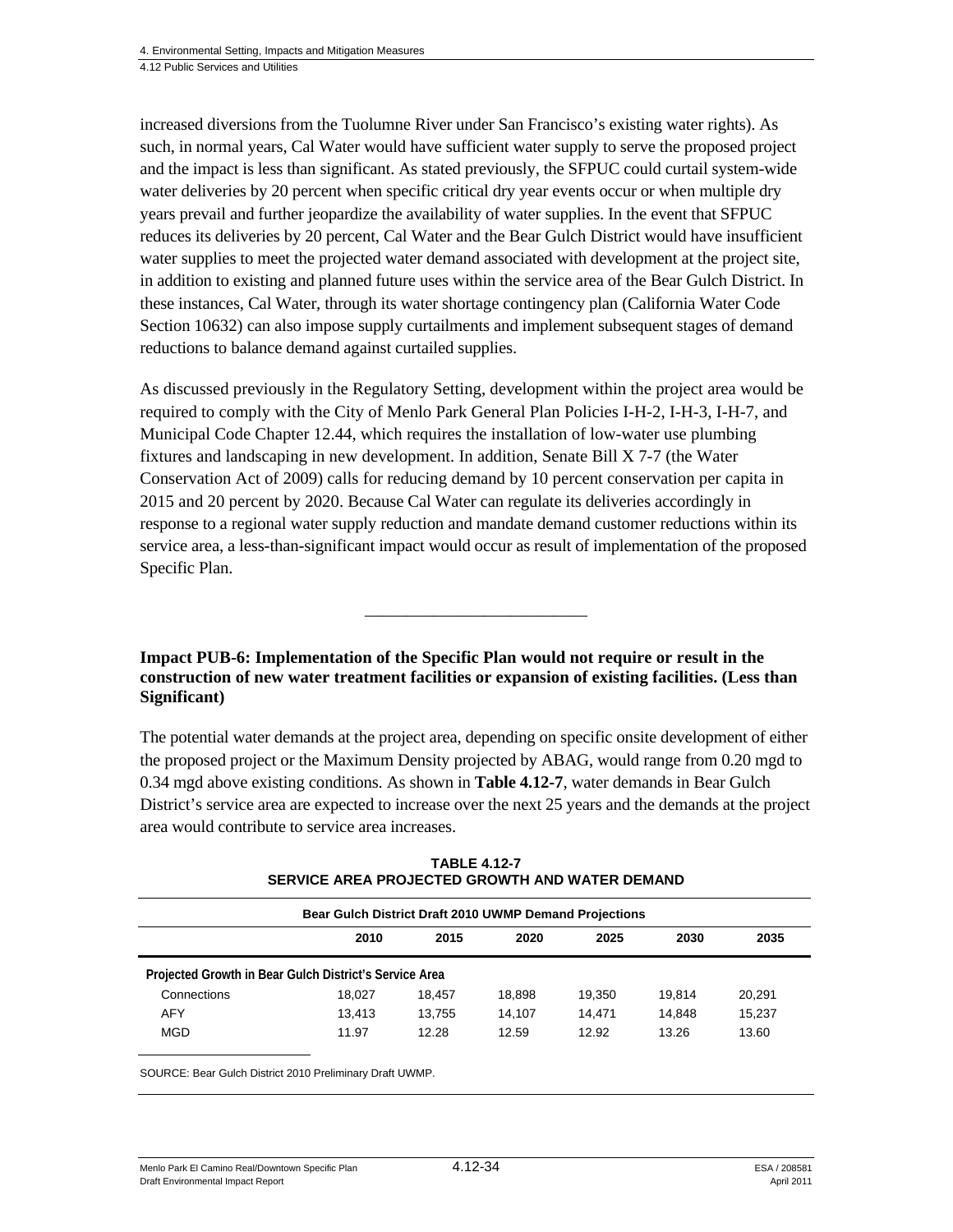increased diversions from the Tuolumne River under San Francisco's existing water rights). As such, in normal years, Cal Water would have sufficient water supply to serve the proposed project and the impact is less than significant. As stated previously, the SFPUC could curtail system-wide water deliveries by 20 percent when specific critical dry year events occur or when multiple dry years prevail and further jeopardize the availability of water supplies. In the event that SFPUC reduces its deliveries by 20 percent, Cal Water and the Bear Gulch District would have insufficient water supplies to meet the projected water demand associated with development at the project site, in addition to existing and planned future uses within the service area of the Bear Gulch District. In these instances, Cal Water, through its water shortage contingency plan (California Water Code Section 10632) can also impose supply curtailments and implement subsequent stages of demand reductions to balance demand against curtailed supplies.

As discussed previously in the Regulatory Setting, development within the project area would be required to comply with the City of Menlo Park General Plan Policies I-H-2, I-H-3, I-H-7, and Municipal Code Chapter 12.44, which requires the installation of low-water use plumbing fixtures and landscaping in new development. In addition, Senate Bill X 7-7 (the Water Conservation Act of 2009) calls for reducing demand by 10 percent conservation per capita in 2015 and 20 percent by 2020. Because Cal Water can regulate its deliveries accordingly in response to a regional water supply reduction and mandate demand customer reductions within its service area, a less-than-significant impact would occur as result of implementation of the proposed Specific Plan.

---

**Impact PUB-6: Implementation of the Specific Plan would not require or result in the construction of new water treatment facilities or expansion of existing facilities. (Less than Significant)**

The potential water demands at the project area, depending on specific onsite development of either the proposed project or the Maximum Density projected by ABAG, would range from 0.20 mgd to 0.34 mgd above existing conditions. As shown in **Table 4.12-7**, water demands in Bear Gulch District's service area are expected to increase over the next 25 years and the demands at the project area would contribute to service area increases.

**TABLE 4.12-7**
**SERVICE AREA PROJECTED GROWTH AND WATER DEMAND**

| Bear Gulch District Draft 2010 UWMP Demand Projections | | | | | | |
|---|---|---|---|---|---|---|
| | 2010 | 2015 | 2020 | 2025 | 2030 | 2035 |
| **Projected Growth in Bear Gulch District's Service Area** | | | | | | |
| Connections | 18,027 | 18,457 | 18,898 | 19,350 | 19,814 | 20,291 |
| AFY | 13,413 | 13,755 | 14,107 | 14,471 | 14,848 | 15,237 |
| MGD | 11.97 | 12.28 | 12.59 | 12.92 | 13.26 | 13.60 |

SOURCE: Bear Gulch District 2010 Preliminary Draft UWMP.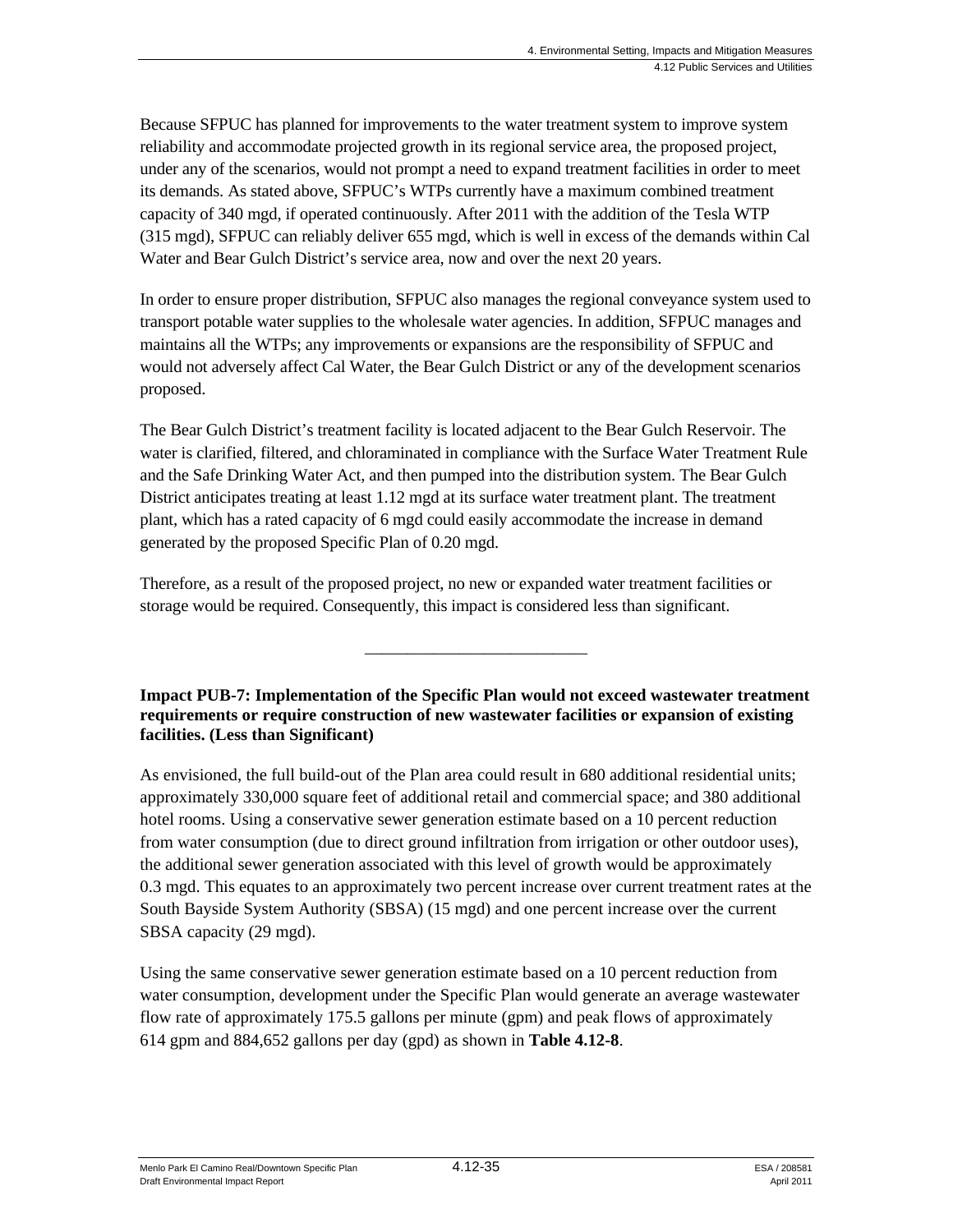Because SFPUC has planned for improvements to the water treatment system to improve system reliability and accommodate projected growth in its regional service area, the proposed project, under any of the scenarios, would not prompt a need to expand treatment facilities in order to meet its demands. As stated above, SFPUC's WTPs currently have a maximum combined treatment capacity of 340 mgd, if operated continuously. After 2011 with the addition of the Tesla WTP (315 mgd), SFPUC can reliably deliver 655 mgd, which is well in excess of the demands within Cal Water and Bear Gulch District's service area, now and over the next 20 years.

In order to ensure proper distribution, SFPUC also manages the regional conveyance system used to transport potable water supplies to the wholesale water agencies. In addition, SFPUC manages and maintains all the WTPs; any improvements or expansions are the responsibility of SFPUC and would not adversely affect Cal Water, the Bear Gulch District or any of the development scenarios proposed.

The Bear Gulch District's treatment facility is located adjacent to the Bear Gulch Reservoir. The water is clarified, filtered, and chloraminated in compliance with the Surface Water Treatment Rule and the Safe Drinking Water Act, and then pumped into the distribution system. The Bear Gulch District anticipates treating at least 1.12 mgd at its surface water treatment plant. The treatment plant, which has a rated capacity of 6 mgd could easily accommodate the increase in demand generated by the proposed Specific Plan of 0.20 mgd.

Therefore, as a result of the proposed project, no new or expanded water treatment facilities or storage would be required. Consequently, this impact is considered less than significant.

---

**Impact PUB-7: Implementation of the Specific Plan would not exceed wastewater treatment requirements or require construction of new wastewater facilities or expansion of existing facilities. (Less than Significant)**

As envisioned, the full build-out of the Plan area could result in 680 additional residential units; approximately 330,000 square feet of additional retail and commercial space; and 380 additional hotel rooms. Using a conservative sewer generation estimate based on a 10 percent reduction from water consumption (due to direct ground infiltration from irrigation or other outdoor uses), the additional sewer generation associated with this level of growth would be approximately 0.3 mgd. This equates to an approximately two percent increase over current treatment rates at the South Bayside System Authority (SBSA) (15 mgd) and one percent increase over the current SBSA capacity (29 mgd).

Using the same conservative sewer generation estimate based on a 10 percent reduction from water consumption, development under the Specific Plan would generate an average wastewater flow rate of approximately 175.5 gallons per minute (gpm) and peak flows of approximately 614 gpm and 884,652 gallons per day (gpd) as shown in **Table 4.12-8**.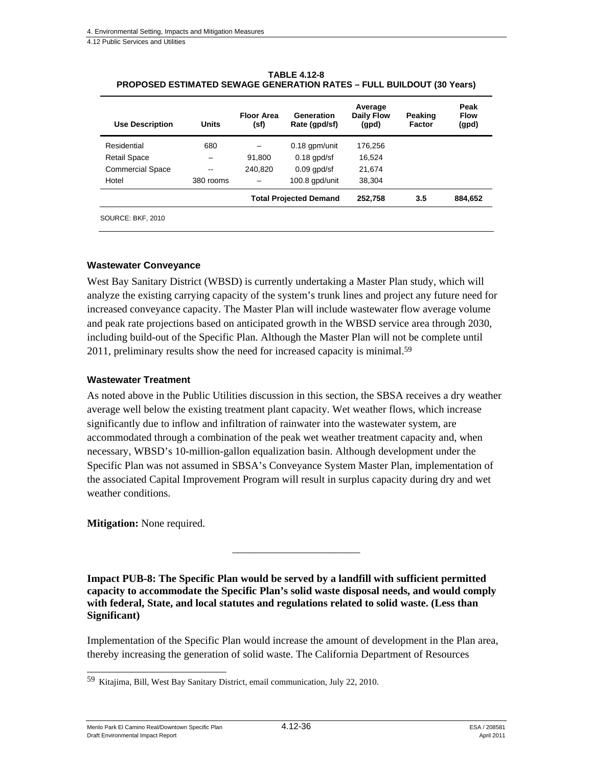**TABLE 4.12-8**
**PROPOSED ESTIMATED SEWAGE GENERATION RATES – FULL BUILDOUT (30 Years)**

| Use Description | Units | Floor Area (sf) | Generation Rate (gpd/sf) | Average Daily Flow (gpd) | Peaking Factor | Peak Flow (gpd) |
|---|---|---|---|---|---|---|
| Residential | 680 | – | 0.18 gpm/unit | 176,256 | | |
| Retail Space | – | 91,800 | 0.18 gpd/sf | 16,524 | | |
| Commercial Space | -- | 240,820 | 0.09 gpd/sf | 21,674 | | |
| Hotel | 380 rooms | – | 100.8 gpd/unit | 38,304 | | |
| | | | **Total Projected Demand** | **252,758** | **3.5** | **884,652** |

SOURCE: BKF, 2010

### Wastewater Conveyance

West Bay Sanitary District (WBSD) is currently undertaking a Master Plan study, which will analyze the existing carrying capacity of the system's trunk lines and project any future need for increased conveyance capacity. The Master Plan will include wastewater flow average volume and peak rate projections based on anticipated growth in the WBSD service area through 2030, including build-out of the Specific Plan. Although the Master Plan will not be complete until 2011, preliminary results show the need for increased capacity is minimal.[59]

### Wastewater Treatment

As noted above in the Public Utilities discussion in this section, the SBSA receives a dry weather average well below the existing treatment plant capacity. Wet weather flows, which increase significantly due to inflow and infiltration of rainwater into the wastewater system, are accommodated through a combination of the peak wet weather treatment capacity and, when necessary, WBSD's 10-million-gallon equalization basin. Although development under the Specific Plan was not assumed in SBSA's Conveyance System Master Plan, implementation of the associated Capital Improvement Program will result in surplus capacity during dry and wet weather conditions.

**Mitigation:** None required.

_________________________

**Impact PUB-8: The Specific Plan would be served by a landfill with sufficient permitted capacity to accommodate the Specific Plan's solid waste disposal needs, and would comply with federal, State, and local statutes and regulations related to solid waste. (Less than Significant)**

Implementation of the Specific Plan would increase the amount of development in the Plan area, thereby increasing the generation of solid waste. The California Department of Resources

---

59 Kitajima, Bill, West Bay Sanitary District, email communication, July 22, 2010.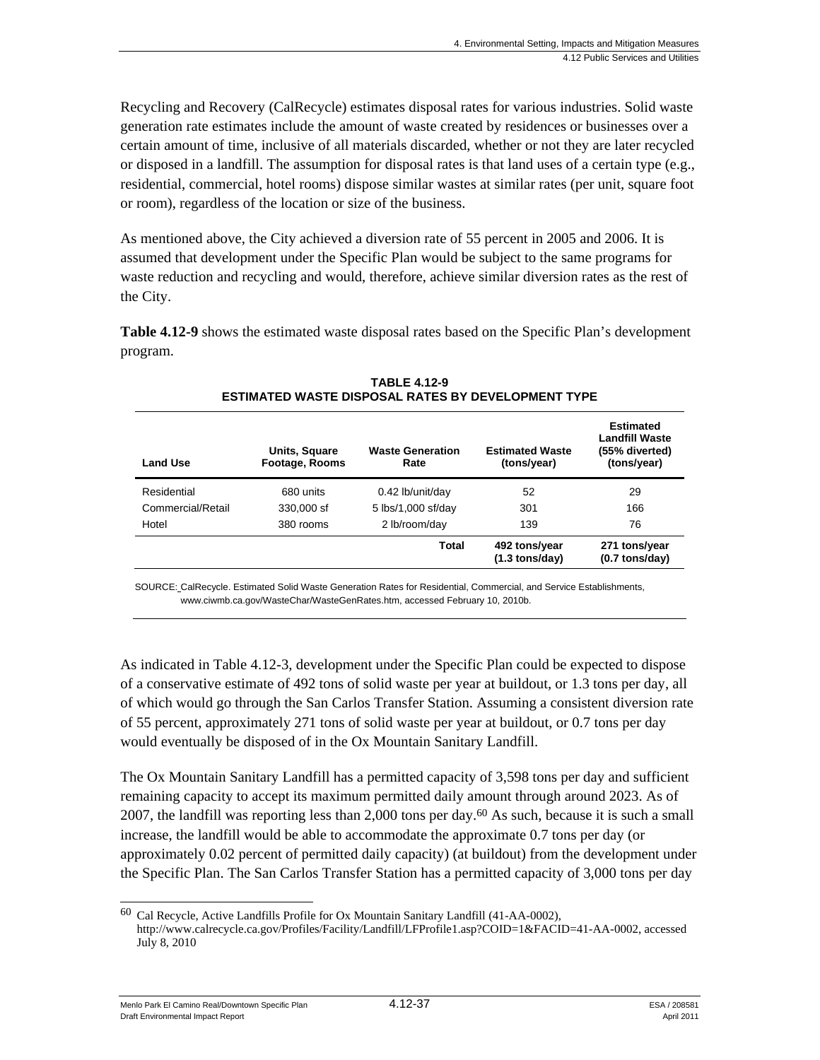Recycling and Recovery (CalRecycle) estimates disposal rates for various industries. Solid waste generation rate estimates include the amount of waste created by residences or businesses over a certain amount of time, inclusive of all materials discarded, whether or not they are later recycled or disposed in a landfill. The assumption for disposal rates is that land uses of a certain type (e.g., residential, commercial, hotel rooms) dispose similar wastes at similar rates (per unit, square foot or room), regardless of the location or size of the business.

As mentioned above, the City achieved a diversion rate of 55 percent in 2005 and 2006. It is assumed that development under the Specific Plan would be subject to the same programs for waste reduction and recycling and would, therefore, achieve similar diversion rates as the rest of the City.

**Table 4.12-9** shows the estimated waste disposal rates based on the Specific Plan's development program.

**TABLE 4.12-9**
**ESTIMATED WASTE DISPOSAL RATES BY DEVELOPMENT TYPE**

| Land Use | Units, Square Footage, Rooms | Waste Generation Rate | Estimated Waste (tons/year) | Estimated Landfill Waste (55% diverted) (tons/year) |
|---|---|---|---|---|
| Residential | 680 units | 0.42 lb/unit/day | 52 | 29 |
| Commercial/Retail | 330,000 sf | 5 lbs/1,000 sf/day | 301 | 166 |
| Hotel | 380 rooms | 2 lb/room/day | 139 | 76 |
| | | **Total** | **492 tons/year (1.3 tons/day)** | **271 tons/year (0.7 tons/day)** |

SOURCE: CalRecycle. Estimated Solid Waste Generation Rates for Residential, Commercial, and Service Establishments, www.ciwmb.ca.gov/WasteChar/WasteGenRates.htm, accessed February 10, 2010b.

As indicated in Table 4.12-3, development under the Specific Plan could be expected to dispose of a conservative estimate of 492 tons of solid waste per year at buildout, or 1.3 tons per day, all of which would go through the San Carlos Transfer Station. Assuming a consistent diversion rate of 55 percent, approximately 271 tons of solid waste per year at buildout, or 0.7 tons per day would eventually be disposed of in the Ox Mountain Sanitary Landfill.

The Ox Mountain Sanitary Landfill has a permitted capacity of 3,598 tons per day and sufficient remaining capacity to accept its maximum permitted daily amount through around 2023. As of 2007, the landfill was reporting less than 2,000 tons per day.[60] As such, because it is such a small increase, the landfill would be able to accommodate the approximate 0.7 tons per day (or approximately 0.02 percent of permitted daily capacity) (at buildout) from the development under the Specific Plan. The San Carlos Transfer Station has a permitted capacity of 3,000 tons per day

[60] Cal Recycle, Active Landfills Profile for Ox Mountain Sanitary Landfill (41-AA-0002), http://www.calrecycle.ca.gov/Profiles/Facility/Landfill/LFProfile1.asp?COID=1&FACID=41-AA-0002, accessed July 8, 2010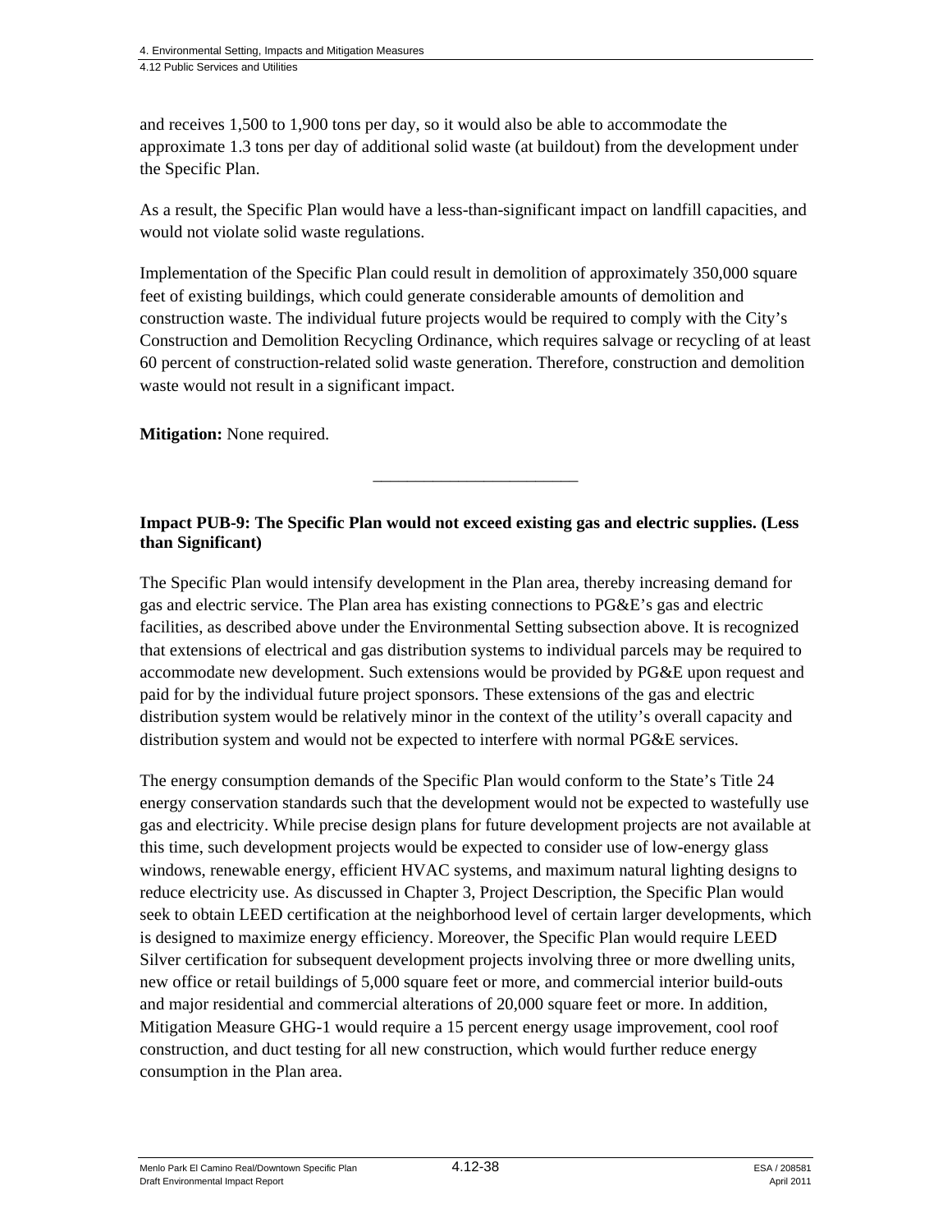and receives 1,500 to 1,900 tons per day, so it would also be able to accommodate the approximate 1.3 tons per day of additional solid waste (at buildout) from the development under the Specific Plan.

As a result, the Specific Plan would have a less-than-significant impact on landfill capacities, and would not violate solid waste regulations.

Implementation of the Specific Plan could result in demolition of approximately 350,000 square feet of existing buildings, which could generate considerable amounts of demolition and construction waste. The individual future projects would be required to comply with the City's Construction and Demolition Recycling Ordinance, which requires salvage or recycling of at least 60 percent of construction-related solid waste generation. Therefore, construction and demolition waste would not result in a significant impact.

**Mitigation:** None required.

---

**Impact PUB-9: The Specific Plan would not exceed existing gas and electric supplies. (Less than Significant)**

The Specific Plan would intensify development in the Plan area, thereby increasing demand for gas and electric service. The Plan area has existing connections to PG&E's gas and electric facilities, as described above under the Environmental Setting subsection above. It is recognized that extensions of electrical and gas distribution systems to individual parcels may be required to accommodate new development. Such extensions would be provided by PG&E upon request and paid for by the individual future project sponsors. These extensions of the gas and electric distribution system would be relatively minor in the context of the utility's overall capacity and distribution system and would not be expected to interfere with normal PG&E services.

The energy consumption demands of the Specific Plan would conform to the State's Title 24 energy conservation standards such that the development would not be expected to wastefully use gas and electricity. While precise design plans for future development projects are not available at this time, such development projects would be expected to consider use of low-energy glass windows, renewable energy, efficient HVAC systems, and maximum natural lighting designs to reduce electricity use. As discussed in Chapter 3, Project Description, the Specific Plan would seek to obtain LEED certification at the neighborhood level of certain larger developments, which is designed to maximize energy efficiency. Moreover, the Specific Plan would require LEED Silver certification for subsequent development projects involving three or more dwelling units, new office or retail buildings of 5,000 square feet or more, and commercial interior build-outs and major residential and commercial alterations of 20,000 square feet or more. In addition, Mitigation Measure GHG-1 would require a 15 percent energy usage improvement, cool roof construction, and duct testing for all new construction, which would further reduce energy consumption in the Plan area.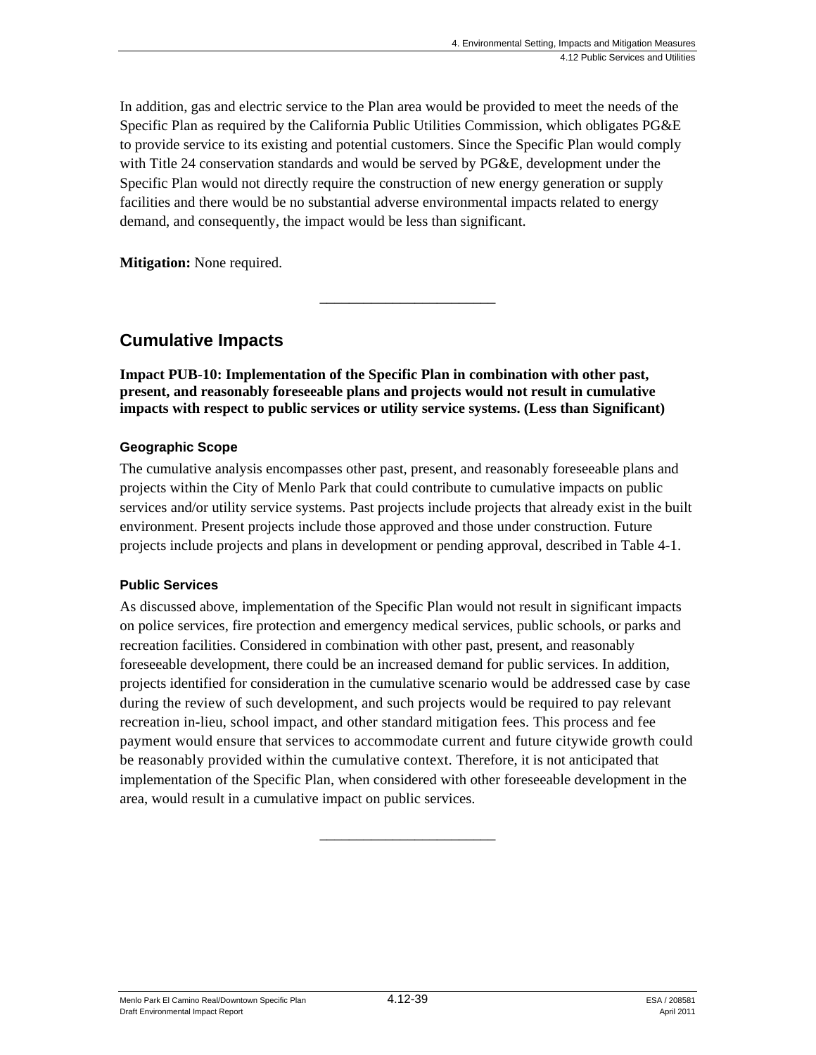In addition, gas and electric service to the Plan area would be provided to meet the needs of the Specific Plan as required by the California Public Utilities Commission, which obligates PG&E to provide service to its existing and potential customers. Since the Specific Plan would comply with Title 24 conservation standards and would be served by PG&E, development under the Specific Plan would not directly require the construction of new energy generation or supply facilities and there would be no substantial adverse environmental impacts related to energy demand, and consequently, the impact would be less than significant.

**Mitigation:** None required.

---

## Cumulative Impacts

**Impact PUB-10: Implementation of the Specific Plan in combination with other past, present, and reasonably foreseeable plans and projects would not result in cumulative impacts with respect to public services or utility service systems. (Less than Significant)**

### Geographic Scope

The cumulative analysis encompasses other past, present, and reasonably foreseeable plans and projects within the City of Menlo Park that could contribute to cumulative impacts on public services and/or utility service systems. Past projects include projects that already exist in the built environment. Present projects include those approved and those under construction. Future projects include projects and plans in development or pending approval, described in Table 4-1.

### Public Services

As discussed above, implementation of the Specific Plan would not result in significant impacts on police services, fire protection and emergency medical services, public schools, or parks and recreation facilities. Considered in combination with other past, present, and reasonably foreseeable development, there could be an increased demand for public services. In addition, projects identified for consideration in the cumulative scenario would be addressed case by case during the review of such development, and such projects would be required to pay relevant recreation in-lieu, school impact, and other standard mitigation fees. This process and fee payment would ensure that services to accommodate current and future citywide growth could be reasonably provided within the cumulative context. Therefore, it is not anticipated that implementation of the Specific Plan, when considered with other foreseeable development in the area, would result in a cumulative impact on public services.

---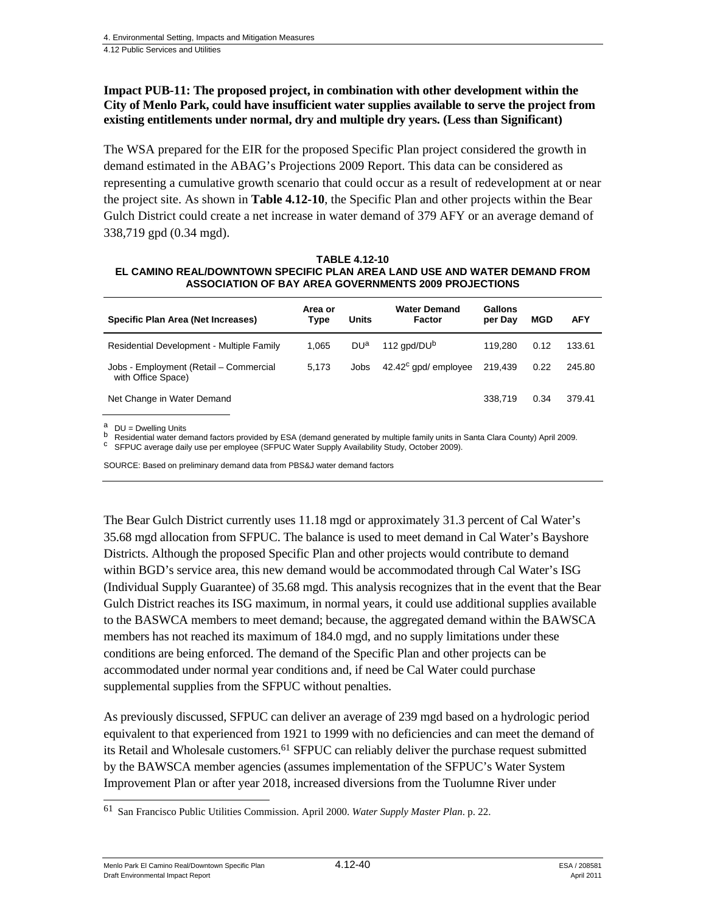**Impact PUB-11: The proposed project, in combination with other development within the City of Menlo Park, could have insufficient water supplies available to serve the project from existing entitlements under normal, dry and multiple dry years. (Less than Significant)**

The WSA prepared for the EIR for the proposed Specific Plan project considered the growth in demand estimated in the ABAG's Projections 2009 Report. This data can be considered as representing a cumulative growth scenario that could occur as a result of redevelopment at or near the project site. As shown in **Table 4.12-10**, the Specific Plan and other projects within the Bear Gulch District could create a net increase in water demand of 379 AFY or an average demand of 338,719 gpd (0.34 mgd).

**TABLE 4.12-10**
**EL CAMINO REAL/DOWNTOWN SPECIFIC PLAN AREA LAND USE AND WATER DEMAND FROM ASSOCIATION OF BAY AREA GOVERNMENTS 2009 PROJECTIONS**

| Specific Plan Area (Net Increases) | Area or Type | Units | Water Demand Factor | Gallons per Day | MGD | AFY |
|---|---|---|---|---|---|---|
| Residential Development - Multiple Family | 1,065 | DU[a] | 112 gpd/DU[b] | 119,280 | 0.12 | 133.61 |
| Jobs - Employment (Retail – Commercial with Office Space) | 5,173 | Jobs | 42.42[c] gpd/ employee | 219,439 | 0.22 | 245.80 |
| Net Change in Water Demand | | | | 338,719 | 0.34 | 379.41 |

[a] DU = Dwelling Units
[b] Residential water demand factors provided by ESA (demand generated by multiple family units in Santa Clara County) April 2009.
[c] SFPUC average daily use per employee (SFPUC Water Supply Availability Study, October 2009).

SOURCE: Based on preliminary demand data from PBS&J water demand factors

The Bear Gulch District currently uses 11.18 mgd or approximately 31.3 percent of Cal Water's 35.68 mgd allocation from SFPUC. The balance is used to meet demand in Cal Water's Bayshore Districts. Although the proposed Specific Plan and other projects would contribute to demand within BGD's service area, this new demand would be accommodated through Cal Water's ISG (Individual Supply Guarantee) of 35.68 mgd. This analysis recognizes that in the event that the Bear Gulch District reaches its ISG maximum, in normal years, it could use additional supplies available to the BASWCA members to meet demand; because, the aggregated demand within the BAWSCA members has not reached its maximum of 184.0 mgd, and no supply limitations under these conditions are being enforced. The demand of the Specific Plan and other projects can be accommodated under normal year conditions and, if need be Cal Water could purchase supplemental supplies from the SFPUC without penalties.

As previously discussed, SFPUC can deliver an average of 239 mgd based on a hydrologic period equivalent to that experienced from 1921 to 1999 with no deficiencies and can meet the demand of its Retail and Wholesale customers.[61] SFPUC can reliably deliver the purchase request submitted by the BAWSCA member agencies (assumes implementation of the SFPUC's Water System Improvement Plan or after year 2018, increased diversions from the Tuolumne River under

[61] San Francisco Public Utilities Commission. April 2000. *Water Supply Master Plan*. p. 22.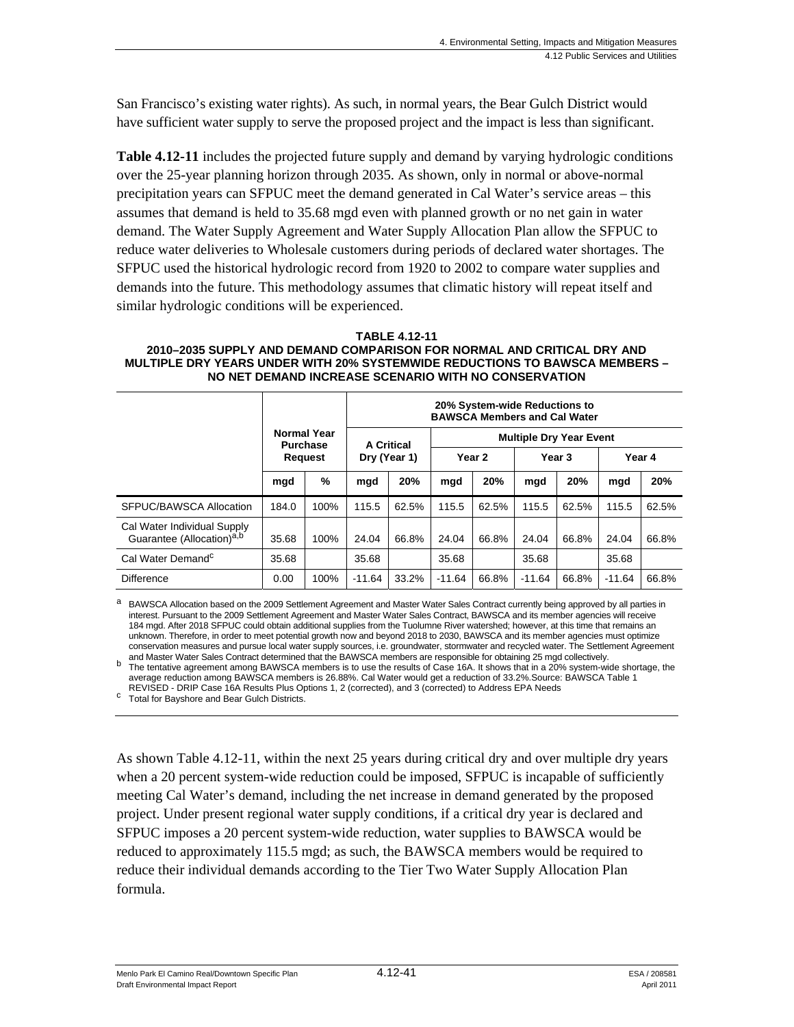San Francisco's existing water rights). As such, in normal years, the Bear Gulch District would have sufficient water supply to serve the proposed project and the impact is less than significant.

**Table 4.12-11** includes the projected future supply and demand by varying hydrologic conditions over the 25-year planning horizon through 2035. As shown, only in normal or above-normal precipitation years can SFPUC meet the demand generated in Cal Water's service areas – this assumes that demand is held to 35.68 mgd even with planned growth or no net gain in water demand. The Water Supply Agreement and Water Supply Allocation Plan allow the SFPUC to reduce water deliveries to Wholesale customers during periods of declared water shortages. The SFPUC used the historical hydrologic record from 1920 to 2002 to compare water supplies and demands into the future. This methodology assumes that climatic history will repeat itself and similar hydrologic conditions will be experienced.

**TABLE 4.12-11**
**2010–2035 SUPPLY AND DEMAND COMPARISON FOR NORMAL AND CRITICAL DRY AND MULTIPLE DRY YEARS UNDER WITH 20% SYSTEMWIDE REDUCTIONS TO BAWSCA MEMBERS – NO NET DEMAND INCREASE SCENARIO WITH NO CONSERVATION**

| | Normal Year Purchase Request | | 20% System-wide Reductions to BAWSCA Members and Cal Water | | | | | | | |
|---|---|---|---|---|---|---|---|---|---|---|
| | | | A Critical Dry (Year 1) | | Multiple Dry Year Event | | | | | |
| | | | | | Year 2 | | Year 3 | | Year 4 | |
| | mgd | % | mgd | 20% | mgd | 20% | mgd | 20% | mgd | 20% |
| SFPUC/BAWSCA Allocation | 184.0 | 100% | 115.5 | 62.5% | 115.5 | 62.5% | 115.5 | 62.5% | 115.5 | 62.5% |
| Cal Water Individual Supply Guarantee (Allocation)[a,b] | 35.68 | 100% | 24.04 | 66.8% | 24.04 | 66.8% | 24.04 | 66.8% | 24.04 | 66.8% |
| Cal Water Demand[c] | 35.68 | | 35.68 | | 35.68 | | 35.68 | | 35.68 | |
| Difference | 0.00 | 100% | -11.64 | 33.2% | -11.64 | 66.8% | -11.64 | 66.8% | -11.64 | 66.8% |

[a] BAWSCA Allocation based on the 2009 Settlement Agreement and Master Water Sales Contract currently being approved by all parties in interest. Pursuant to the 2009 Settlement Agreement and Master Water Sales Contract, BAWSCA and its member agencies will receive 184 mgd. After 2018 SFPUC could obtain additional supplies from the Tuolumne River watershed; however, at this time that remains an unknown. Therefore, in order to meet potential growth now and beyond 2018 to 2030, BAWSCA and its member agencies must optimize conservation measures and pursue local water supply sources, i.e. groundwater, stormwater and recycled water. The Settlement Agreement and Master Water Sales Contract determined that the BAWSCA members are responsible for obtaining 25 mgd collectively.

[b] The tentative agreement among BAWSCA members is to use the results of Case 16A. It shows that in a 20% system-wide shortage, the average reduction among BAWSCA members is 26.88%. Cal Water would get a reduction of 33.2%.Source: BAWSCA Table 1 REVISED - DRIP Case 16A Results Plus Options 1, 2 (corrected), and 3 (corrected) to Address EPA Needs

[c] Total for Bayshore and Bear Gulch Districts.

As shown Table 4.12-11, within the next 25 years during critical dry and over multiple dry years when a 20 percent system-wide reduction could be imposed, SFPUC is incapable of sufficiently meeting Cal Water's demand, including the net increase in demand generated by the proposed project. Under present regional water supply conditions, if a critical dry year is declared and SFPUC imposes a 20 percent system-wide reduction, water supplies to BAWSCA would be reduced to approximately 115.5 mgd; as such, the BAWSCA members would be required to reduce their individual demands according to the Tier Two Water Supply Allocation Plan formula.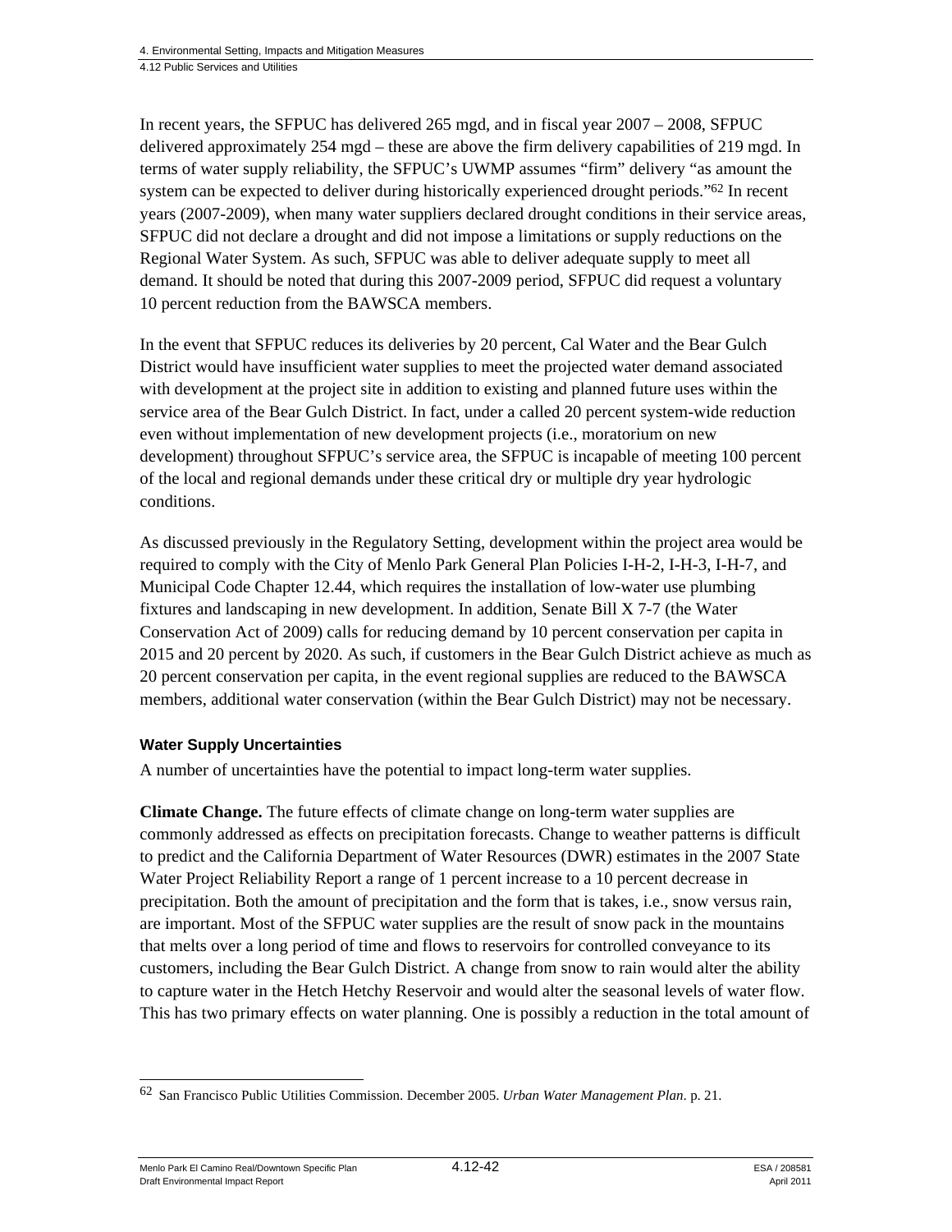In recent years, the SFPUC has delivered 265 mgd, and in fiscal year 2007 – 2008, SFPUC delivered approximately 254 mgd – these are above the firm delivery capabilities of 219 mgd. In terms of water supply reliability, the SFPUC's UWMP assumes "firm" delivery "as amount the system can be expected to deliver during historically experienced drought periods."[62] In recent years (2007-2009), when many water suppliers declared drought conditions in their service areas, SFPUC did not declare a drought and did not impose a limitations or supply reductions on the Regional Water System. As such, SFPUC was able to deliver adequate supply to meet all demand. It should be noted that during this 2007-2009 period, SFPUC did request a voluntary 10 percent reduction from the BAWSCA members.

In the event that SFPUC reduces its deliveries by 20 percent, Cal Water and the Bear Gulch District would have insufficient water supplies to meet the projected water demand associated with development at the project site in addition to existing and planned future uses within the service area of the Bear Gulch District. In fact, under a called 20 percent system-wide reduction even without implementation of new development projects (i.e., moratorium on new development) throughout SFPUC's service area, the SFPUC is incapable of meeting 100 percent of the local and regional demands under these critical dry or multiple dry year hydrologic conditions.

As discussed previously in the Regulatory Setting, development within the project area would be required to comply with the City of Menlo Park General Plan Policies I-H-2, I-H-3, I-H-7, and Municipal Code Chapter 12.44, which requires the installation of low-water use plumbing fixtures and landscaping in new development. In addition, Senate Bill X 7-7 (the Water Conservation Act of 2009) calls for reducing demand by 10 percent conservation per capita in 2015 and 20 percent by 2020. As such, if customers in the Bear Gulch District achieve as much as 20 percent conservation per capita, in the event regional supplies are reduced to the BAWSCA members, additional water conservation (within the Bear Gulch District) may not be necessary.

#### Water Supply Uncertainties

A number of uncertainties have the potential to impact long-term water supplies.

**Climate Change.** The future effects of climate change on long-term water supplies are commonly addressed as effects on precipitation forecasts. Change to weather patterns is difficult to predict and the California Department of Water Resources (DWR) estimates in the 2007 State Water Project Reliability Report a range of 1 percent increase to a 10 percent decrease in precipitation. Both the amount of precipitation and the form that is takes, i.e., snow versus rain, are important. Most of the SFPUC water supplies are the result of snow pack in the mountains that melts over a long period of time and flows to reservoirs for controlled conveyance to its customers, including the Bear Gulch District. A change from snow to rain would alter the ability to capture water in the Hetch Hetchy Reservoir and would alter the seasonal levels of water flow. This has two primary effects on water planning. One is possibly a reduction in the total amount of

---

[62] San Francisco Public Utilities Commission. December 2005. *Urban Water Management Plan*. p. 21.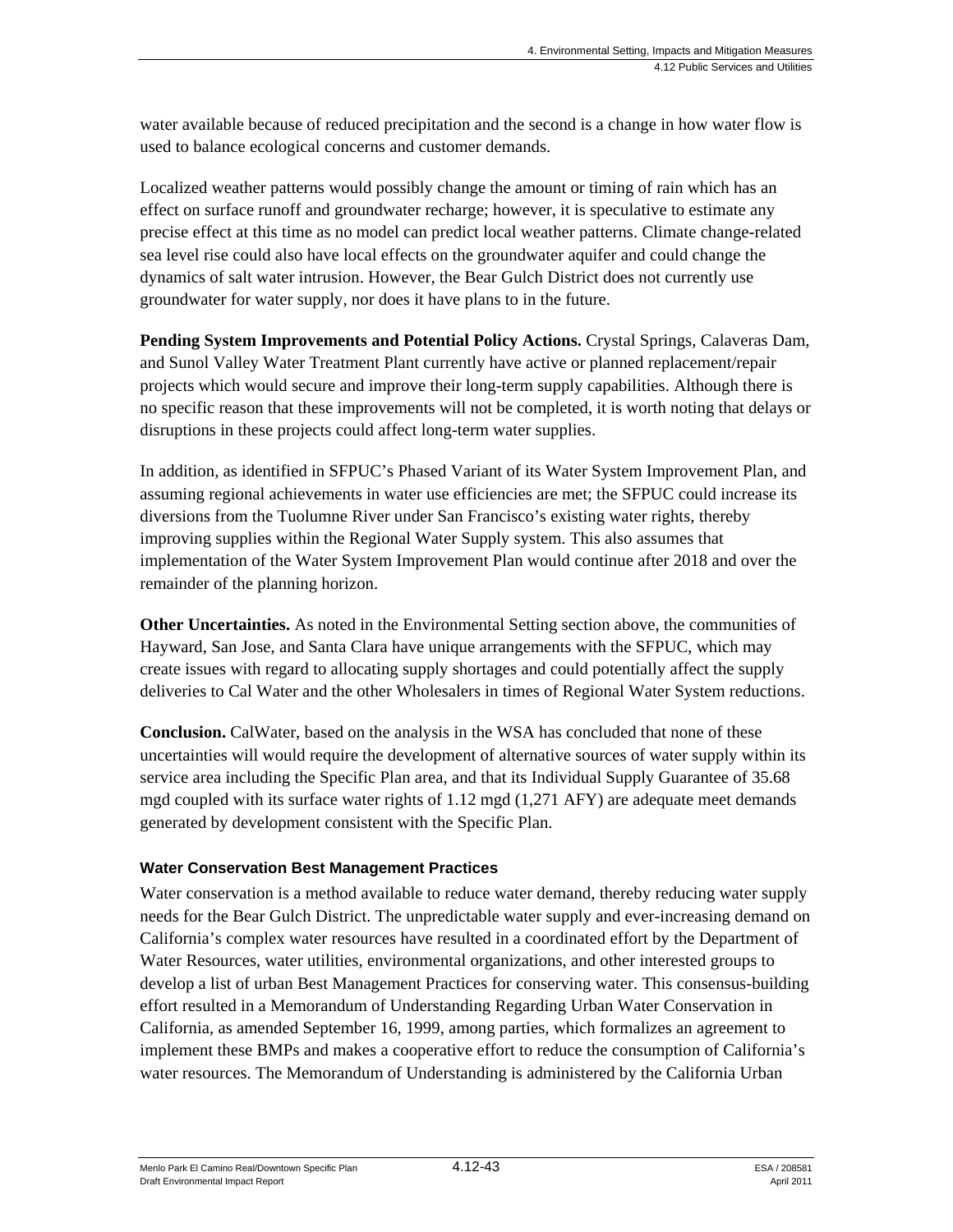water available because of reduced precipitation and the second is a change in how water flow is used to balance ecological concerns and customer demands.

Localized weather patterns would possibly change the amount or timing of rain which has an effect on surface runoff and groundwater recharge; however, it is speculative to estimate any precise effect at this time as no model can predict local weather patterns. Climate change-related sea level rise could also have local effects on the groundwater aquifer and could change the dynamics of salt water intrusion. However, the Bear Gulch District does not currently use groundwater for water supply, nor does it have plans to in the future.

**Pending System Improvements and Potential Policy Actions.** Crystal Springs, Calaveras Dam, and Sunol Valley Water Treatment Plant currently have active or planned replacement/repair projects which would secure and improve their long-term supply capabilities. Although there is no specific reason that these improvements will not be completed, it is worth noting that delays or disruptions in these projects could affect long-term water supplies.

In addition, as identified in SFPUC's Phased Variant of its Water System Improvement Plan, and assuming regional achievements in water use efficiencies are met; the SFPUC could increase its diversions from the Tuolumne River under San Francisco's existing water rights, thereby improving supplies within the Regional Water Supply system. This also assumes that implementation of the Water System Improvement Plan would continue after 2018 and over the remainder of the planning horizon.

**Other Uncertainties.** As noted in the Environmental Setting section above, the communities of Hayward, San Jose, and Santa Clara have unique arrangements with the SFPUC, which may create issues with regard to allocating supply shortages and could potentially affect the supply deliveries to Cal Water and the other Wholesalers in times of Regional Water System reductions.

**Conclusion.** CalWater, based on the analysis in the WSA has concluded that none of these uncertainties will would require the development of alternative sources of water supply within its service area including the Specific Plan area, and that its Individual Supply Guarantee of 35.68 mgd coupled with its surface water rights of 1.12 mgd (1,271 AFY) are adequate meet demands generated by development consistent with the Specific Plan.

### Water Conservation Best Management Practices

Water conservation is a method available to reduce water demand, thereby reducing water supply needs for the Bear Gulch District. The unpredictable water supply and ever-increasing demand on California's complex water resources have resulted in a coordinated effort by the Department of Water Resources, water utilities, environmental organizations, and other interested groups to develop a list of urban Best Management Practices for conserving water. This consensus-building effort resulted in a Memorandum of Understanding Regarding Urban Water Conservation in California, as amended September 16, 1999, among parties, which formalizes an agreement to implement these BMPs and makes a cooperative effort to reduce the consumption of California's water resources. The Memorandum of Understanding is administered by the California Urban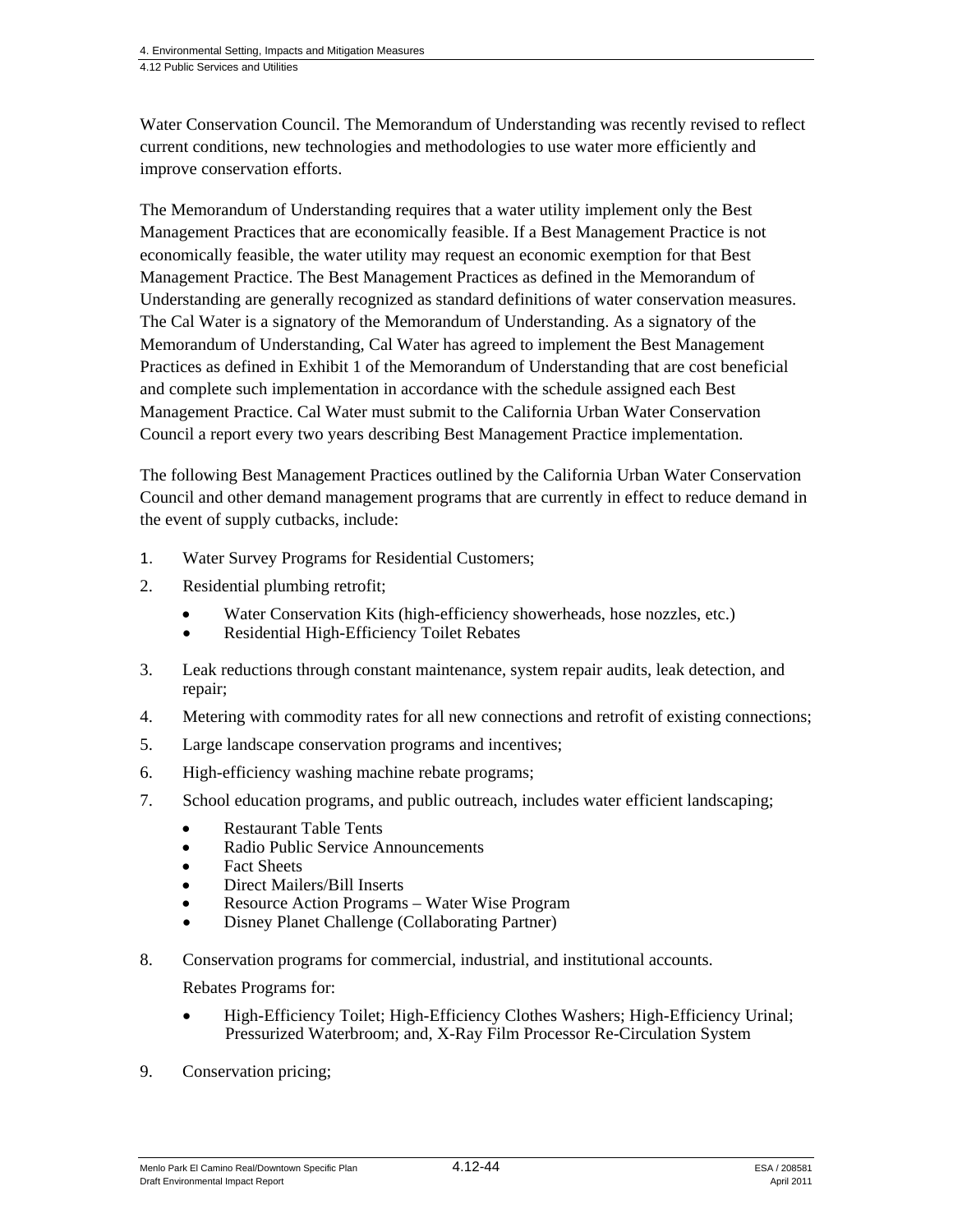Water Conservation Council. The Memorandum of Understanding was recently revised to reflect current conditions, new technologies and methodologies to use water more efficiently and improve conservation efforts.

The Memorandum of Understanding requires that a water utility implement only the Best Management Practices that are economically feasible. If a Best Management Practice is not economically feasible, the water utility may request an economic exemption for that Best Management Practice. The Best Management Practices as defined in the Memorandum of Understanding are generally recognized as standard definitions of water conservation measures. The Cal Water is a signatory of the Memorandum of Understanding. As a signatory of the Memorandum of Understanding, Cal Water has agreed to implement the Best Management Practices as defined in Exhibit 1 of the Memorandum of Understanding that are cost beneficial and complete such implementation in accordance with the schedule assigned each Best Management Practice. Cal Water must submit to the California Urban Water Conservation Council a report every two years describing Best Management Practice implementation.

The following Best Management Practices outlined by the California Urban Water Conservation Council and other demand management programs that are currently in effect to reduce demand in the event of supply cutbacks, include:

1. Water Survey Programs for Residential Customers;
2. Residential plumbing retrofit;
    - Water Conservation Kits (high-efficiency showerheads, hose nozzles, etc.)
    - Residential High-Efficiency Toilet Rebates
3. Leak reductions through constant maintenance, system repair audits, leak detection, and repair;
4. Metering with commodity rates for all new connections and retrofit of existing connections;
5. Large landscape conservation programs and incentives;
6. High-efficiency washing machine rebate programs;
7. School education programs, and public outreach, includes water efficient landscaping;
    - Restaurant Table Tents
    - Radio Public Service Announcements
    - Fact Sheets
    - Direct Mailers/Bill Inserts
    - Resource Action Programs – Water Wise Program
    - Disney Planet Challenge (Collaborating Partner)
8. Conservation programs for commercial, industrial, and institutional accounts.

    Rebates Programs for:

    - High-Efficiency Toilet; High-Efficiency Clothes Washers; High-Efficiency Urinal; Pressurized Waterbroom; and, X-Ray Film Processor Re-Circulation System
9. Conservation pricing;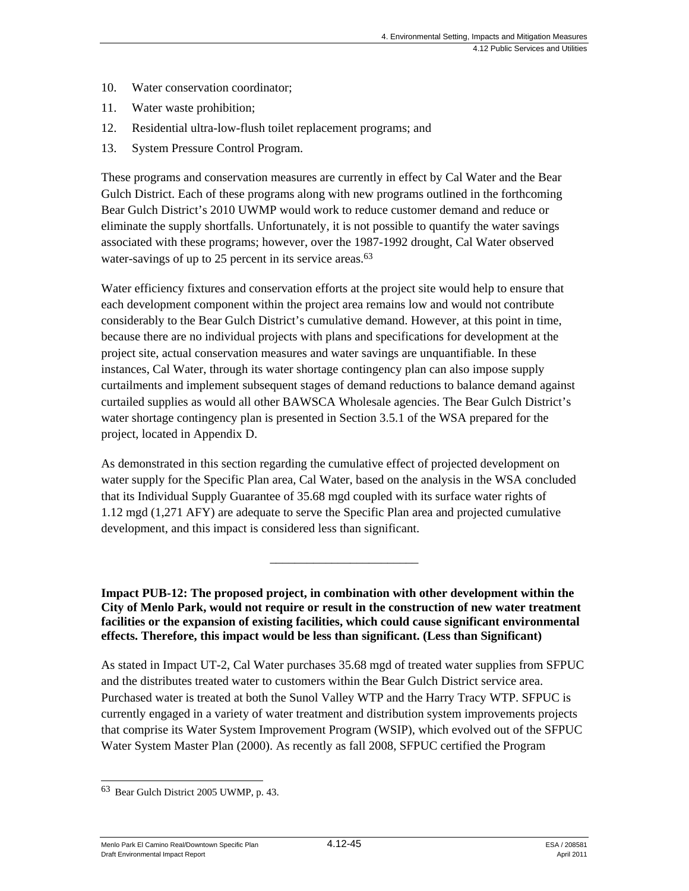10. Water conservation coordinator;
11. Water waste prohibition;
12. Residential ultra-low-flush toilet replacement programs; and
13. System Pressure Control Program.

These programs and conservation measures are currently in effect by Cal Water and the Bear Gulch District. Each of these programs along with new programs outlined in the forthcoming Bear Gulch District's 2010 UWMP would work to reduce customer demand and reduce or eliminate the supply shortfalls. Unfortunately, it is not possible to quantify the water savings associated with these programs; however, over the 1987-1992 drought, Cal Water observed water-savings of up to 25 percent in its service areas.[63]

Water efficiency fixtures and conservation efforts at the project site would help to ensure that each development component within the project area remains low and would not contribute considerably to the Bear Gulch District's cumulative demand. However, at this point in time, because there are no individual projects with plans and specifications for development at the project site, actual conservation measures and water savings are unquantifiable. In these instances, Cal Water, through its water shortage contingency plan can also impose supply curtailments and implement subsequent stages of demand reductions to balance demand against curtailed supplies as would all other BAWSCA Wholesale agencies. The Bear Gulch District's water shortage contingency plan is presented in Section 3.5.1 of the WSA prepared for the project, located in Appendix D.

As demonstrated in this section regarding the cumulative effect of projected development on water supply for the Specific Plan area, Cal Water, based on the analysis in the WSA concluded that its Individual Supply Guarantee of 35.68 mgd coupled with its surface water rights of 1.12 mgd (1,271 AFY) are adequate to serve the Specific Plan area and projected cumulative development, and this impact is considered less than significant.

---

**Impact PUB-12: The proposed project, in combination with other development within the City of Menlo Park, would not require or result in the construction of new water treatment facilities or the expansion of existing facilities, which could cause significant environmental effects. Therefore, this impact would be less than significant. (Less than Significant)**

As stated in Impact UT-2, Cal Water purchases 35.68 mgd of treated water supplies from SFPUC and the distributes treated water to customers within the Bear Gulch District service area. Purchased water is treated at both the Sunol Valley WTP and the Harry Tracy WTP. SFPUC is currently engaged in a variety of water treatment and distribution system improvements projects that comprise its Water System Improvement Program (WSIP), which evolved out of the SFPUC Water System Master Plan (2000). As recently as fall 2008, SFPUC certified the Program

---

[63] Bear Gulch District 2005 UWMP, p. 43.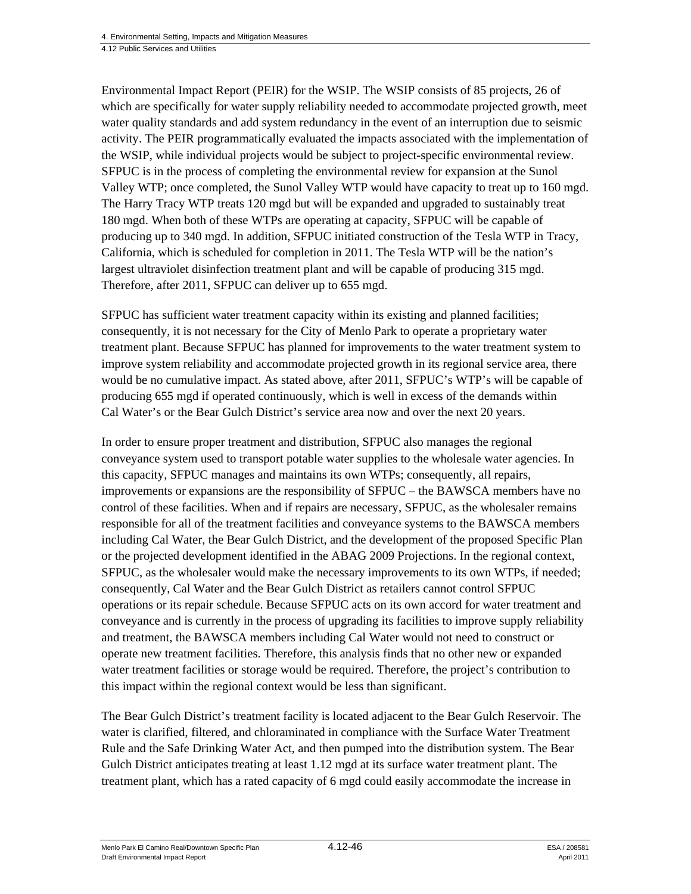Environmental Impact Report (PEIR) for the WSIP. The WSIP consists of 85 projects, 26 of which are specifically for water supply reliability needed to accommodate projected growth, meet water quality standards and add system redundancy in the event of an interruption due to seismic activity. The PEIR programmatically evaluated the impacts associated with the implementation of the WSIP, while individual projects would be subject to project-specific environmental review. SFPUC is in the process of completing the environmental review for expansion at the Sunol Valley WTP; once completed, the Sunol Valley WTP would have capacity to treat up to 160 mgd. The Harry Tracy WTP treats 120 mgd but will be expanded and upgraded to sustainably treat 180 mgd. When both of these WTPs are operating at capacity, SFPUC will be capable of producing up to 340 mgd. In addition, SFPUC initiated construction of the Tesla WTP in Tracy, California, which is scheduled for completion in 2011. The Tesla WTP will be the nation's largest ultraviolet disinfection treatment plant and will be capable of producing 315 mgd. Therefore, after 2011, SFPUC can deliver up to 655 mgd.

SFPUC has sufficient water treatment capacity within its existing and planned facilities; consequently, it is not necessary for the City of Menlo Park to operate a proprietary water treatment plant. Because SFPUC has planned for improvements to the water treatment system to improve system reliability and accommodate projected growth in its regional service area, there would be no cumulative impact. As stated above, after 2011, SFPUC's WTP's will be capable of producing 655 mgd if operated continuously, which is well in excess of the demands within Cal Water's or the Bear Gulch District's service area now and over the next 20 years.

In order to ensure proper treatment and distribution, SFPUC also manages the regional conveyance system used to transport potable water supplies to the wholesale water agencies. In this capacity, SFPUC manages and maintains its own WTPs; consequently, all repairs, improvements or expansions are the responsibility of SFPUC – the BAWSCA members have no control of these facilities. When and if repairs are necessary, SFPUC, as the wholesaler remains responsible for all of the treatment facilities and conveyance systems to the BAWSCA members including Cal Water, the Bear Gulch District, and the development of the proposed Specific Plan or the projected development identified in the ABAG 2009 Projections. In the regional context, SFPUC, as the wholesaler would make the necessary improvements to its own WTPs, if needed; consequently, Cal Water and the Bear Gulch District as retailers cannot control SFPUC operations or its repair schedule. Because SFPUC acts on its own accord for water treatment and conveyance and is currently in the process of upgrading its facilities to improve supply reliability and treatment, the BAWSCA members including Cal Water would not need to construct or operate new treatment facilities. Therefore, this analysis finds that no other new or expanded water treatment facilities or storage would be required. Therefore, the project's contribution to this impact within the regional context would be less than significant.

The Bear Gulch District's treatment facility is located adjacent to the Bear Gulch Reservoir. The water is clarified, filtered, and chloraminated in compliance with the Surface Water Treatment Rule and the Safe Drinking Water Act, and then pumped into the distribution system. The Bear Gulch District anticipates treating at least 1.12 mgd at its surface water treatment plant. The treatment plant, which has a rated capacity of 6 mgd could easily accommodate the increase in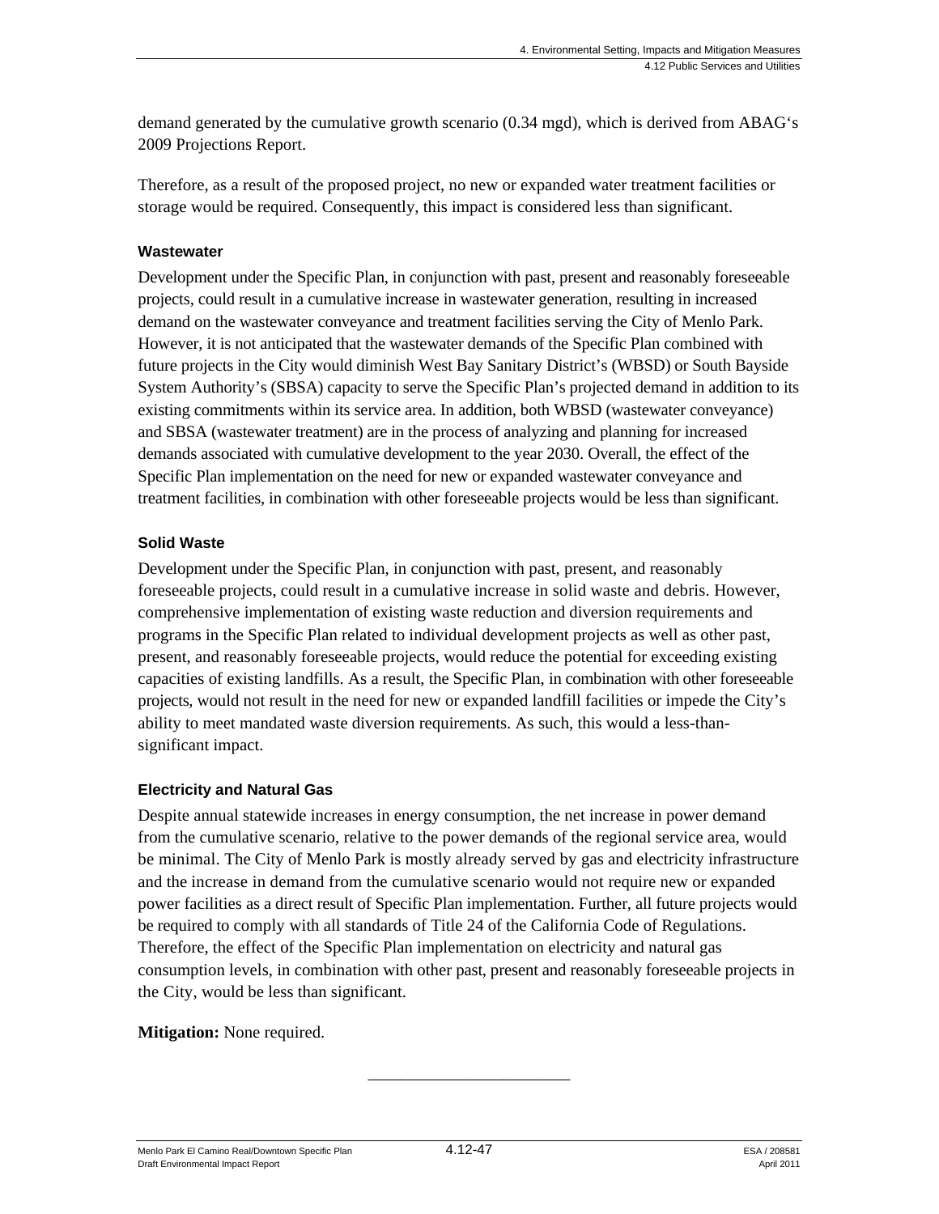demand generated by the cumulative growth scenario (0.34 mgd), which is derived from ABAG's 2009 Projections Report.

Therefore, as a result of the proposed project, no new or expanded water treatment facilities or storage would be required. Consequently, this impact is considered less than significant.

#### Wastewater

Development under the Specific Plan, in conjunction with past, present and reasonably foreseeable projects, could result in a cumulative increase in wastewater generation, resulting in increased demand on the wastewater conveyance and treatment facilities serving the City of Menlo Park. However, it is not anticipated that the wastewater demands of the Specific Plan combined with future projects in the City would diminish West Bay Sanitary District's (WBSD) or South Bayside System Authority's (SBSA) capacity to serve the Specific Plan's projected demand in addition to its existing commitments within its service area. In addition, both WBSD (wastewater conveyance) and SBSA (wastewater treatment) are in the process of analyzing and planning for increased demands associated with cumulative development to the year 2030. Overall, the effect of the Specific Plan implementation on the need for new or expanded wastewater conveyance and treatment facilities, in combination with other foreseeable projects would be less than significant.

#### Solid Waste

Development under the Specific Plan, in conjunction with past, present, and reasonably foreseeable projects, could result in a cumulative increase in solid waste and debris. However, comprehensive implementation of existing waste reduction and diversion requirements and programs in the Specific Plan related to individual development projects as well as other past, present, and reasonably foreseeable projects, would reduce the potential for exceeding existing capacities of existing landfills. As a result, the Specific Plan, in combination with other foreseeable projects, would not result in the need for new or expanded landfill facilities or impede the City's ability to meet mandated waste diversion requirements. As such, this would a less-than-significant impact.

#### Electricity and Natural Gas

Despite annual statewide increases in energy consumption, the net increase in power demand from the cumulative scenario, relative to the power demands of the regional service area, would be minimal. The City of Menlo Park is mostly already served by gas and electricity infrastructure and the increase in demand from the cumulative scenario would not require new or expanded power facilities as a direct result of Specific Plan implementation. Further, all future projects would be required to comply with all standards of Title 24 of the California Code of Regulations. Therefore, the effect of the Specific Plan implementation on electricity and natural gas consumption levels, in combination with other past, present and reasonably foreseeable projects in the City, would be less than significant.

**Mitigation:** None required.

_________________________